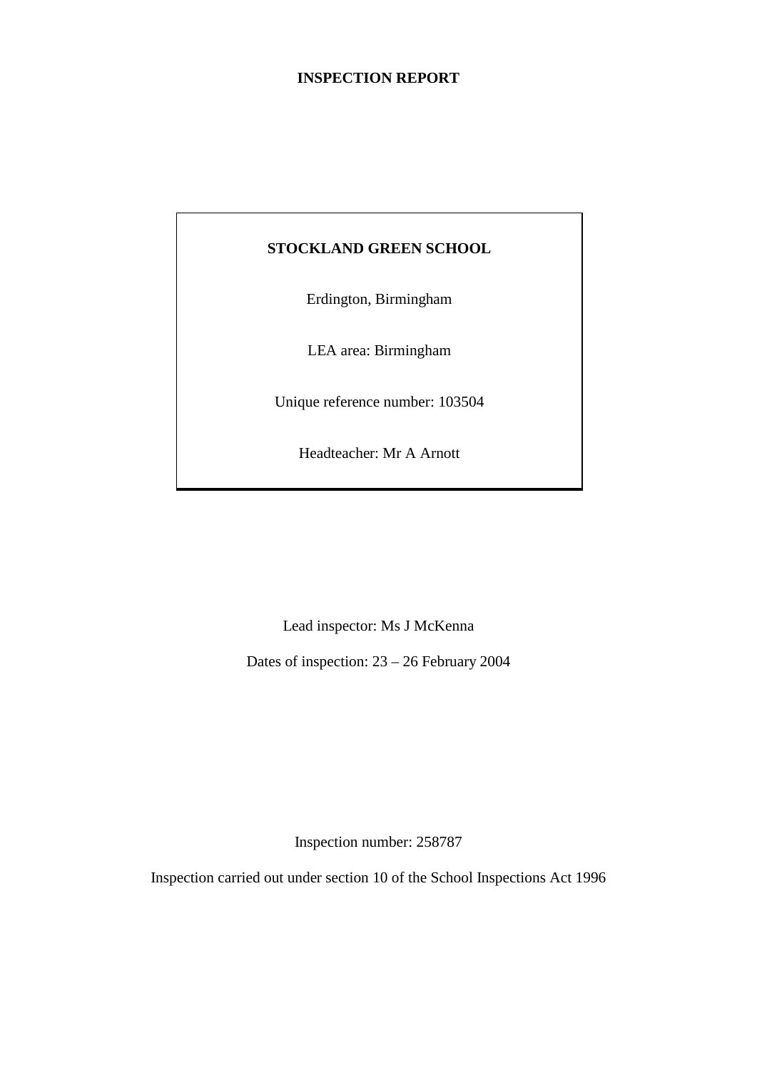# INSPECTION REPORT

## STOCKLAND GREEN SCHOOL

Erdington, Birmingham

LEA area: Birmingham

Unique reference number: 103504

Headteacher: Mr A Arnott

Lead inspector: Ms J McKenna

Dates of inspection: 23 – 26 February 2004

Inspection number: 258787

Inspection carried out under section 10 of the School Inspections Act 1996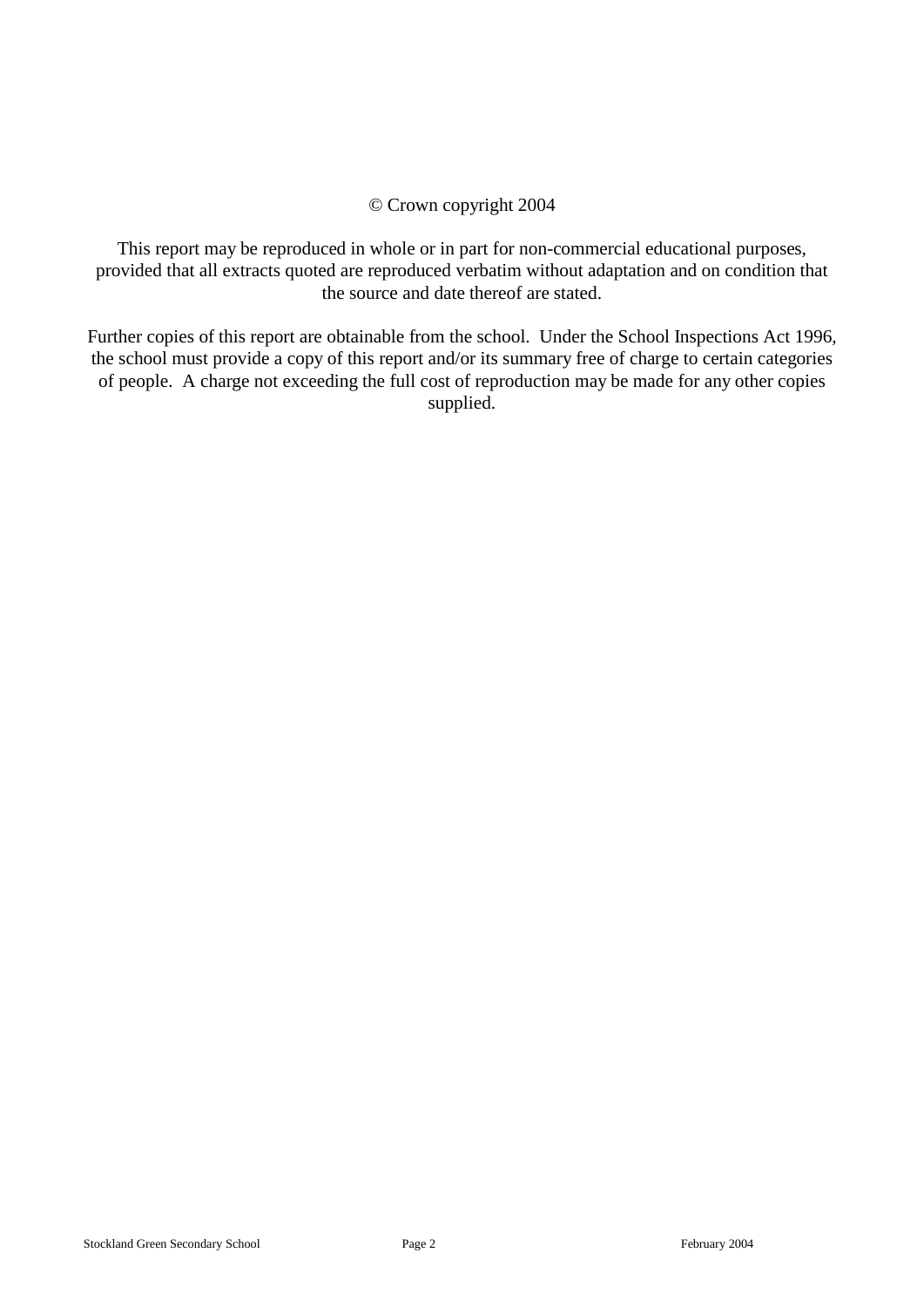© Crown copyright 2004

This report may be reproduced in whole or in part for non-commercial educational purposes, provided that all extracts quoted are reproduced verbatim without adaptation and on condition that the source and date thereof are stated.

Further copies of this report are obtainable from the school. Under the School Inspections Act 1996, the school must provide a copy of this report and/or its summary free of charge to certain categories of people. A charge not exceeding the full cost of reproduction may be made for any other copies supplied.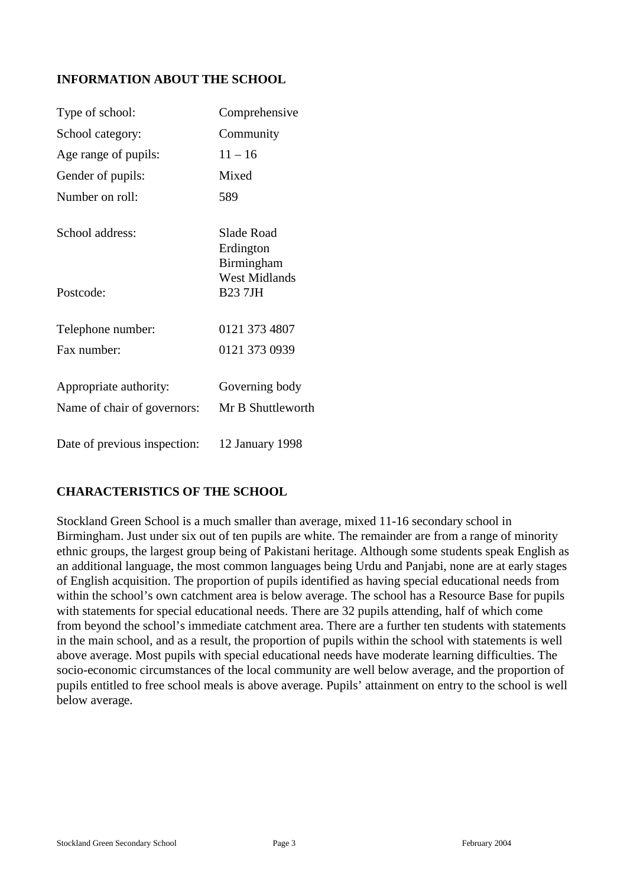## INFORMATION ABOUT THE SCHOOL

| | |
|---|---|
| Type of school: | Comprehensive |
| School category: | Community |
| Age range of pupils: | 11 – 16 |
| Gender of pupils: | Mixed |
| Number on roll: | 589 |
| School address: | Slade Road<br>Erdington<br>Birmingham<br>West Midlands |
| Postcode: | B23 7JH |
| Telephone number: | 0121 373 4807 |
| Fax number: | 0121 373 0939 |
| Appropriate authority: | Governing body |
| Name of chair of governors: | Mr B Shuttleworth |
| Date of previous inspection: | 12 January 1998 |

## CHARACTERISTICS OF THE SCHOOL

Stockland Green School is a much smaller than average, mixed 11-16 secondary school in Birmingham. Just under six out of ten pupils are white. The remainder are from a range of minority ethnic groups, the largest group being of Pakistani heritage. Although some students speak English as an additional language, the most common languages being Urdu and Panjabi, none are at early stages of English acquisition. The proportion of pupils identified as having special educational needs from within the school's own catchment area is below average. The school has a Resource Base for pupils with statements for special educational needs. There are 32 pupils attending, half of which come from beyond the school's immediate catchment area. There are a further ten students with statements in the main school, and as a result, the proportion of pupils within the school with statements is well above average. Most pupils with special educational needs have moderate learning difficulties. The socio-economic circumstances of the local community are well below average, and the proportion of pupils entitled to free school meals is above average. Pupils' attainment on entry to the school is well below average.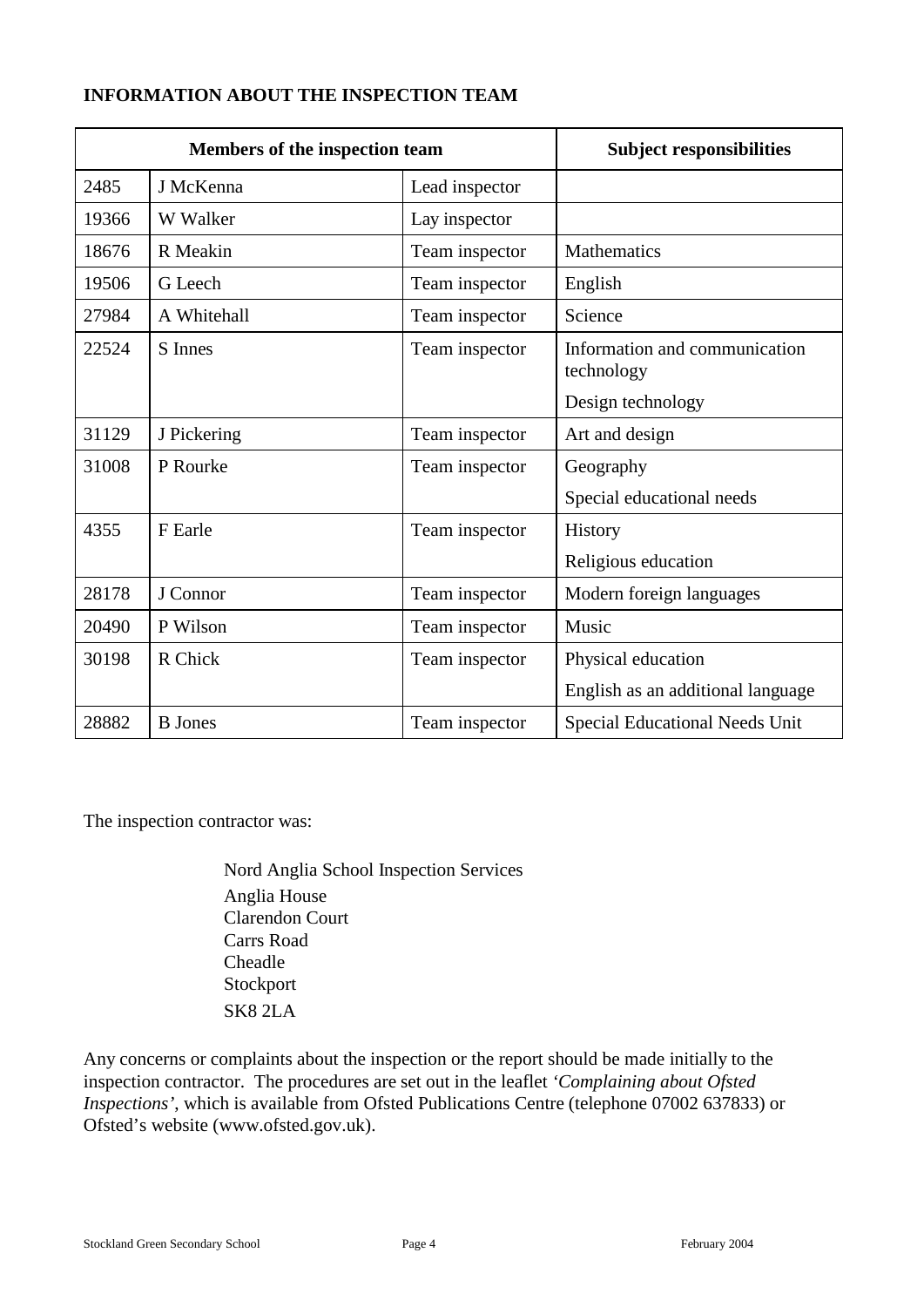## INFORMATION ABOUT THE INSPECTION TEAM

| Members of the inspection team | | | Subject responsibilities |
|---|---|---|---|
| 2485 | J McKenna | Lead inspector | |
| 19366 | W Walker | Lay inspector | |
| 18676 | R Meakin | Team inspector | Mathematics |
| 19506 | G Leech | Team inspector | English |
| 27984 | A Whitehall | Team inspector | Science |
| 22524 | S Innes | Team inspector | Information and communication technology<br>Design technology |
| 31129 | J Pickering | Team inspector | Art and design |
| 31008 | P Rourke | Team inspector | Geography<br>Special educational needs |
| 4355 | F Earle | Team inspector | History<br>Religious education |
| 28178 | J Connor | Team inspector | Modern foreign languages |
| 20490 | P Wilson | Team inspector | Music |
| 30198 | R Chick | Team inspector | Physical education<br>English as an additional language |
| 28882 | B Jones | Team inspector | Special Educational Needs Unit |

The inspection contractor was:

Nord Anglia School Inspection Services
Anglia House
Clarendon Court
Carrs Road
Cheadle
Stockport
SK8 2LA

Any concerns or complaints about the inspection or the report should be made initially to the inspection contractor. The procedures are set out in the leaflet *'Complaining about Ofsted Inspections'*, which is available from Ofsted Publications Centre (telephone 07002 637833) or Ofsted's website (www.ofsted.gov.uk).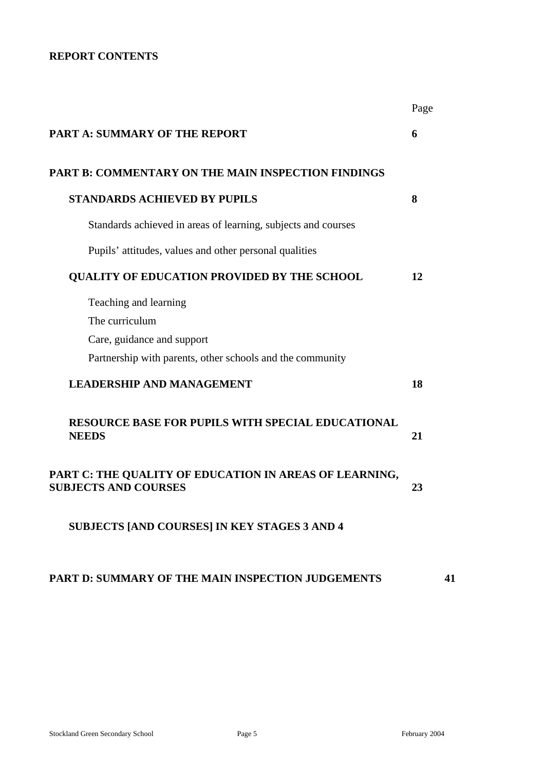**REPORT CONTENTS**

| | Page |
|---|---|
| **PART A: SUMMARY OF THE REPORT** | **6** |
| **PART B: COMMENTARY ON THE MAIN INSPECTION FINDINGS** | |
| **STANDARDS ACHIEVED BY PUPILS** | **8** |
| Standards achieved in areas of learning, subjects and courses | |
| Pupils' attitudes, values and other personal qualities | |
| **QUALITY OF EDUCATION PROVIDED BY THE SCHOOL** | **12** |
| Teaching and learning | |
| The curriculum | |
| Care, guidance and support | |
| Partnership with parents, other schools and the community | |
| **LEADERSHIP AND MANAGEMENT** | **18** |
| **RESOURCE BASE FOR PUPILS WITH SPECIAL EDUCATIONAL NEEDS** | **21** |
| **PART C: THE QUALITY OF EDUCATION IN AREAS OF LEARNING, SUBJECTS AND COURSES** | **23** |
| **SUBJECTS [AND COURSES] IN KEY STAGES 3 AND 4** | |
| **PART D: SUMMARY OF THE MAIN INSPECTION JUDGEMENTS** | **41** |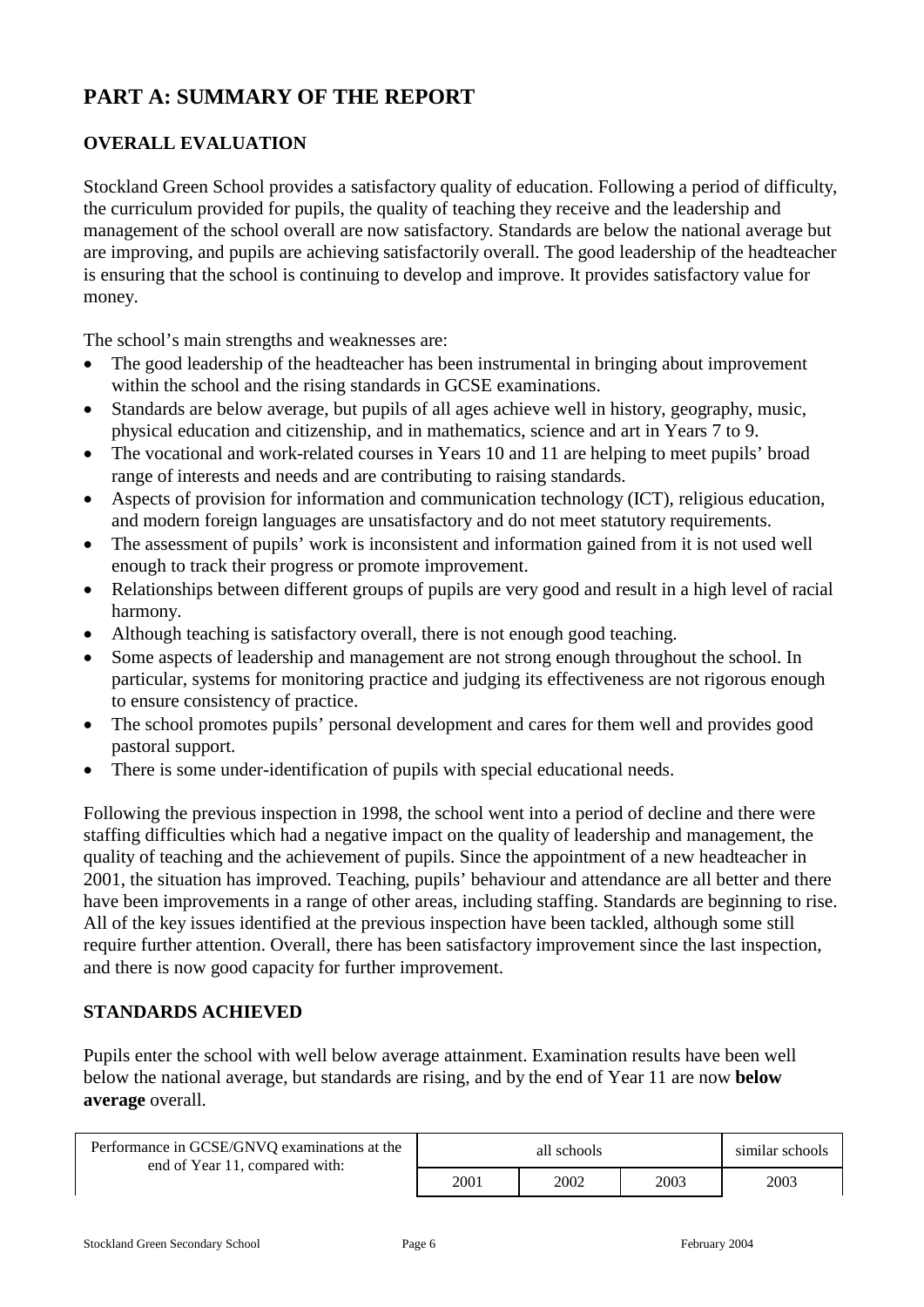# PART A: SUMMARY OF THE REPORT

## OVERALL EVALUATION

Stockland Green School provides a satisfactory quality of education. Following a period of difficulty, the curriculum provided for pupils, the quality of teaching they receive and the leadership and management of the school overall are now satisfactory. Standards are below the national average but are improving, and pupils are achieving satisfactorily overall. The good leadership of the headteacher is ensuring that the school is continuing to develop and improve. It provides satisfactory value for money.

The school's main strengths and weaknesses are:

- The good leadership of the headteacher has been instrumental in bringing about improvement within the school and the rising standards in GCSE examinations.
- Standards are below average, but pupils of all ages achieve well in history, geography, music, physical education and citizenship, and in mathematics, science and art in Years 7 to 9.
- The vocational and work-related courses in Years 10 and 11 are helping to meet pupils' broad range of interests and needs and are contributing to raising standards.
- Aspects of provision for information and communication technology (ICT), religious education, and modern foreign languages are unsatisfactory and do not meet statutory requirements.
- The assessment of pupils' work is inconsistent and information gained from it is not used well enough to track their progress or promote improvement.
- Relationships between different groups of pupils are very good and result in a high level of racial harmony.
- Although teaching is satisfactory overall, there is not enough good teaching.
- Some aspects of leadership and management are not strong enough throughout the school. In particular, systems for monitoring practice and judging its effectiveness are not rigorous enough to ensure consistency of practice.
- The school promotes pupils' personal development and cares for them well and provides good pastoral support.
- There is some under-identification of pupils with special educational needs.

Following the previous inspection in 1998, the school went into a period of decline and there were staffing difficulties which had a negative impact on the quality of leadership and management, the quality of teaching and the achievement of pupils. Since the appointment of a new headteacher in 2001, the situation has improved. Teaching, pupils' behaviour and attendance are all better and there have been improvements in a range of other areas, including staffing. Standards are beginning to rise. All of the key issues identified at the previous inspection have been tackled, although some still require further attention. Overall, there has been satisfactory improvement since the last inspection, and there is now good capacity for further improvement.

## STANDARDS ACHIEVED

Pupils enter the school with well below average attainment. Examination results have been well below the national average, but standards are rising, and by the end of Year 11 are now **below average** overall.

| Performance in GCSE/GNVQ examinations at the end of Year 11, compared with: | all schools | | | similar schools |
|---|---|---|---|---|
| | 2001 | 2002 | 2003 | 2003 |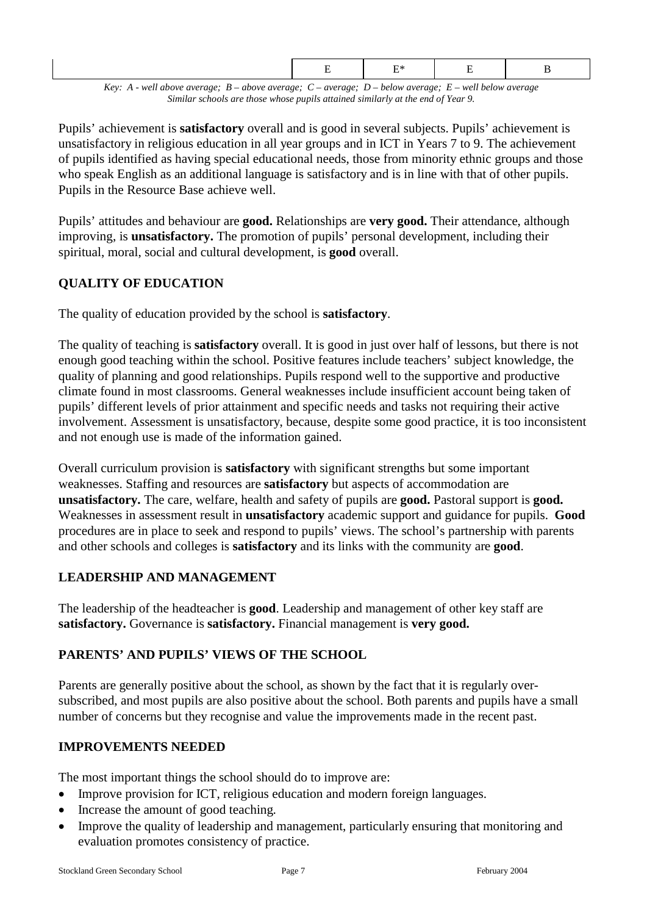|  | E | E* | E | B |
|---|---|---|---|---|

*Key: A - well above average; B – above average; C – average; D – below average; E – well below average*
*Similar schools are those whose pupils attained similarly at the end of Year 9.*

Pupils' achievement is **satisfactory** overall and is good in several subjects. Pupils' achievement is unsatisfactory in religious education in all year groups and in ICT in Years 7 to 9. The achievement of pupils identified as having special educational needs, those from minority ethnic groups and those who speak English as an additional language is satisfactory and is in line with that of other pupils. Pupils in the Resource Base achieve well.

Pupils' attitudes and behaviour are **good.** Relationships are **very good.** Their attendance, although improving, is **unsatisfactory.** The promotion of pupils' personal development, including their spiritual, moral, social and cultural development, is **good** overall.

## QUALITY OF EDUCATION

The quality of education provided by the school is **satisfactory**.

The quality of teaching is **satisfactory** overall. It is good in just over half of lessons, but there is not enough good teaching within the school. Positive features include teachers' subject knowledge, the quality of planning and good relationships. Pupils respond well to the supportive and productive climate found in most classrooms. General weaknesses include insufficient account being taken of pupils' different levels of prior attainment and specific needs and tasks not requiring their active involvement. Assessment is unsatisfactory, because, despite some good practice, it is too inconsistent and not enough use is made of the information gained.

Overall curriculum provision is **satisfactory** with significant strengths but some important weaknesses. Staffing and resources are **satisfactory** but aspects of accommodation are **unsatisfactory.** The care, welfare, health and safety of pupils are **good.** Pastoral support is **good.** Weaknesses in assessment result in **unsatisfactory** academic support and guidance for pupils. **Good** procedures are in place to seek and respond to pupils' views. The school's partnership with parents and other schools and colleges is **satisfactory** and its links with the community are **good**.

## LEADERSHIP AND MANAGEMENT

The leadership of the headteacher is **good**. Leadership and management of other key staff are **satisfactory.** Governance is **satisfactory.** Financial management is **very good.**

## PARENTS' AND PUPILS' VIEWS OF THE SCHOOL

Parents are generally positive about the school, as shown by the fact that it is regularly over-subscribed, and most pupils are also positive about the school. Both parents and pupils have a small number of concerns but they recognise and value the improvements made in the recent past.

## IMPROVEMENTS NEEDED

The most important things the school should do to improve are:

- Improve provision for ICT, religious education and modern foreign languages.
- Increase the amount of good teaching.
- Improve the quality of leadership and management, particularly ensuring that monitoring and evaluation promotes consistency of practice.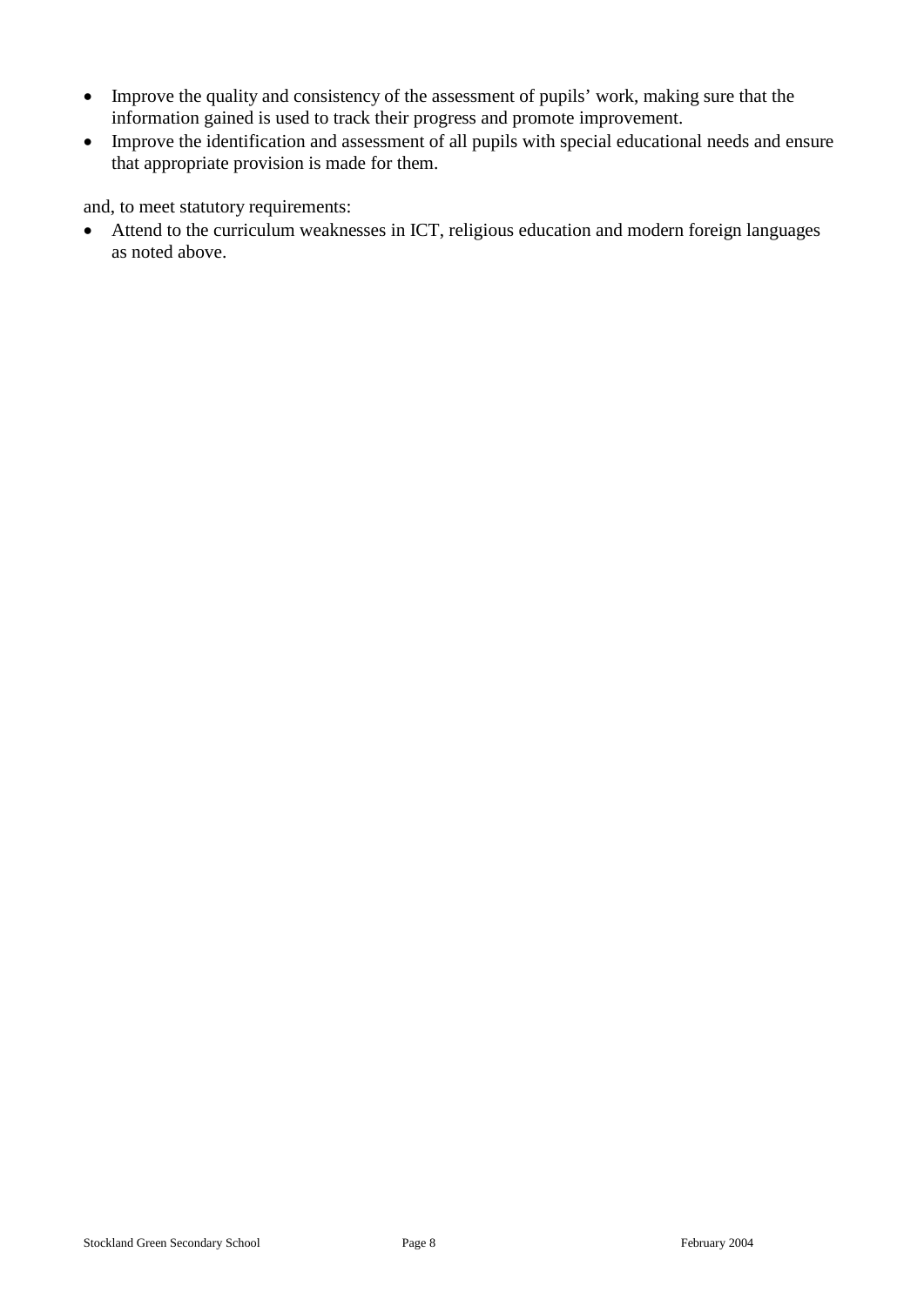- Improve the quality and consistency of the assessment of pupils' work, making sure that the information gained is used to track their progress and promote improvement.
- Improve the identification and assessment of all pupils with special educational needs and ensure that appropriate provision is made for them.

and, to meet statutory requirements:

- Attend to the curriculum weaknesses in ICT, religious education and modern foreign languages as noted above.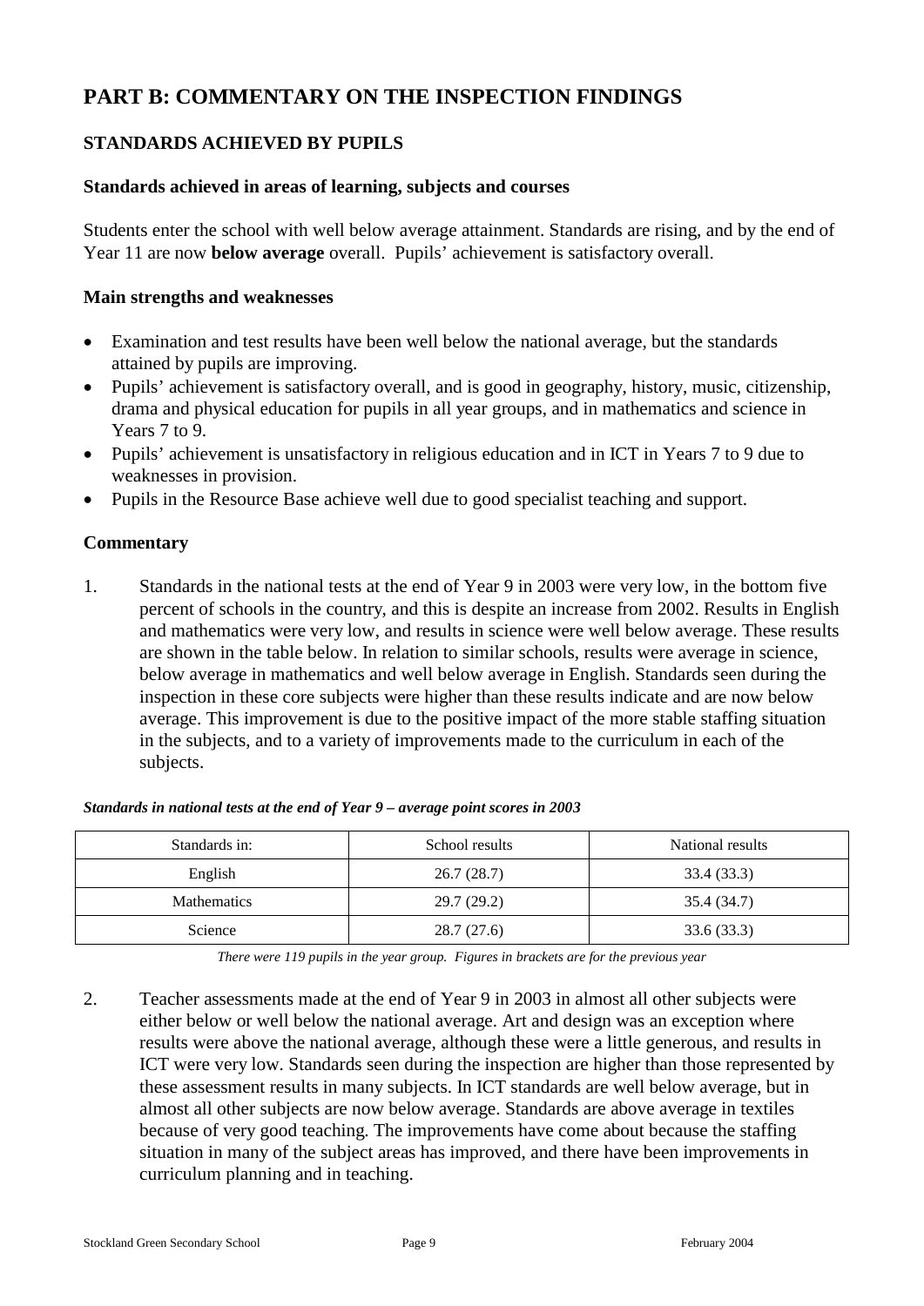# PART B: COMMENTARY ON THE INSPECTION FINDINGS

## STANDARDS ACHIEVED BY PUPILS

### Standards achieved in areas of learning, subjects and courses

Students enter the school with well below average attainment. Standards are rising, and by the end of Year 11 are now **below average** overall. Pupils' achievement is satisfactory overall.

### Main strengths and weaknesses

- Examination and test results have been well below the national average, but the standards attained by pupils are improving.
- Pupils' achievement is satisfactory overall, and is good in geography, history, music, citizenship, drama and physical education for pupils in all year groups, and in mathematics and science in Years 7 to 9.
- Pupils' achievement is unsatisfactory in religious education and in ICT in Years 7 to 9 due to weaknesses in provision.
- Pupils in the Resource Base achieve well due to good specialist teaching and support.

### Commentary

1. Standards in the national tests at the end of Year 9 in 2003 were very low, in the bottom five percent of schools in the country, and this is despite an increase from 2002. Results in English and mathematics were very low, and results in science were well below average. These results are shown in the table below. In relation to similar schools, results were average in science, below average in mathematics and well below average in English. Standards seen during the inspection in these core subjects were higher than these results indicate and are now below average. This improvement is due to the positive impact of the more stable staffing situation in the subjects, and to a variety of improvements made to the curriculum in each of the subjects.

***Standards in national tests at the end of Year 9 – average point scores in 2003***

| Standards in: | School results | National results |
|---|---|---|
| English | 26.7 (28.7) | 33.4 (33.3) |
| Mathematics | 29.7 (29.2) | 35.4 (34.7) |
| Science | 28.7 (27.6) | 33.6 (33.3) |

*There were 119 pupils in the year group. Figures in brackets are for the previous year*

2. Teacher assessments made at the end of Year 9 in 2003 in almost all other subjects were either below or well below the national average. Art and design was an exception where results were above the national average, although these were a little generous, and results in ICT were very low. Standards seen during the inspection are higher than those represented by these assessment results in many subjects. In ICT standards are well below average, but in almost all other subjects are now below average. Standards are above average in textiles because of very good teaching. The improvements have come about because the staffing situation in many of the subject areas has improved, and there have been improvements in curriculum planning and in teaching.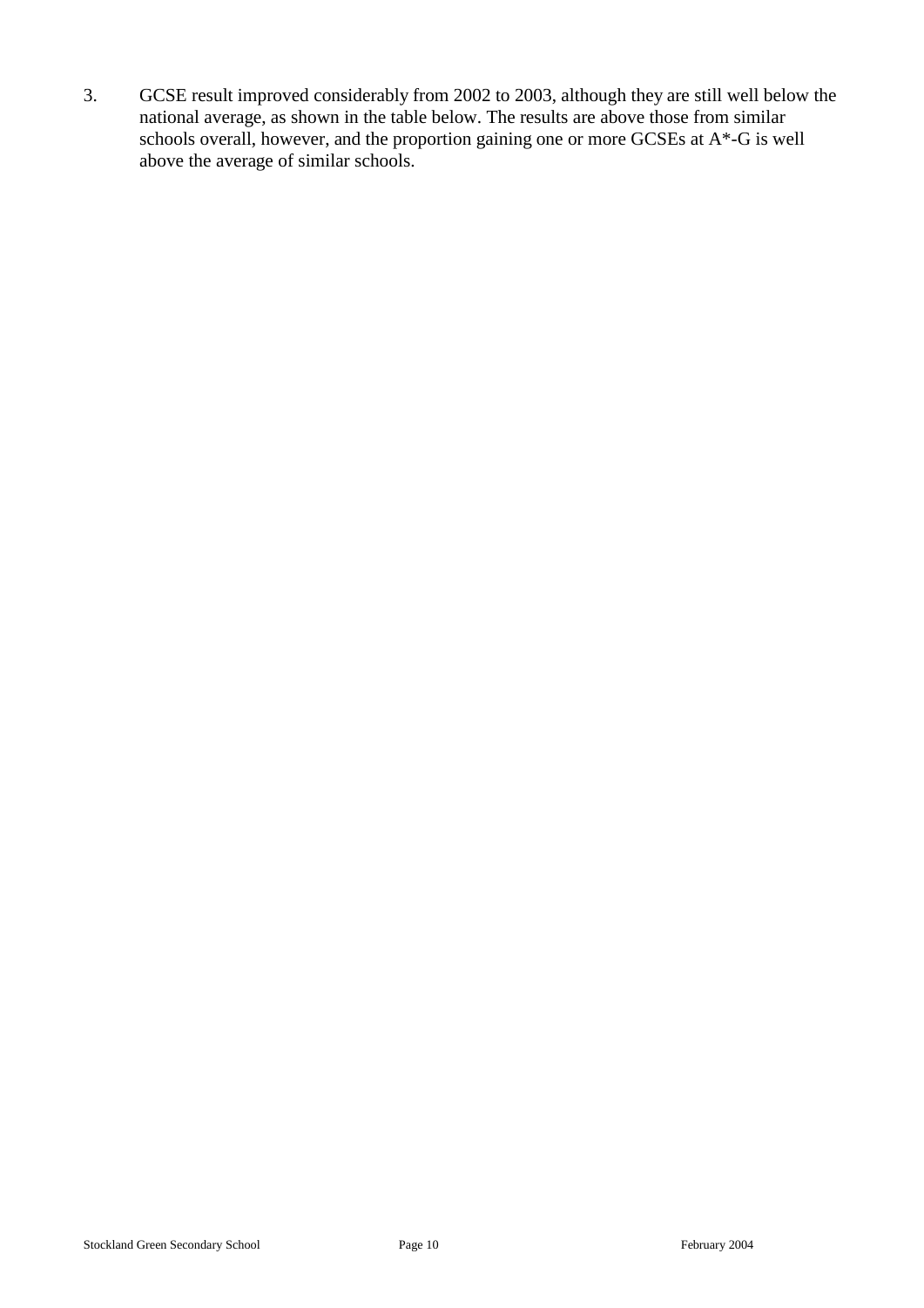3. GCSE result improved considerably from 2002 to 2003, although they are still well below the national average, as shown in the table below. The results are above those from similar schools overall, however, and the proportion gaining one or more GCSEs at A*-G is well above the average of similar schools.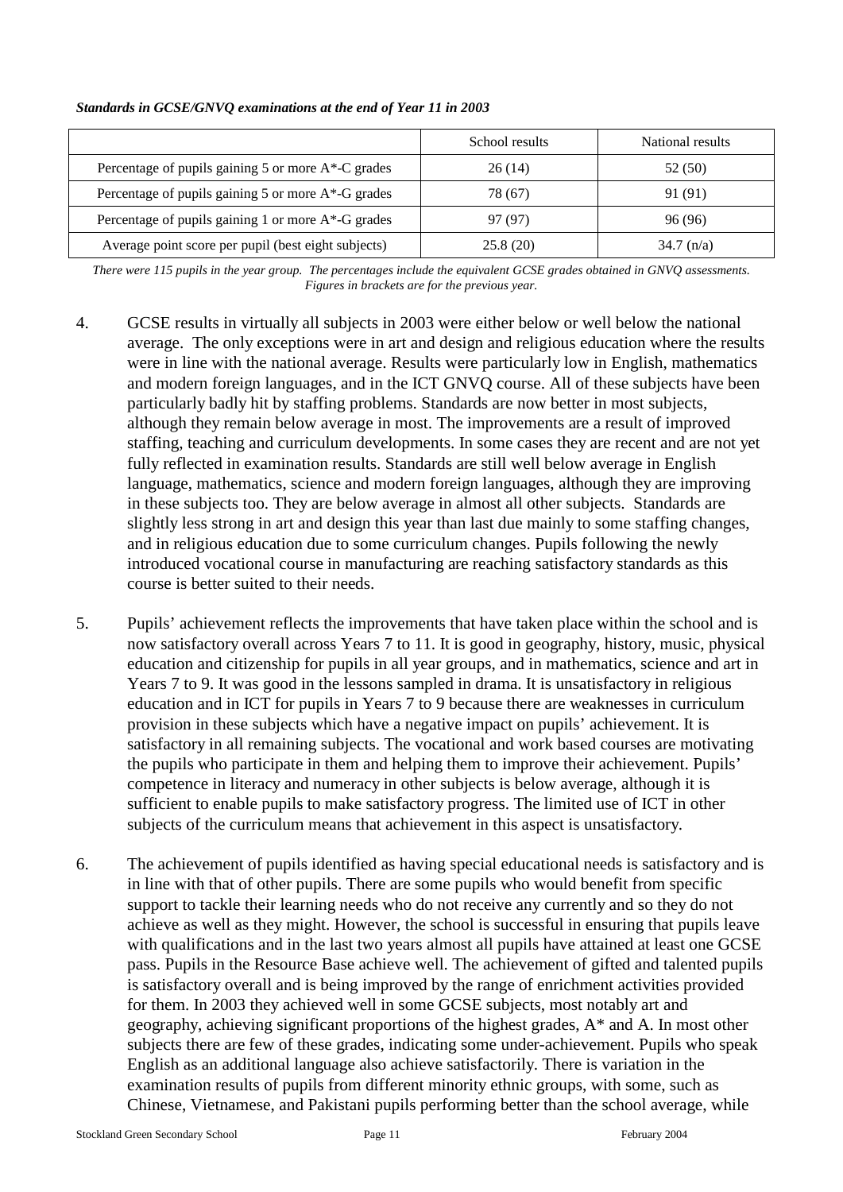***Standards in GCSE/GNVQ examinations at the end of Year 11 in 2003***

|  | School results | National results |
|---|---|---|
| Percentage of pupils gaining 5 or more A*-C grades | 26 (14) | 52 (50) |
| Percentage of pupils gaining 5 or more A*-G grades | 78 (67) | 91 (91) |
| Percentage of pupils gaining 1 or more A*-G grades | 97 (97) | 96 (96) |
| Average point score per pupil (best eight subjects) | 25.8 (20) | 34.7 (n/a) |

*There were 115 pupils in the year group. The percentages include the equivalent GCSE grades obtained in GNVQ assessments. Figures in brackets are for the previous year.*

4. GCSE results in virtually all subjects in 2003 were either below or well below the national average. The only exceptions were in art and design and religious education where the results were in line with the national average. Results were particularly low in English, mathematics and modern foreign languages, and in the ICT GNVQ course. All of these subjects have been particularly badly hit by staffing problems. Standards are now better in most subjects, although they remain below average in most. The improvements are a result of improved staffing, teaching and curriculum developments. In some cases they are recent and are not yet fully reflected in examination results. Standards are still well below average in English language, mathematics, science and modern foreign languages, although they are improving in these subjects too. They are below average in almost all other subjects. Standards are slightly less strong in art and design this year than last due mainly to some staffing changes, and in religious education due to some curriculum changes. Pupils following the newly introduced vocational course in manufacturing are reaching satisfactory standards as this course is better suited to their needs.

5. Pupils' achievement reflects the improvements that have taken place within the school and is now satisfactory overall across Years 7 to 11. It is good in geography, history, music, physical education and citizenship for pupils in all year groups, and in mathematics, science and art in Years 7 to 9. It was good in the lessons sampled in drama. It is unsatisfactory in religious education and in ICT for pupils in Years 7 to 9 because there are weaknesses in curriculum provision in these subjects which have a negative impact on pupils' achievement. It is satisfactory in all remaining subjects. The vocational and work based courses are motivating the pupils who participate in them and helping them to improve their achievement. Pupils' competence in literacy and numeracy in other subjects is below average, although it is sufficient to enable pupils to make satisfactory progress. The limited use of ICT in other subjects of the curriculum means that achievement in this aspect is unsatisfactory.

6. The achievement of pupils identified as having special educational needs is satisfactory and is in line with that of other pupils. There are some pupils who would benefit from specific support to tackle their learning needs who do not receive any currently and so they do not achieve as well as they might. However, the school is successful in ensuring that pupils leave with qualifications and in the last two years almost all pupils have attained at least one GCSE pass. Pupils in the Resource Base achieve well. The achievement of gifted and talented pupils is satisfactory overall and is being improved by the range of enrichment activities provided for them. In 2003 they achieved well in some GCSE subjects, most notably art and geography, achieving significant proportions of the highest grades, A* and A. In most other subjects there are few of these grades, indicating some under-achievement. Pupils who speak English as an additional language also achieve satisfactorily. There is variation in the examination results of pupils from different minority ethnic groups, with some, such as Chinese, Vietnamese, and Pakistani pupils performing better than the school average, while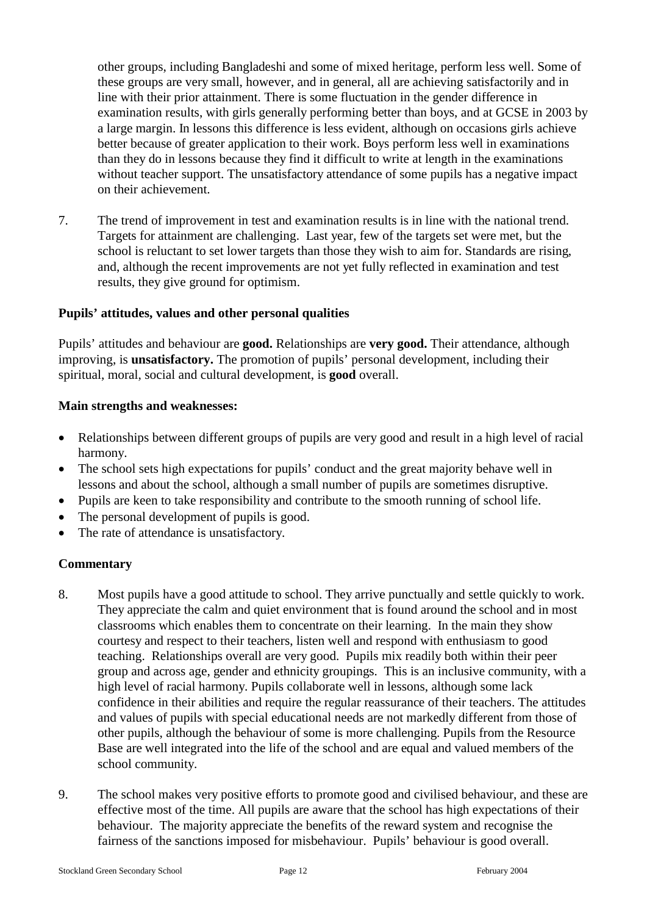other groups, including Bangladeshi and some of mixed heritage, perform less well. Some of these groups are very small, however, and in general, all are achieving satisfactorily and in line with their prior attainment. There is some fluctuation in the gender difference in examination results, with girls generally performing better than boys, and at GCSE in 2003 by a large margin. In lessons this difference is less evident, although on occasions girls achieve better because of greater application to their work. Boys perform less well in examinations than they do in lessons because they find it difficult to write at length in the examinations without teacher support. The unsatisfactory attendance of some pupils has a negative impact on their achievement.

7. The trend of improvement in test and examination results is in line with the national trend. Targets for attainment are challenging. Last year, few of the targets set were met, but the school is reluctant to set lower targets than those they wish to aim for. Standards are rising, and, although the recent improvements are not yet fully reflected in examination and test results, they give ground for optimism.

### Pupils' attitudes, values and other personal qualities

Pupils' attitudes and behaviour are **good.** Relationships are **very good.** Their attendance, although improving, is **unsatisfactory.** The promotion of pupils' personal development, including their spiritual, moral, social and cultural development, is **good** overall.

### Main strengths and weaknesses:

- Relationships between different groups of pupils are very good and result in a high level of racial harmony.
- The school sets high expectations for pupils' conduct and the great majority behave well in lessons and about the school, although a small number of pupils are sometimes disruptive.
- Pupils are keen to take responsibility and contribute to the smooth running of school life.
- The personal development of pupils is good.
- The rate of attendance is unsatisfactory.

### Commentary

8. Most pupils have a good attitude to school. They arrive punctually and settle quickly to work. They appreciate the calm and quiet environment that is found around the school and in most classrooms which enables them to concentrate on their learning. In the main they show courtesy and respect to their teachers, listen well and respond with enthusiasm to good teaching. Relationships overall are very good. Pupils mix readily both within their peer group and across age, gender and ethnicity groupings. This is an inclusive community, with a high level of racial harmony. Pupils collaborate well in lessons, although some lack confidence in their abilities and require the regular reassurance of their teachers. The attitudes and values of pupils with special educational needs are not markedly different from those of other pupils, although the behaviour of some is more challenging. Pupils from the Resource Base are well integrated into the life of the school and are equal and valued members of the school community.

9. The school makes very positive efforts to promote good and civilised behaviour, and these are effective most of the time. All pupils are aware that the school has high expectations of their behaviour. The majority appreciate the benefits of the reward system and recognise the fairness of the sanctions imposed for misbehaviour. Pupils' behaviour is good overall.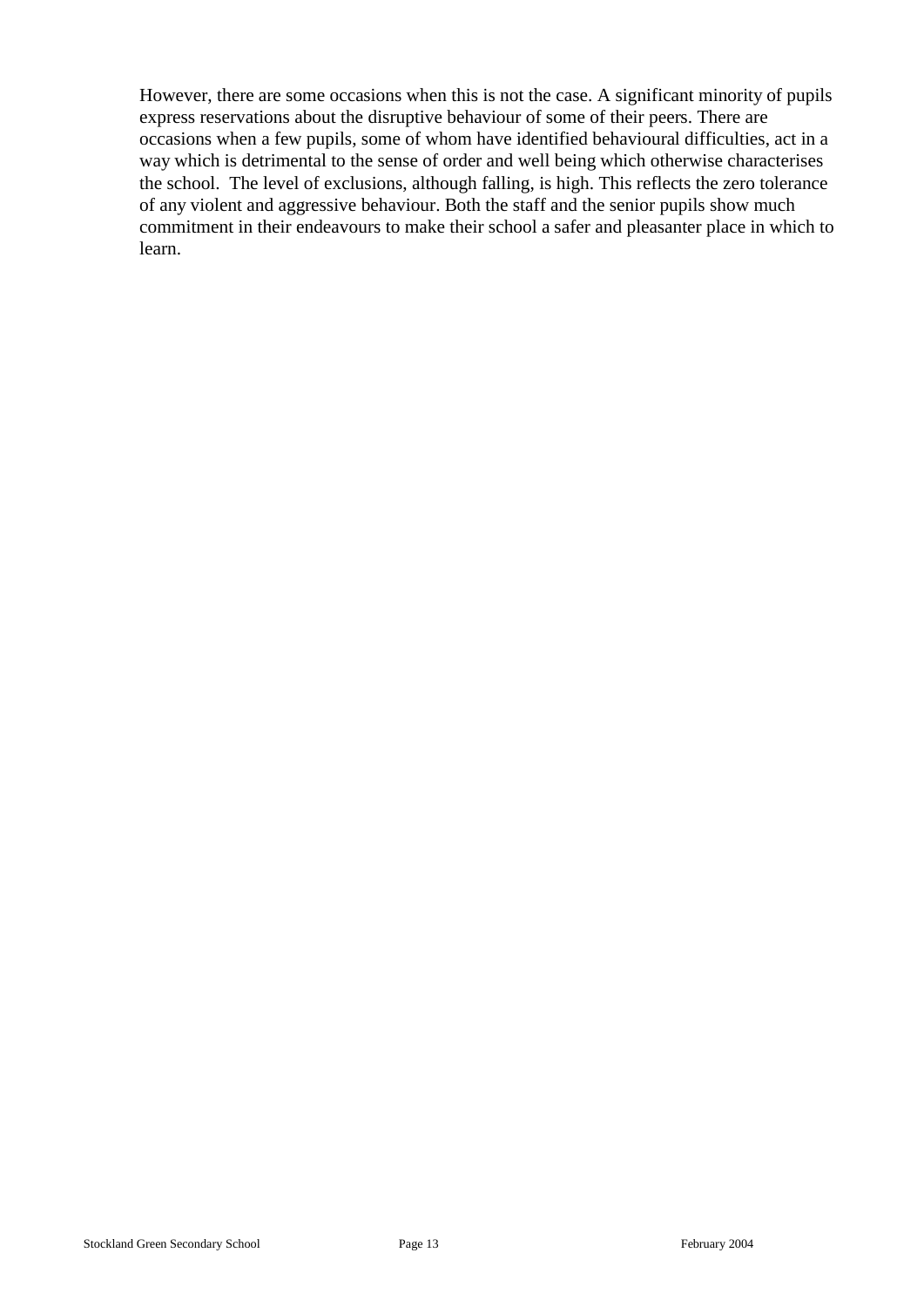However, there are some occasions when this is not the case. A significant minority of pupils express reservations about the disruptive behaviour of some of their peers. There are occasions when a few pupils, some of whom have identified behavioural difficulties, act in a way which is detrimental to the sense of order and well being which otherwise characterises the school.  The level of exclusions, although falling, is high. This reflects the zero tolerance of any violent and aggressive behaviour. Both the staff and the senior pupils show much commitment in their endeavours to make their school a safer and pleasanter place in which to learn.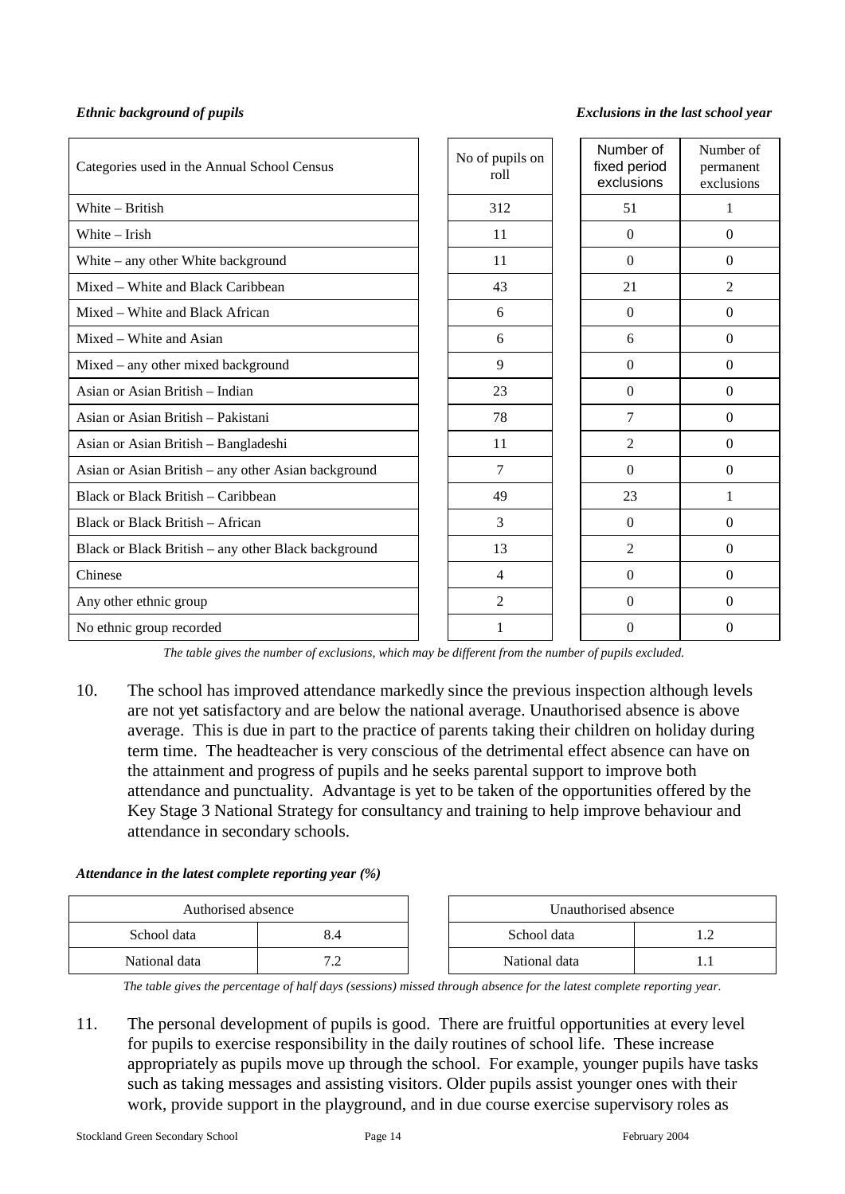*Ethnic background of pupils* *Exclusions in the last school year*

| Categories used in the Annual School Census | No of pupils on roll | Number of fixed period exclusions | Number of permanent exclusions |
|---|---|---|---|
| White – British | 312 | 51 | 1 |
| White – Irish | 11 | 0 | 0 |
| White – any other White background | 11 | 0 | 0 |
| Mixed – White and Black Caribbean | 43 | 21 | 2 |
| Mixed – White and Black African | 6 | 0 | 0 |
| Mixed – White and Asian | 6 | 6 | 0 |
| Mixed – any other mixed background | 9 | 0 | 0 |
| Asian or Asian British – Indian | 23 | 0 | 0 |
| Asian or Asian British – Pakistani | 78 | 7 | 0 |
| Asian or Asian British – Bangladeshi | 11 | 2 | 0 |
| Asian or Asian British – any other Asian background | 7 | 0 | 0 |
| Black or Black British – Caribbean | 49 | 23 | 1 |
| Black or Black British – African | 3 | 0 | 0 |
| Black or Black British – any other Black background | 13 | 2 | 0 |
| Chinese | 4 | 0 | 0 |
| Any other ethnic group | 2 | 0 | 0 |
| No ethnic group recorded | 1 | 0 | 0 |

*The table gives the number of exclusions, which may be different from the number of pupils excluded.*

10. The school has improved attendance markedly since the previous inspection although levels are not yet satisfactory and are below the national average. Unauthorised absence is above average. This is due in part to the practice of parents taking their children on holiday during term time. The headteacher is very conscious of the detrimental effect absence can have on the attainment and progress of pupils and he seeks parental support to improve both attendance and punctuality. Advantage is yet to be taken of the opportunities offered by the Key Stage 3 National Strategy for consultancy and training to help improve behaviour and attendance in secondary schools.

***Attendance in the latest complete reporting year (%)***

| Authorised absence | |
|---|---|
| School data | 8.4 |
| National data | 7.2 |

| Unauthorised absence | |
|---|---|
| School data | 1.2 |
| National data | 1.1 |

*The table gives the percentage of half days (sessions) missed through absence for the latest complete reporting year.*

11. The personal development of pupils is good. There are fruitful opportunities at every level for pupils to exercise responsibility in the daily routines of school life. These increase appropriately as pupils move up through the school. For example, younger pupils have tasks such as taking messages and assisting visitors. Older pupils assist younger ones with their work, provide support in the playground, and in due course exercise supervisory roles as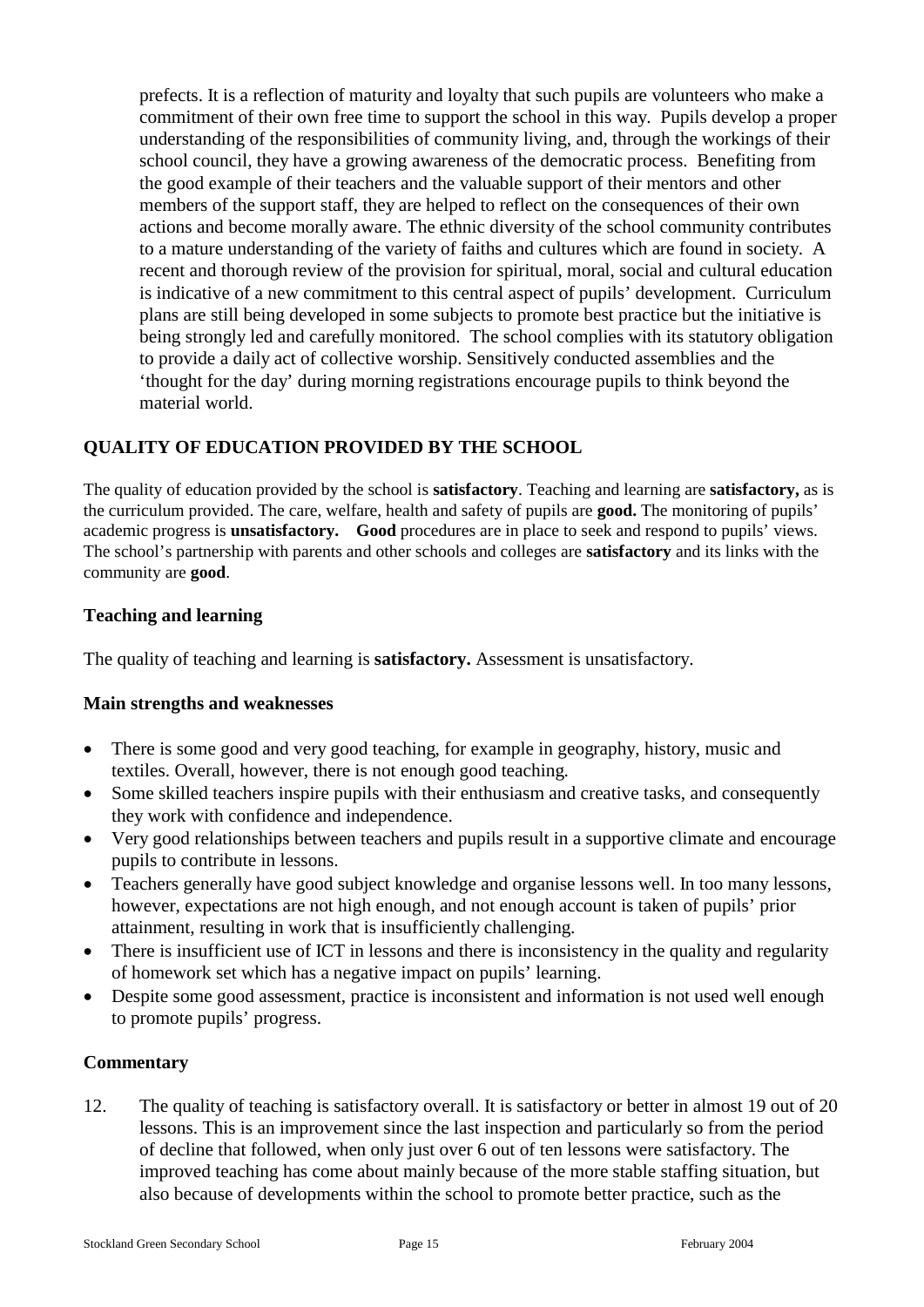prefects. It is a reflection of maturity and loyalty that such pupils are volunteers who make a commitment of their own free time to support the school in this way. Pupils develop a proper understanding of the responsibilities of community living, and, through the workings of their school council, they have a growing awareness of the democratic process. Benefiting from the good example of their teachers and the valuable support of their mentors and other members of the support staff, they are helped to reflect on the consequences of their own actions and become morally aware. The ethnic diversity of the school community contributes to a mature understanding of the variety of faiths and cultures which are found in society. A recent and thorough review of the provision for spiritual, moral, social and cultural education is indicative of a new commitment to this central aspect of pupils' development. Curriculum plans are still being developed in some subjects to promote best practice but the initiative is being strongly led and carefully monitored. The school complies with its statutory obligation to provide a daily act of collective worship. Sensitively conducted assemblies and the 'thought for the day' during morning registrations encourage pupils to think beyond the material world.

## QUALITY OF EDUCATION PROVIDED BY THE SCHOOL

The quality of education provided by the school is **satisfactory**. Teaching and learning are **satisfactory,** as is the curriculum provided. The care, welfare, health and safety of pupils are **good.** The monitoring of pupils' academic progress is **unsatisfactory.** **Good** procedures are in place to seek and respond to pupils' views. The school's partnership with parents and other schools and colleges are **satisfactory** and its links with the community are **good**.

### Teaching and learning

The quality of teaching and learning is **satisfactory.** Assessment is unsatisfactory.

#### Main strengths and weaknesses

- There is some good and very good teaching, for example in geography, history, music and textiles. Overall, however, there is not enough good teaching.
- Some skilled teachers inspire pupils with their enthusiasm and creative tasks, and consequently they work with confidence and independence.
- Very good relationships between teachers and pupils result in a supportive climate and encourage pupils to contribute in lessons.
- Teachers generally have good subject knowledge and organise lessons well. In too many lessons, however, expectations are not high enough, and not enough account is taken of pupils' prior attainment, resulting in work that is insufficiently challenging.
- There is insufficient use of ICT in lessons and there is inconsistency in the quality and regularity of homework set which has a negative impact on pupils' learning.
- Despite some good assessment, practice is inconsistent and information is not used well enough to promote pupils' progress.

#### Commentary

12. The quality of teaching is satisfactory overall. It is satisfactory or better in almost 19 out of 20 lessons. This is an improvement since the last inspection and particularly so from the period of decline that followed, when only just over 6 out of ten lessons were satisfactory. The improved teaching has come about mainly because of the more stable staffing situation, but also because of developments within the school to promote better practice, such as the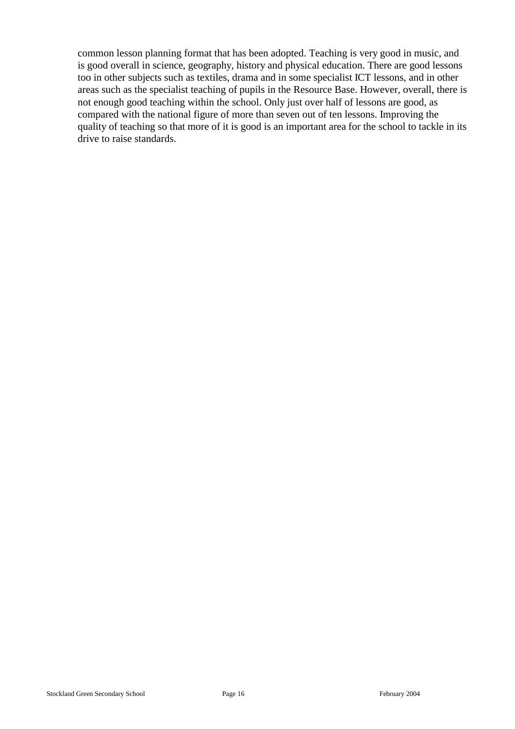common lesson planning format that has been adopted. Teaching is very good in music, and is good overall in science, geography, history and physical education. There are good lessons too in other subjects such as textiles, drama and in some specialist ICT lessons, and in other areas such as the specialist teaching of pupils in the Resource Base. However, overall, there is not enough good teaching within the school. Only just over half of lessons are good, as compared with the national figure of more than seven out of ten lessons. Improving the quality of teaching so that more of it is good is an important area for the school to tackle in its drive to raise standards.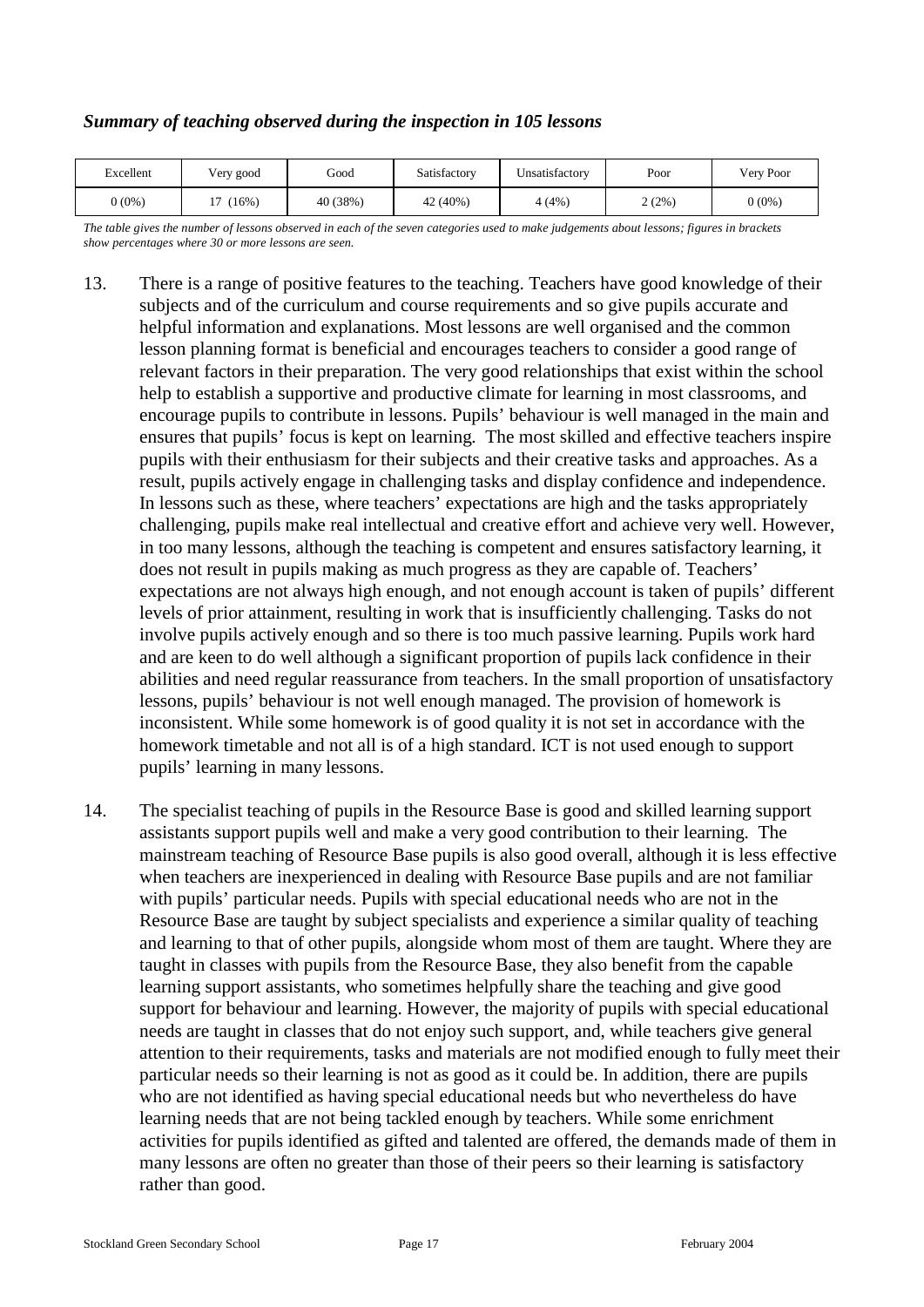### *Summary of teaching observed during the inspection in 105 lessons*

| Excellent | Very good | Good | Satisfactory | Unsatisfactory | Poor | Very Poor |
|---|---|---|---|---|---|---|
| 0 (0%) | 17 (16%) | 40 (38%) | 42 (40%) | 4 (4%) | 2 (2%) | 0 (0%) |

*The table gives the number of lessons observed in each of the seven categories used to make judgements about lessons; figures in brackets show percentages where 30 or more lessons are seen.*

13. There is a range of positive features to the teaching. Teachers have good knowledge of their subjects and of the curriculum and course requirements and so give pupils accurate and helpful information and explanations. Most lessons are well organised and the common lesson planning format is beneficial and encourages teachers to consider a good range of relevant factors in their preparation. The very good relationships that exist within the school help to establish a supportive and productive climate for learning in most classrooms, and encourage pupils to contribute in lessons. Pupils' behaviour is well managed in the main and ensures that pupils' focus is kept on learning. The most skilled and effective teachers inspire pupils with their enthusiasm for their subjects and their creative tasks and approaches. As a result, pupils actively engage in challenging tasks and display confidence and independence. In lessons such as these, where teachers' expectations are high and the tasks appropriately challenging, pupils make real intellectual and creative effort and achieve very well. However, in too many lessons, although the teaching is competent and ensures satisfactory learning, it does not result in pupils making as much progress as they are capable of. Teachers' expectations are not always high enough, and not enough account is taken of pupils' different levels of prior attainment, resulting in work that is insufficiently challenging. Tasks do not involve pupils actively enough and so there is too much passive learning. Pupils work hard and are keen to do well although a significant proportion of pupils lack confidence in their abilities and need regular reassurance from teachers. In the small proportion of unsatisfactory lessons, pupils' behaviour is not well enough managed. The provision of homework is inconsistent. While some homework is of good quality it is not set in accordance with the homework timetable and not all is of a high standard. ICT is not used enough to support pupils' learning in many lessons.

14. The specialist teaching of pupils in the Resource Base is good and skilled learning support assistants support pupils well and make a very good contribution to their learning. The mainstream teaching of Resource Base pupils is also good overall, although it is less effective when teachers are inexperienced in dealing with Resource Base pupils and are not familiar with pupils' particular needs. Pupils with special educational needs who are not in the Resource Base are taught by subject specialists and experience a similar quality of teaching and learning to that of other pupils, alongside whom most of them are taught. Where they are taught in classes with pupils from the Resource Base, they also benefit from the capable learning support assistants, who sometimes helpfully share the teaching and give good support for behaviour and learning. However, the majority of pupils with special educational needs are taught in classes that do not enjoy such support, and, while teachers give general attention to their requirements, tasks and materials are not modified enough to fully meet their particular needs so their learning is not as good as it could be. In addition, there are pupils who are not identified as having special educational needs but who nevertheless do have learning needs that are not being tackled enough by teachers. While some enrichment activities for pupils identified as gifted and talented are offered, the demands made of them in many lessons are often no greater than those of their peers so their learning is satisfactory rather than good.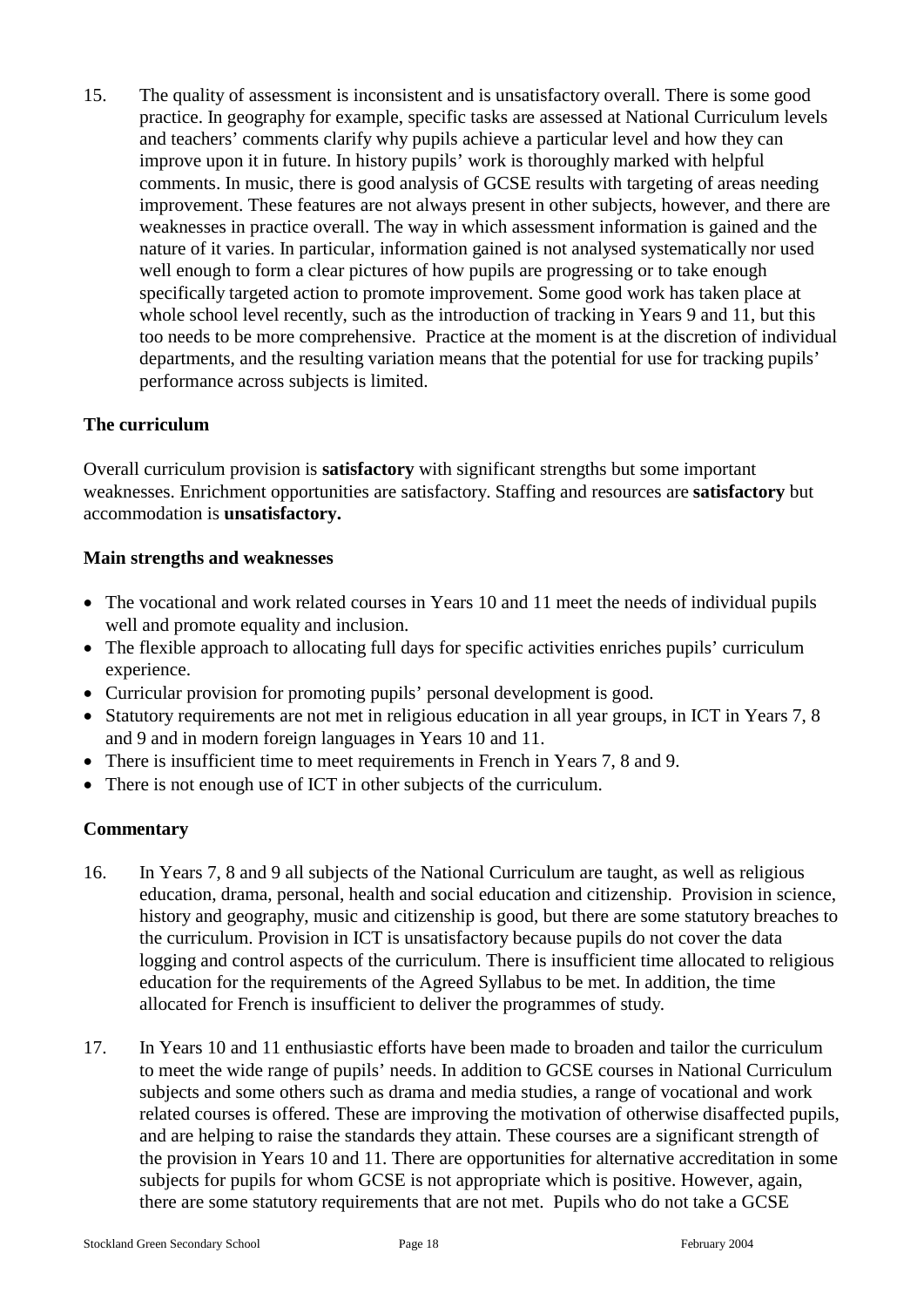15. The quality of assessment is inconsistent and is unsatisfactory overall. There is some good practice. In geography for example, specific tasks are assessed at National Curriculum levels and teachers' comments clarify why pupils achieve a particular level and how they can improve upon it in future. In history pupils' work is thoroughly marked with helpful comments. In music, there is good analysis of GCSE results with targeting of areas needing improvement. These features are not always present in other subjects, however, and there are weaknesses in practice overall. The way in which assessment information is gained and the nature of it varies. In particular, information gained is not analysed systematically nor used well enough to form a clear pictures of how pupils are progressing or to take enough specifically targeted action to promote improvement. Some good work has taken place at whole school level recently, such as the introduction of tracking in Years 9 and 11, but this too needs to be more comprehensive. Practice at the moment is at the discretion of individual departments, and the resulting variation means that the potential for use for tracking pupils' performance across subjects is limited.

**The curriculum**

Overall curriculum provision is **satisfactory** with significant strengths but some important weaknesses. Enrichment opportunities are satisfactory. Staffing and resources are **satisfactory** but accommodation is **unsatisfactory.**

**Main strengths and weaknesses**

- The vocational and work related courses in Years 10 and 11 meet the needs of individual pupils well and promote equality and inclusion.
- The flexible approach to allocating full days for specific activities enriches pupils' curriculum experience.
- Curricular provision for promoting pupils' personal development is good.
- Statutory requirements are not met in religious education in all year groups, in ICT in Years 7, 8 and 9 and in modern foreign languages in Years 10 and 11.
- There is insufficient time to meet requirements in French in Years 7, 8 and 9.
- There is not enough use of ICT in other subjects of the curriculum.

**Commentary**

16. In Years 7, 8 and 9 all subjects of the National Curriculum are taught, as well as religious education, drama, personal, health and social education and citizenship. Provision in science, history and geography, music and citizenship is good, but there are some statutory breaches to the curriculum. Provision in ICT is unsatisfactory because pupils do not cover the data logging and control aspects of the curriculum. There is insufficient time allocated to religious education for the requirements of the Agreed Syllabus to be met. In addition, the time allocated for French is insufficient to deliver the programmes of study.

17. In Years 10 and 11 enthusiastic efforts have been made to broaden and tailor the curriculum to meet the wide range of pupils' needs. In addition to GCSE courses in National Curriculum subjects and some others such as drama and media studies, a range of vocational and work related courses is offered. These are improving the motivation of otherwise disaffected pupils, and are helping to raise the standards they attain. These courses are a significant strength of the provision in Years 10 and 11. There are opportunities for alternative accreditation in some subjects for pupils for whom GCSE is not appropriate which is positive. However, again, there are some statutory requirements that are not met. Pupils who do not take a GCSE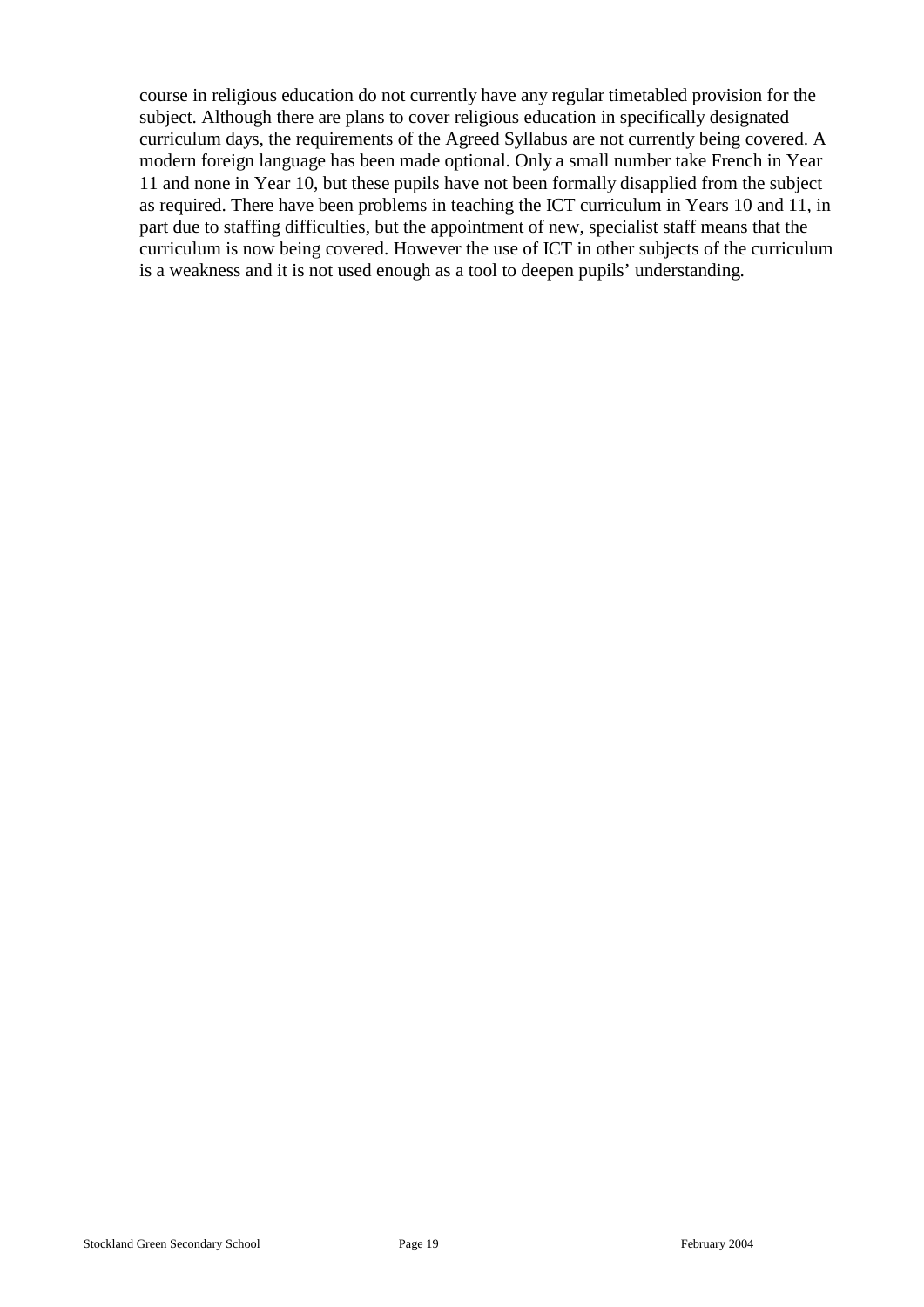course in religious education do not currently have any regular timetabled provision for the subject. Although there are plans to cover religious education in specifically designated curriculum days, the requirements of the Agreed Syllabus are not currently being covered. A modern foreign language has been made optional. Only a small number take French in Year 11 and none in Year 10, but these pupils have not been formally disapplied from the subject as required. There have been problems in teaching the ICT curriculum in Years 10 and 11, in part due to staffing difficulties, but the appointment of new, specialist staff means that the curriculum is now being covered. However the use of ICT in other subjects of the curriculum is a weakness and it is not used enough as a tool to deepen pupils' understanding.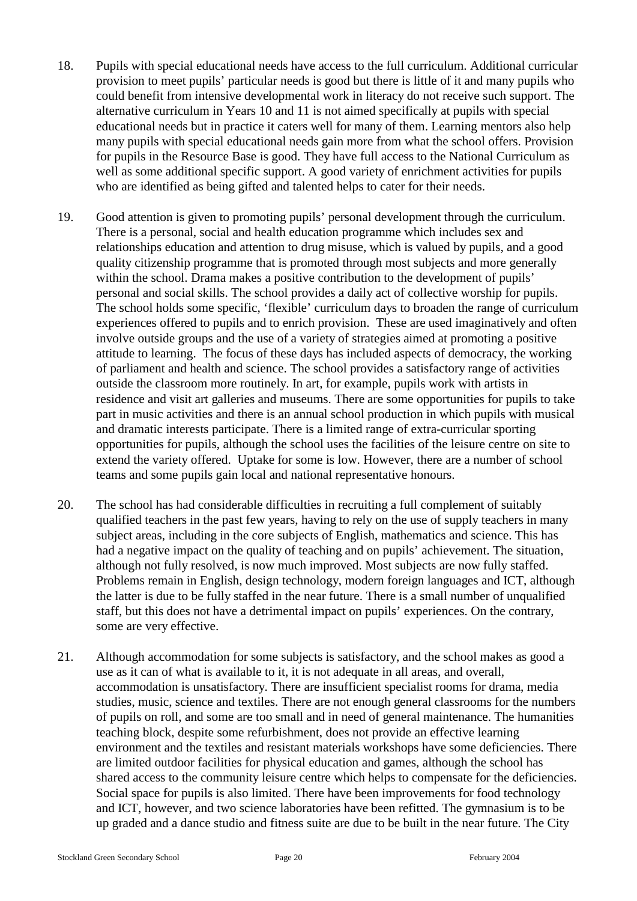18. Pupils with special educational needs have access to the full curriculum. Additional curricular provision to meet pupils' particular needs is good but there is little of it and many pupils who could benefit from intensive developmental work in literacy do not receive such support. The alternative curriculum in Years 10 and 11 is not aimed specifically at pupils with special educational needs but in practice it caters well for many of them. Learning mentors also help many pupils with special educational needs gain more from what the school offers. Provision for pupils in the Resource Base is good. They have full access to the National Curriculum as well as some additional specific support. A good variety of enrichment activities for pupils who are identified as being gifted and talented helps to cater for their needs.

19. Good attention is given to promoting pupils' personal development through the curriculum. There is a personal, social and health education programme which includes sex and relationships education and attention to drug misuse, which is valued by pupils, and a good quality citizenship programme that is promoted through most subjects and more generally within the school. Drama makes a positive contribution to the development of pupils' personal and social skills. The school provides a daily act of collective worship for pupils. The school holds some specific, 'flexible' curriculum days to broaden the range of curriculum experiences offered to pupils and to enrich provision. These are used imaginatively and often involve outside groups and the use of a variety of strategies aimed at promoting a positive attitude to learning. The focus of these days has included aspects of democracy, the working of parliament and health and science. The school provides a satisfactory range of activities outside the classroom more routinely. In art, for example, pupils work with artists in residence and visit art galleries and museums. There are some opportunities for pupils to take part in music activities and there is an annual school production in which pupils with musical and dramatic interests participate. There is a limited range of extra-curricular sporting opportunities for pupils, although the school uses the facilities of the leisure centre on site to extend the variety offered. Uptake for some is low. However, there are a number of school teams and some pupils gain local and national representative honours.

20. The school has had considerable difficulties in recruiting a full complement of suitably qualified teachers in the past few years, having to rely on the use of supply teachers in many subject areas, including in the core subjects of English, mathematics and science. This has had a negative impact on the quality of teaching and on pupils' achievement. The situation, although not fully resolved, is now much improved. Most subjects are now fully staffed. Problems remain in English, design technology, modern foreign languages and ICT, although the latter is due to be fully staffed in the near future. There is a small number of unqualified staff, but this does not have a detrimental impact on pupils' experiences. On the contrary, some are very effective.

21. Although accommodation for some subjects is satisfactory, and the school makes as good a use as it can of what is available to it, it is not adequate in all areas, and overall, accommodation is unsatisfactory. There are insufficient specialist rooms for drama, media studies, music, science and textiles. There are not enough general classrooms for the numbers of pupils on roll, and some are too small and in need of general maintenance. The humanities teaching block, despite some refurbishment, does not provide an effective learning environment and the textiles and resistant materials workshops have some deficiencies. There are limited outdoor facilities for physical education and games, although the school has shared access to the community leisure centre which helps to compensate for the deficiencies. Social space for pupils is also limited. There have been improvements for food technology and ICT, however, and two science laboratories have been refitted. The gymnasium is to be up graded and a dance studio and fitness suite are due to be built in the near future. The City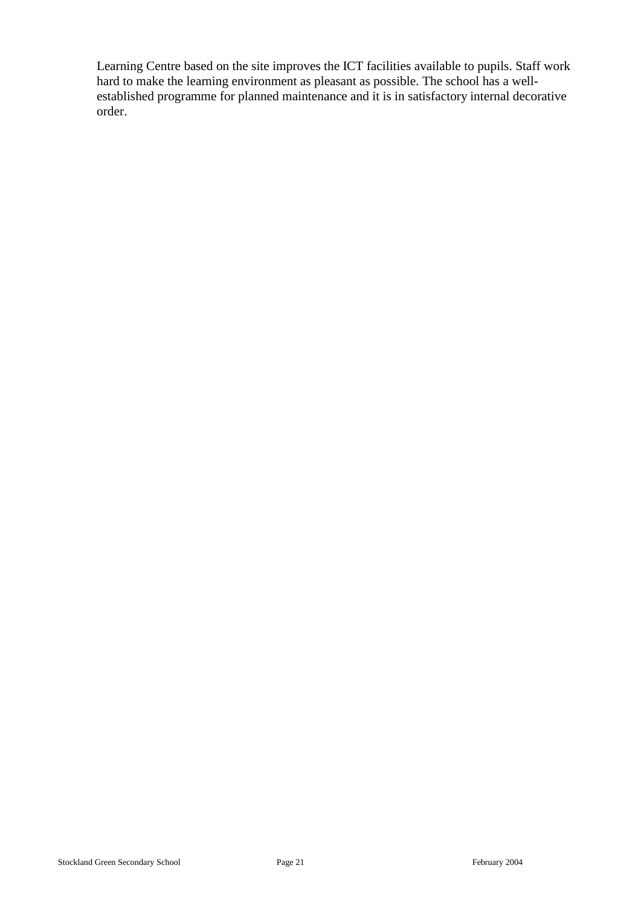Learning Centre based on the site improves the ICT facilities available to pupils. Staff work hard to make the learning environment as pleasant as possible. The school has a well-established programme for planned maintenance and it is in satisfactory internal decorative order.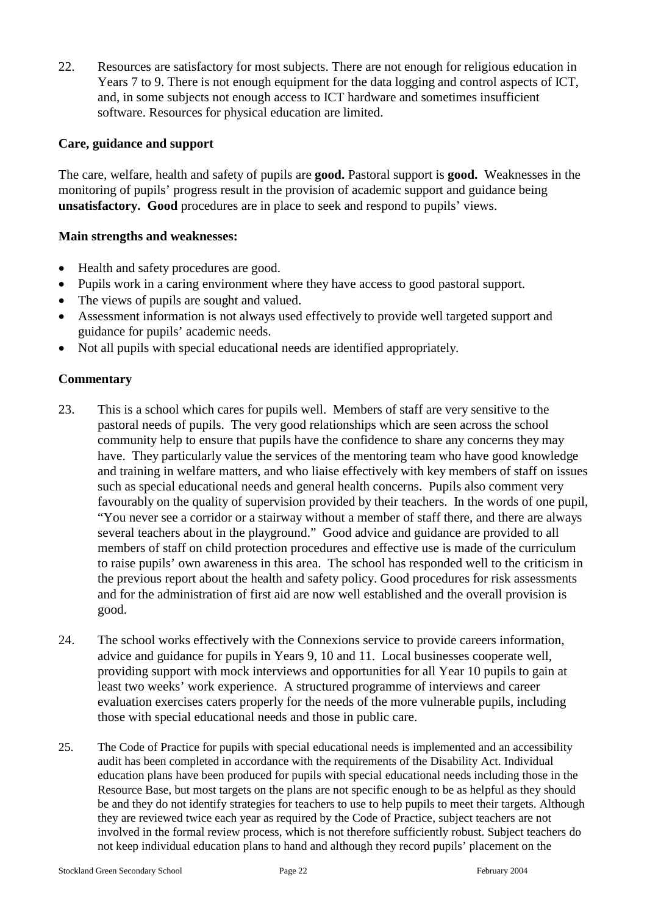22. Resources are satisfactory for most subjects. There are not enough for religious education in Years 7 to 9. There is not enough equipment for the data logging and control aspects of ICT, and, in some subjects not enough access to ICT hardware and sometimes insufficient software. Resources for physical education are limited.

### Care, guidance and support

The care, welfare, health and safety of pupils are **good.** Pastoral support is **good.** Weaknesses in the monitoring of pupils' progress result in the provision of academic support and guidance being **unsatisfactory.** **Good** procedures are in place to seek and respond to pupils' views.

#### Main strengths and weaknesses:

- Health and safety procedures are good.
- Pupils work in a caring environment where they have access to good pastoral support.
- The views of pupils are sought and valued.
- Assessment information is not always used effectively to provide well targeted support and guidance for pupils' academic needs.
- Not all pupils with special educational needs are identified appropriately.

#### Commentary

23. This is a school which cares for pupils well. Members of staff are very sensitive to the pastoral needs of pupils. The very good relationships which are seen across the school community help to ensure that pupils have the confidence to share any concerns they may have. They particularly value the services of the mentoring team who have good knowledge and training in welfare matters, and who liaise effectively with key members of staff on issues such as special educational needs and general health concerns. Pupils also comment very favourably on the quality of supervision provided by their teachers. In the words of one pupil, "You never see a corridor or a stairway without a member of staff there, and there are always several teachers about in the playground." Good advice and guidance are provided to all members of staff on child protection procedures and effective use is made of the curriculum to raise pupils' own awareness in this area. The school has responded well to the criticism in the previous report about the health and safety policy. Good procedures for risk assessments and for the administration of first aid are now well established and the overall provision is good.

24. The school works effectively with the Connexions service to provide careers information, advice and guidance for pupils in Years 9, 10 and 11. Local businesses cooperate well, providing support with mock interviews and opportunities for all Year 10 pupils to gain at least two weeks' work experience. A structured programme of interviews and career evaluation exercises caters properly for the needs of the more vulnerable pupils, including those with special educational needs and those in public care.

25. The Code of Practice for pupils with special educational needs is implemented and an accessibility audit has been completed in accordance with the requirements of the Disability Act. Individual education plans have been produced for pupils with special educational needs including those in the Resource Base, but most targets on the plans are not specific enough to be as helpful as they should be and they do not identify strategies for teachers to use to help pupils to meet their targets. Although they are reviewed twice each year as required by the Code of Practice, subject teachers are not involved in the formal review process, which is not therefore sufficiently robust. Subject teachers do not keep individual education plans to hand and although they record pupils' placement on the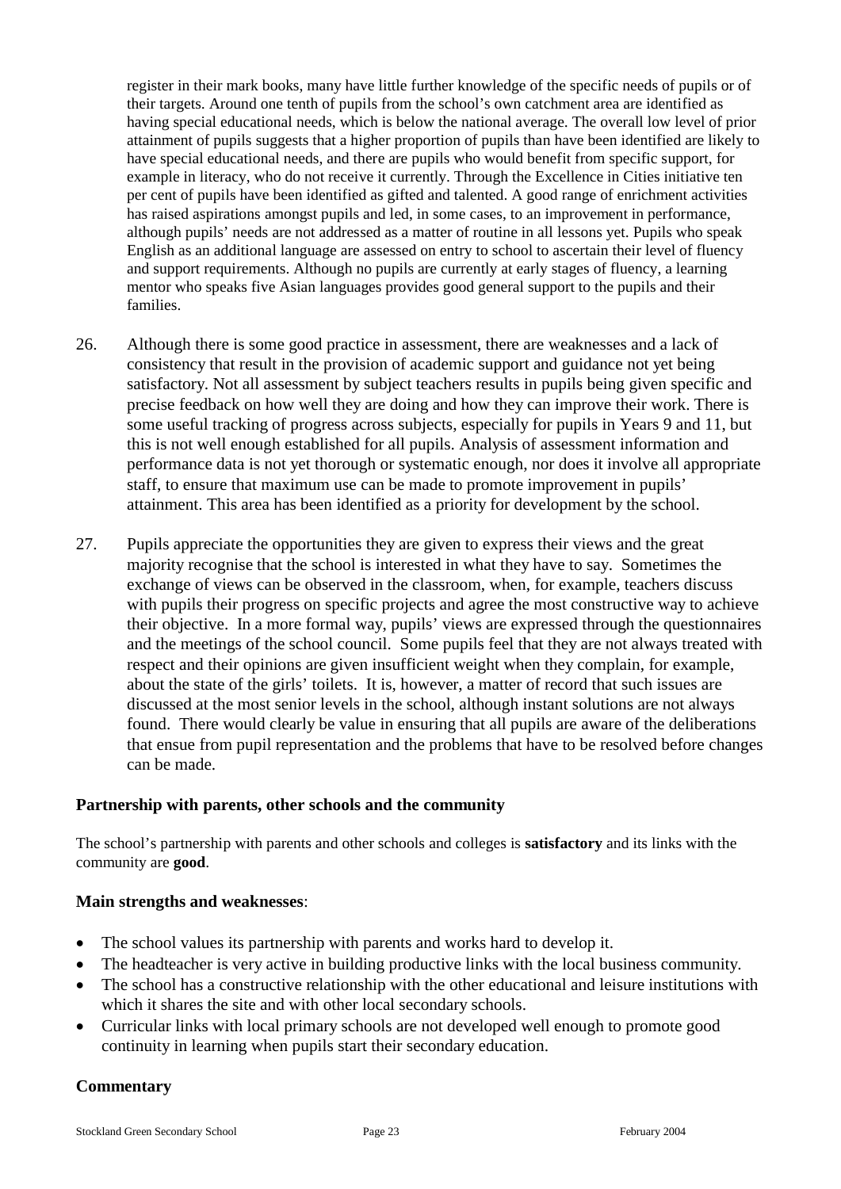register in their mark books, many have little further knowledge of the specific needs of pupils or of their targets. Around one tenth of pupils from the school's own catchment area are identified as having special educational needs, which is below the national average. The overall low level of prior attainment of pupils suggests that a higher proportion of pupils than have been identified are likely to have special educational needs, and there are pupils who would benefit from specific support, for example in literacy, who do not receive it currently. Through the Excellence in Cities initiative ten per cent of pupils have been identified as gifted and talented. A good range of enrichment activities has raised aspirations amongst pupils and led, in some cases, to an improvement in performance, although pupils' needs are not addressed as a matter of routine in all lessons yet. Pupils who speak English as an additional language are assessed on entry to school to ascertain their level of fluency and support requirements. Although no pupils are currently at early stages of fluency, a learning mentor who speaks five Asian languages provides good general support to the pupils and their families.

26. Although there is some good practice in assessment, there are weaknesses and a lack of consistency that result in the provision of academic support and guidance not yet being satisfactory. Not all assessment by subject teachers results in pupils being given specific and precise feedback on how well they are doing and how they can improve their work. There is some useful tracking of progress across subjects, especially for pupils in Years 9 and 11, but this is not well enough established for all pupils. Analysis of assessment information and performance data is not yet thorough or systematic enough, nor does it involve all appropriate staff, to ensure that maximum use can be made to promote improvement in pupils' attainment. This area has been identified as a priority for development by the school.

27. Pupils appreciate the opportunities they are given to express their views and the great majority recognise that the school is interested in what they have to say. Sometimes the exchange of views can be observed in the classroom, when, for example, teachers discuss with pupils their progress on specific projects and agree the most constructive way to achieve their objective. In a more formal way, pupils' views are expressed through the questionnaires and the meetings of the school council. Some pupils feel that they are not always treated with respect and their opinions are given insufficient weight when they complain, for example, about the state of the girls' toilets. It is, however, a matter of record that such issues are discussed at the most senior levels in the school, although instant solutions are not always found. There would clearly be value in ensuring that all pupils are aware of the deliberations that ensue from pupil representation and the problems that have to be resolved before changes can be made.

### Partnership with parents, other schools and the community

The school's partnership with parents and other schools and colleges is **satisfactory** and its links with the community are **good**.

**Main strengths and weaknesses**:

- The school values its partnership with parents and works hard to develop it.
- The headteacher is very active in building productive links with the local business community.
- The school has a constructive relationship with the other educational and leisure institutions with which it shares the site and with other local secondary schools.
- Curricular links with local primary schools are not developed well enough to promote good continuity in learning when pupils start their secondary education.

### Commentary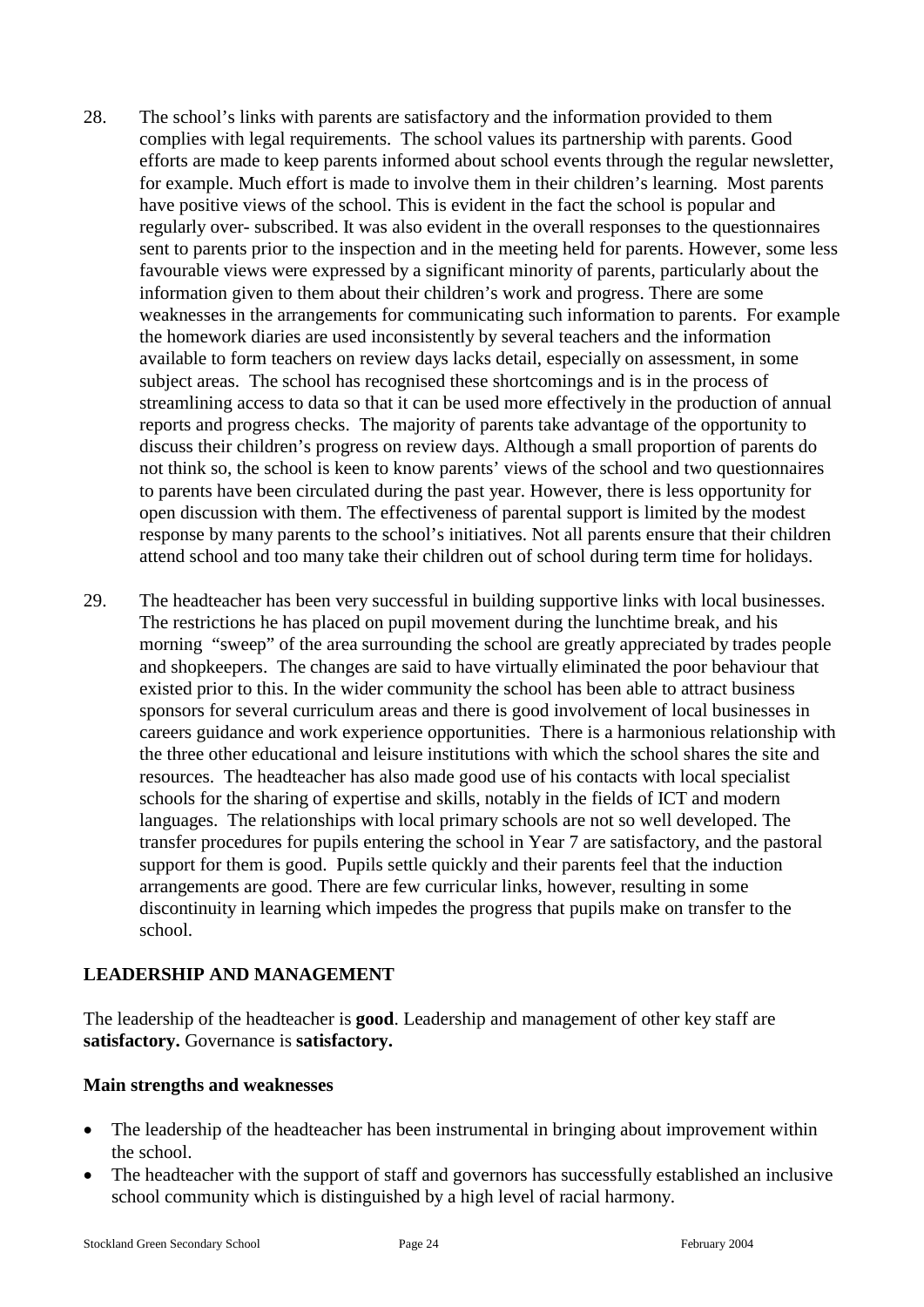28. The school's links with parents are satisfactory and the information provided to them complies with legal requirements. The school values its partnership with parents. Good efforts are made to keep parents informed about school events through the regular newsletter, for example. Much effort is made to involve them in their children's learning. Most parents have positive views of the school. This is evident in the fact the school is popular and regularly over- subscribed. It was also evident in the overall responses to the questionnaires sent to parents prior to the inspection and in the meeting held for parents. However, some less favourable views were expressed by a significant minority of parents, particularly about the information given to them about their children's work and progress. There are some weaknesses in the arrangements for communicating such information to parents. For example the homework diaries are used inconsistently by several teachers and the information available to form teachers on review days lacks detail, especially on assessment, in some subject areas. The school has recognised these shortcomings and is in the process of streamlining access to data so that it can be used more effectively in the production of annual reports and progress checks. The majority of parents take advantage of the opportunity to discuss their children's progress on review days. Although a small proportion of parents do not think so, the school is keen to know parents' views of the school and two questionnaires to parents have been circulated during the past year. However, there is less opportunity for open discussion with them. The effectiveness of parental support is limited by the modest response by many parents to the school's initiatives. Not all parents ensure that their children attend school and too many take their children out of school during term time for holidays.

29. The headteacher has been very successful in building supportive links with local businesses. The restrictions he has placed on pupil movement during the lunchtime break, and his morning "sweep" of the area surrounding the school are greatly appreciated by trades people and shopkeepers. The changes are said to have virtually eliminated the poor behaviour that existed prior to this. In the wider community the school has been able to attract business sponsors for several curriculum areas and there is good involvement of local businesses in careers guidance and work experience opportunities. There is a harmonious relationship with the three other educational and leisure institutions with which the school shares the site and resources. The headteacher has also made good use of his contacts with local specialist schools for the sharing of expertise and skills, notably in the fields of ICT and modern languages. The relationships with local primary schools are not so well developed. The transfer procedures for pupils entering the school in Year 7 are satisfactory, and the pastoral support for them is good. Pupils settle quickly and their parents feel that the induction arrangements are good. There are few curricular links, however, resulting in some discontinuity in learning which impedes the progress that pupils make on transfer to the school.

## LEADERSHIP AND MANAGEMENT

The leadership of the headteacher is **good**. Leadership and management of other key staff are **satisfactory.** Governance is **satisfactory.**

### Main strengths and weaknesses

- The leadership of the headteacher has been instrumental in bringing about improvement within the school.
- The headteacher with the support of staff and governors has successfully established an inclusive school community which is distinguished by a high level of racial harmony.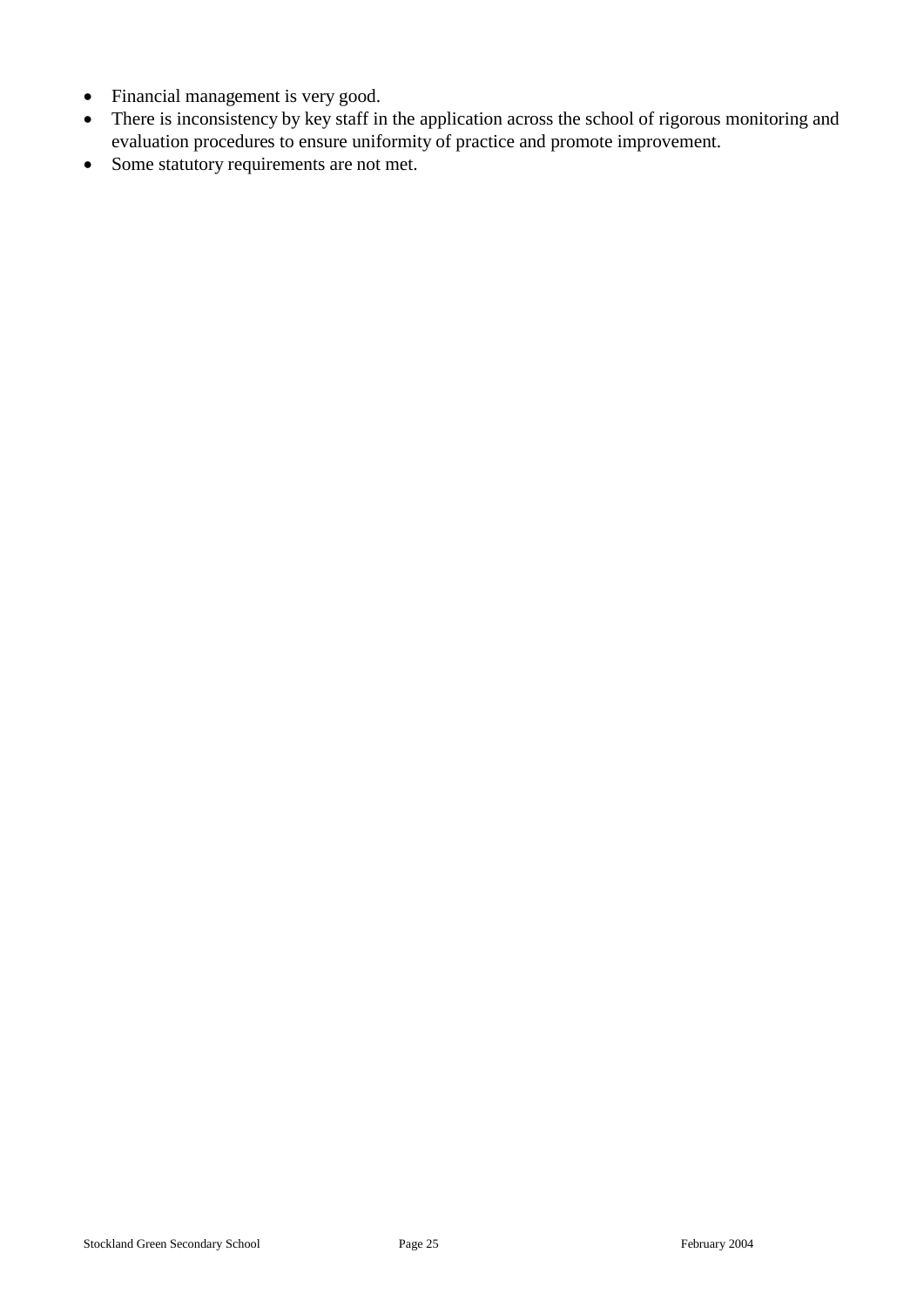- Financial management is very good.
- There is inconsistency by key staff in the application across the school of rigorous monitoring and evaluation procedures to ensure uniformity of practice and promote improvement.
- Some statutory requirements are not met.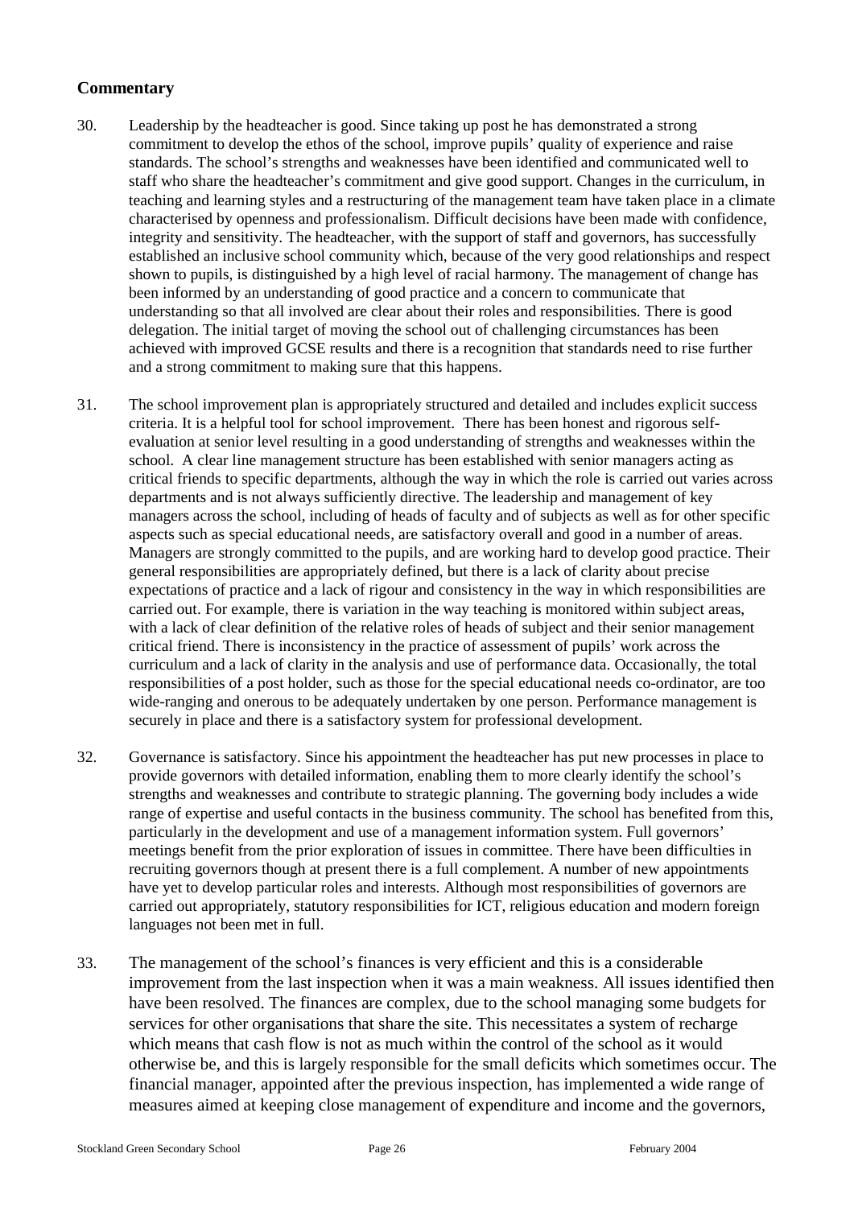## Commentary

30. Leadership by the headteacher is good. Since taking up post he has demonstrated a strong commitment to develop the ethos of the school, improve pupils' quality of experience and raise standards. The school's strengths and weaknesses have been identified and communicated well to staff who share the headteacher's commitment and give good support. Changes in the curriculum, in teaching and learning styles and a restructuring of the management team have taken place in a climate characterised by openness and professionalism. Difficult decisions have been made with confidence, integrity and sensitivity. The headteacher, with the support of staff and governors, has successfully established an inclusive school community which, because of the very good relationships and respect shown to pupils, is distinguished by a high level of racial harmony. The management of change has been informed by an understanding of good practice and a concern to communicate that understanding so that all involved are clear about their roles and responsibilities. There is good delegation. The initial target of moving the school out of challenging circumstances has been achieved with improved GCSE results and there is a recognition that standards need to rise further and a strong commitment to making sure that this happens.

31. The school improvement plan is appropriately structured and detailed and includes explicit success criteria. It is a helpful tool for school improvement. There has been honest and rigorous self-evaluation at senior level resulting in a good understanding of strengths and weaknesses within the school. A clear line management structure has been established with senior managers acting as critical friends to specific departments, although the way in which the role is carried out varies across departments and is not always sufficiently directive. The leadership and management of key managers across the school, including of heads of faculty and of subjects as well as for other specific aspects such as special educational needs, are satisfactory overall and good in a number of areas. Managers are strongly committed to the pupils, and are working hard to develop good practice. Their general responsibilities are appropriately defined, but there is a lack of clarity about precise expectations of practice and a lack of rigour and consistency in the way in which responsibilities are carried out. For example, there is variation in the way teaching is monitored within subject areas, with a lack of clear definition of the relative roles of heads of subject and their senior management critical friend. There is inconsistency in the practice of assessment of pupils' work across the curriculum and a lack of clarity in the analysis and use of performance data. Occasionally, the total responsibilities of a post holder, such as those for the special educational needs co-ordinator, are too wide-ranging and onerous to be adequately undertaken by one person. Performance management is securely in place and there is a satisfactory system for professional development.

32. Governance is satisfactory. Since his appointment the headteacher has put new processes in place to provide governors with detailed information, enabling them to more clearly identify the school's strengths and weaknesses and contribute to strategic planning. The governing body includes a wide range of expertise and useful contacts in the business community. The school has benefited from this, particularly in the development and use of a management information system. Full governors' meetings benefit from the prior exploration of issues in committee. There have been difficulties in recruiting governors though at present there is a full complement. A number of new appointments have yet to develop particular roles and interests. Although most responsibilities of governors are carried out appropriately, statutory responsibilities for ICT, religious education and modern foreign languages not been met in full.

33. The management of the school's finances is very efficient and this is a considerable improvement from the last inspection when it was a main weakness. All issues identified then have been resolved. The finances are complex, due to the school managing some budgets for services for other organisations that share the site. This necessitates a system of recharge which means that cash flow is not as much within the control of the school as it would otherwise be, and this is largely responsible for the small deficits which sometimes occur. The financial manager, appointed after the previous inspection, has implemented a wide range of measures aimed at keeping close management of expenditure and income and the governors,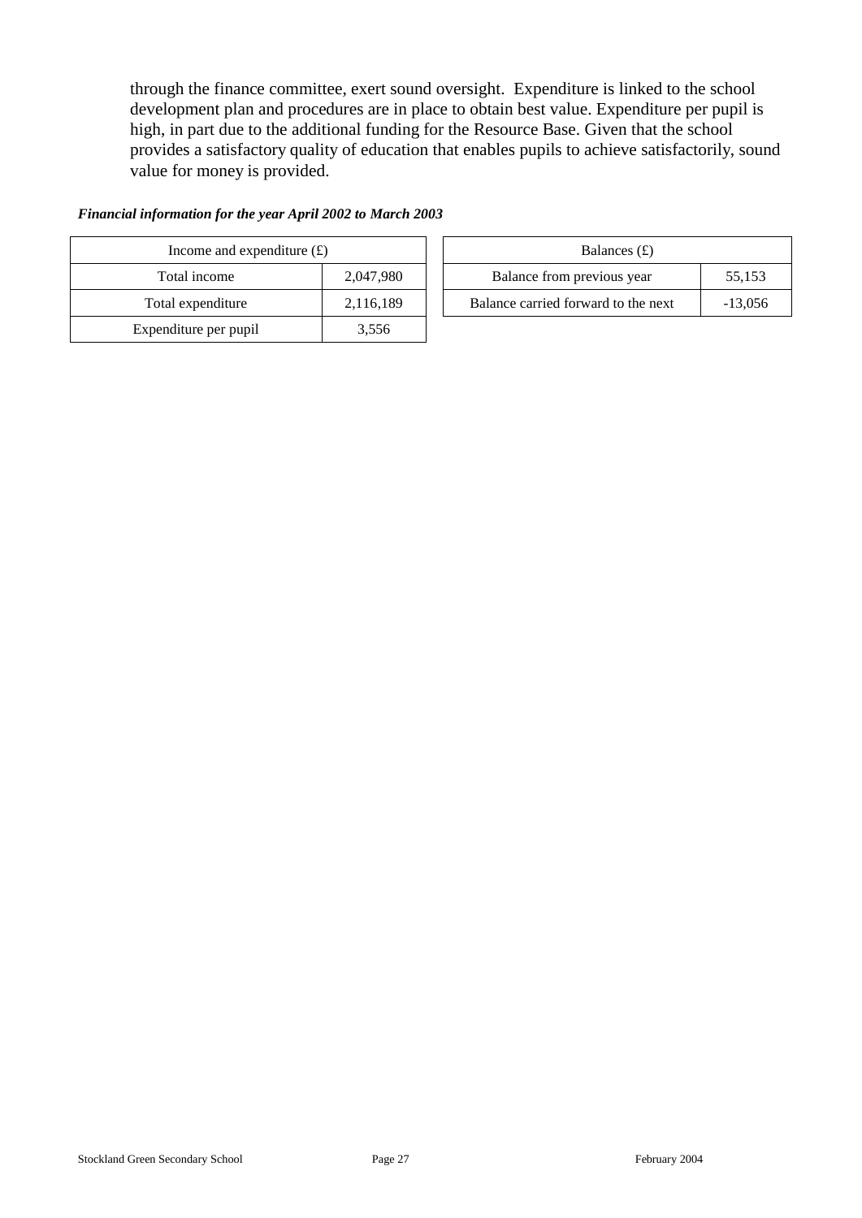through the finance committee, exert sound oversight.  Expenditure is linked to the school development plan and procedures are in place to obtain best value. Expenditure per pupil is high, in part due to the additional funding for the Resource Base. Given that the school provides a satisfactory quality of education that enables pupils to achieve satisfactorily, sound value for money is provided.

***Financial information for the year April 2002 to March 2003***

| Income and expenditure (£) | |
|---|---|
| Total income | 2,047,980 |
| Total expenditure | 2,116,189 |
| Expenditure per pupil | 3,556 |

| Balances (£) | |
|---|---|
| Balance from previous year | 55,153 |
| Balance carried forward to the next | -13,056 |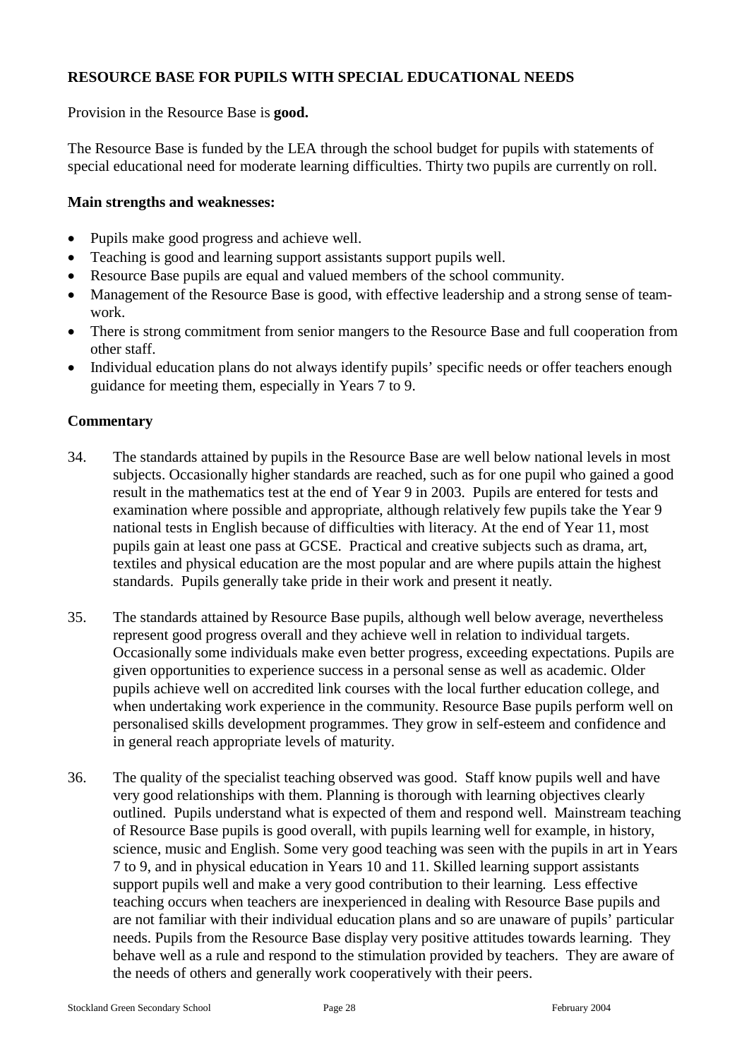## RESOURCE BASE FOR PUPILS WITH SPECIAL EDUCATIONAL NEEDS

Provision in the Resource Base is **good.**

The Resource Base is funded by the LEA through the school budget for pupils with statements of special educational need for moderate learning difficulties. Thirty two pupils are currently on roll.

### Main strengths and weaknesses:

- Pupils make good progress and achieve well.
- Teaching is good and learning support assistants support pupils well.
- Resource Base pupils are equal and valued members of the school community.
- Management of the Resource Base is good, with effective leadership and a strong sense of team-work.
- There is strong commitment from senior mangers to the Resource Base and full cooperation from other staff.
- Individual education plans do not always identify pupils' specific needs or offer teachers enough guidance for meeting them, especially in Years 7 to 9.

### Commentary

34. The standards attained by pupils in the Resource Base are well below national levels in most subjects. Occasionally higher standards are reached, such as for one pupil who gained a good result in the mathematics test at the end of Year 9 in 2003. Pupils are entered for tests and examination where possible and appropriate, although relatively few pupils take the Year 9 national tests in English because of difficulties with literacy. At the end of Year 11, most pupils gain at least one pass at GCSE. Practical and creative subjects such as drama, art, textiles and physical education are the most popular and are where pupils attain the highest standards. Pupils generally take pride in their work and present it neatly.

35. The standards attained by Resource Base pupils, although well below average, nevertheless represent good progress overall and they achieve well in relation to individual targets. Occasionally some individuals make even better progress, exceeding expectations. Pupils are given opportunities to experience success in a personal sense as well as academic. Older pupils achieve well on accredited link courses with the local further education college, and when undertaking work experience in the community. Resource Base pupils perform well on personalised skills development programmes. They grow in self-esteem and confidence and in general reach appropriate levels of maturity.

36. The quality of the specialist teaching observed was good. Staff know pupils well and have very good relationships with them. Planning is thorough with learning objectives clearly outlined. Pupils understand what is expected of them and respond well. Mainstream teaching of Resource Base pupils is good overall, with pupils learning well for example, in history, science, music and English. Some very good teaching was seen with the pupils in art in Years 7 to 9, and in physical education in Years 10 and 11. Skilled learning support assistants support pupils well and make a very good contribution to their learning. Less effective teaching occurs when teachers are inexperienced in dealing with Resource Base pupils and are not familiar with their individual education plans and so are unaware of pupils' particular needs. Pupils from the Resource Base display very positive attitudes towards learning. They behave well as a rule and respond to the stimulation provided by teachers. They are aware of the needs of others and generally work cooperatively with their peers.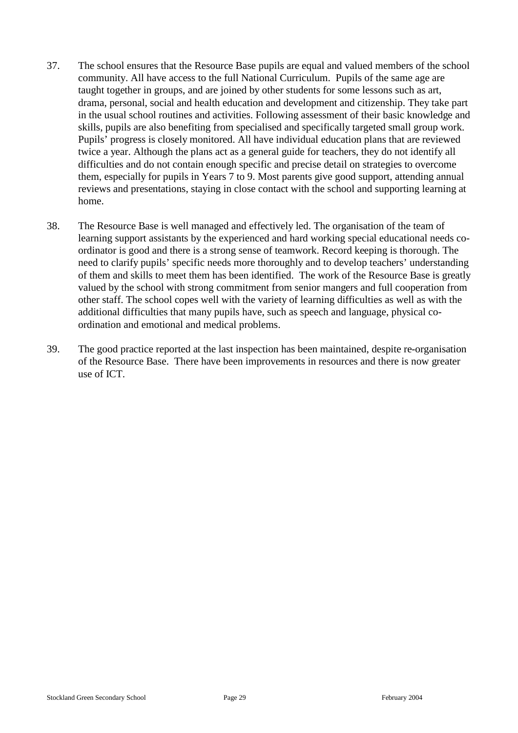37. The school ensures that the Resource Base pupils are equal and valued members of the school community. All have access to the full National Curriculum. Pupils of the same age are taught together in groups, and are joined by other students for some lessons such as art, drama, personal, social and health education and development and citizenship. They take part in the usual school routines and activities. Following assessment of their basic knowledge and skills, pupils are also benefiting from specialised and specifically targeted small group work. Pupils' progress is closely monitored. All have individual education plans that are reviewed twice a year. Although the plans act as a general guide for teachers, they do not identify all difficulties and do not contain enough specific and precise detail on strategies to overcome them, especially for pupils in Years 7 to 9. Most parents give good support, attending annual reviews and presentations, staying in close contact with the school and supporting learning at home.

38. The Resource Base is well managed and effectively led. The organisation of the team of learning support assistants by the experienced and hard working special educational needs co-ordinator is good and there is a strong sense of teamwork. Record keeping is thorough. The need to clarify pupils' specific needs more thoroughly and to develop teachers' understanding of them and skills to meet them has been identified. The work of the Resource Base is greatly valued by the school with strong commitment from senior mangers and full cooperation from other staff. The school copes well with the variety of learning difficulties as well as with the additional difficulties that many pupils have, such as speech and language, physical co-ordination and emotional and medical problems.

39. The good practice reported at the last inspection has been maintained, despite re-organisation of the Resource Base. There have been improvements in resources and there is now greater use of ICT.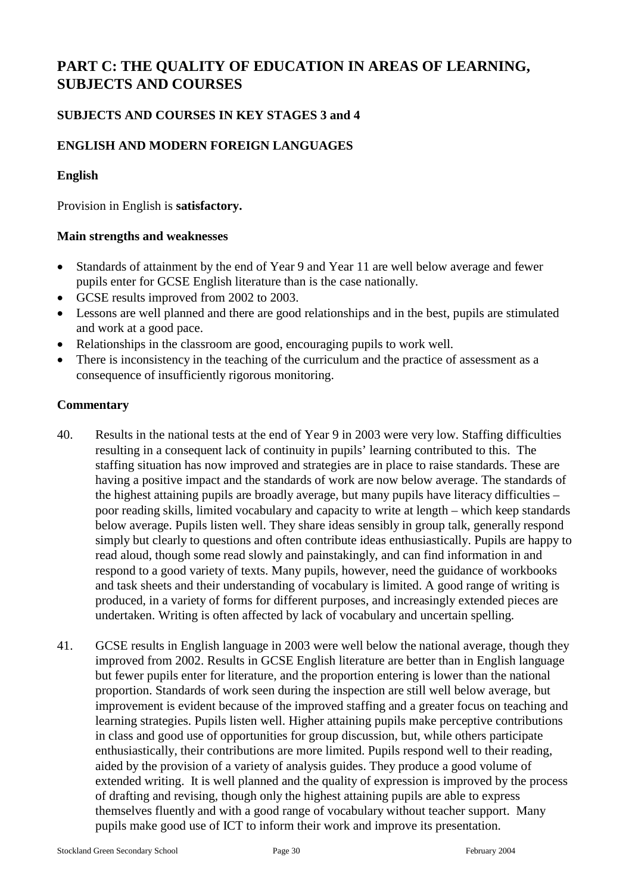# PART C: THE QUALITY OF EDUCATION IN AREAS OF LEARNING, SUBJECTS AND COURSES

## SUBJECTS AND COURSES IN KEY STAGES 3 and 4

## ENGLISH AND MODERN FOREIGN LANGUAGES

### English

Provision in English is **satisfactory.**

#### Main strengths and weaknesses

- Standards of attainment by the end of Year 9 and Year 11 are well below average and fewer pupils enter for GCSE English literature than is the case nationally.
- GCSE results improved from 2002 to 2003.
- Lessons are well planned and there are good relationships and in the best, pupils are stimulated and work at a good pace.
- Relationships in the classroom are good, encouraging pupils to work well.
- There is inconsistency in the teaching of the curriculum and the practice of assessment as a consequence of insufficiently rigorous monitoring.

#### Commentary

40. Results in the national tests at the end of Year 9 in 2003 were very low. Staffing difficulties resulting in a consequent lack of continuity in pupils' learning contributed to this. The staffing situation has now improved and strategies are in place to raise standards. These are having a positive impact and the standards of work are now below average. The standards of the highest attaining pupils are broadly average, but many pupils have literacy difficulties – poor reading skills, limited vocabulary and capacity to write at length – which keep standards below average. Pupils listen well. They share ideas sensibly in group talk, generally respond simply but clearly to questions and often contribute ideas enthusiastically. Pupils are happy to read aloud, though some read slowly and painstakingly, and can find information in and respond to a good variety of texts. Many pupils, however, need the guidance of workbooks and task sheets and their understanding of vocabulary is limited. A good range of writing is produced, in a variety of forms for different purposes, and increasingly extended pieces are undertaken. Writing is often affected by lack of vocabulary and uncertain spelling.

41. GCSE results in English language in 2003 were well below the national average, though they improved from 2002. Results in GCSE English literature are better than in English language but fewer pupils enter for literature, and the proportion entering is lower than the national proportion. Standards of work seen during the inspection are still well below average, but improvement is evident because of the improved staffing and a greater focus on teaching and learning strategies. Pupils listen well. Higher attaining pupils make perceptive contributions in class and good use of opportunities for group discussion, but, while others participate enthusiastically, their contributions are more limited. Pupils respond well to their reading, aided by the provision of a variety of analysis guides. They produce a good volume of extended writing. It is well planned and the quality of expression is improved by the process of drafting and revising, though only the highest attaining pupils are able to express themselves fluently and with a good range of vocabulary without teacher support. Many pupils make good use of ICT to inform their work and improve its presentation.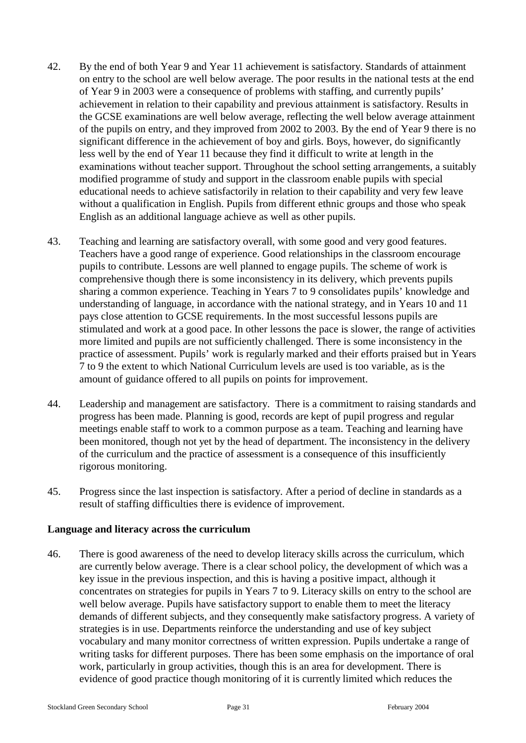42. By the end of both Year 9 and Year 11 achievement is satisfactory. Standards of attainment on entry to the school are well below average. The poor results in the national tests at the end of Year 9 in 2003 were a consequence of problems with staffing, and currently pupils' achievement in relation to their capability and previous attainment is satisfactory. Results in the GCSE examinations are well below average, reflecting the well below average attainment of the pupils on entry, and they improved from 2002 to 2003. By the end of Year 9 there is no significant difference in the achievement of boy and girls. Boys, however, do significantly less well by the end of Year 11 because they find it difficult to write at length in the examinations without teacher support. Throughout the school setting arrangements, a suitably modified programme of study and support in the classroom enable pupils with special educational needs to achieve satisfactorily in relation to their capability and very few leave without a qualification in English. Pupils from different ethnic groups and those who speak English as an additional language achieve as well as other pupils.

43. Teaching and learning are satisfactory overall, with some good and very good features. Teachers have a good range of experience. Good relationships in the classroom encourage pupils to contribute. Lessons are well planned to engage pupils. The scheme of work is comprehensive though there is some inconsistency in its delivery, which prevents pupils sharing a common experience. Teaching in Years 7 to 9 consolidates pupils' knowledge and understanding of language, in accordance with the national strategy, and in Years 10 and 11 pays close attention to GCSE requirements. In the most successful lessons pupils are stimulated and work at a good pace. In other lessons the pace is slower, the range of activities more limited and pupils are not sufficiently challenged. There is some inconsistency in the practice of assessment. Pupils' work is regularly marked and their efforts praised but in Years 7 to 9 the extent to which National Curriculum levels are used is too variable, as is the amount of guidance offered to all pupils on points for improvement.

44. Leadership and management are satisfactory. There is a commitment to raising standards and progress has been made. Planning is good, records are kept of pupil progress and regular meetings enable staff to work to a common purpose as a team. Teaching and learning have been monitored, though not yet by the head of department. The inconsistency in the delivery of the curriculum and the practice of assessment is a consequence of this insufficiently rigorous monitoring.

45. Progress since the last inspection is satisfactory. After a period of decline in standards as a result of staffing difficulties there is evidence of improvement.

**Language and literacy across the curriculum**

46. There is good awareness of the need to develop literacy skills across the curriculum, which are currently below average. There is a clear school policy, the development of which was a key issue in the previous inspection, and this is having a positive impact, although it concentrates on strategies for pupils in Years 7 to 9. Literacy skills on entry to the school are well below average. Pupils have satisfactory support to enable them to meet the literacy demands of different subjects, and they consequently make satisfactory progress. A variety of strategies is in use. Departments reinforce the understanding and use of key subject vocabulary and many monitor correctness of written expression. Pupils undertake a range of writing tasks for different purposes. There has been some emphasis on the importance of oral work, particularly in group activities, though this is an area for development. There is evidence of good practice though monitoring of it is currently limited which reduces the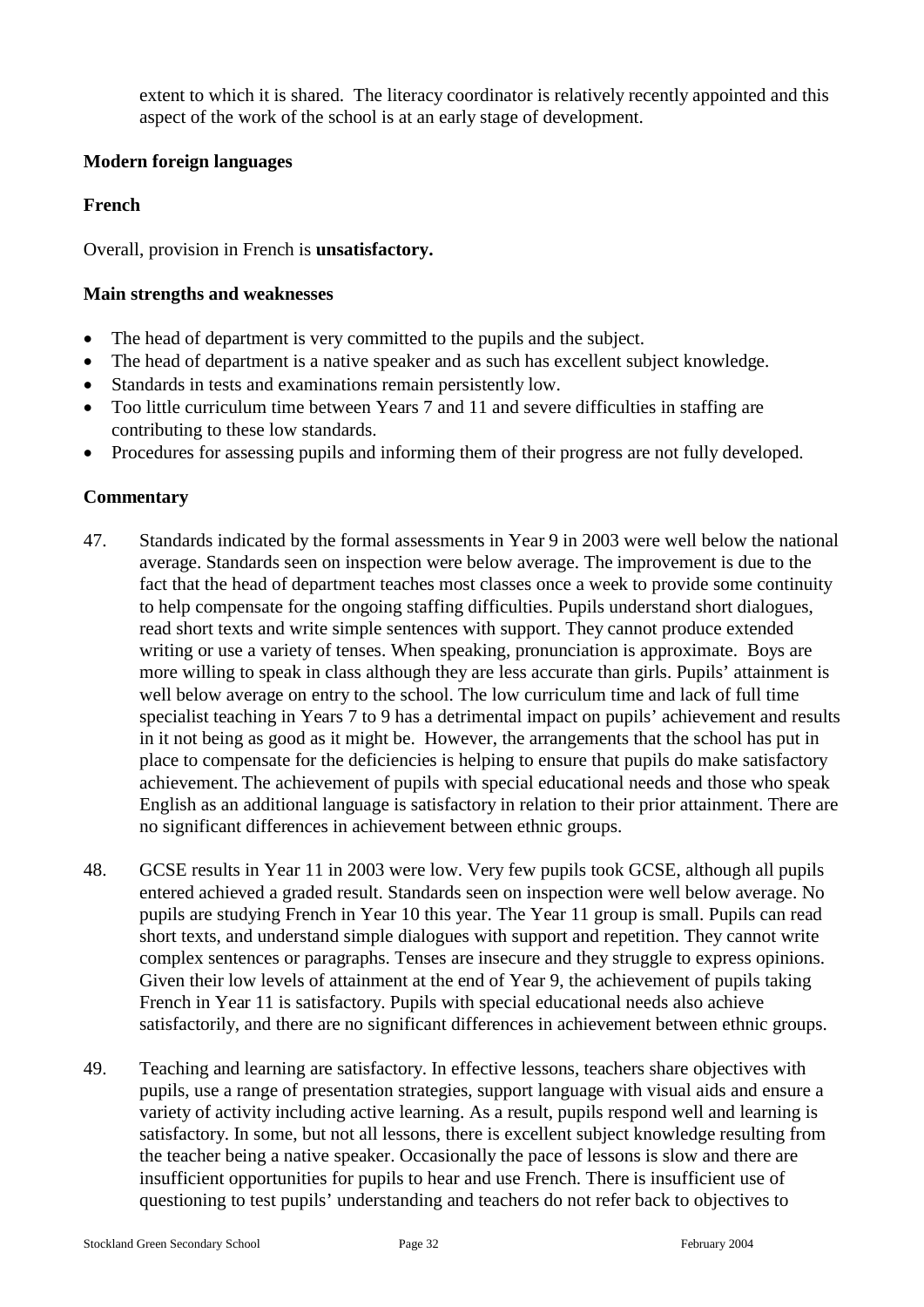extent to which it is shared. The literacy coordinator is relatively recently appointed and this aspect of the work of the school is at an early stage of development.

**Modern foreign languages**

**French**

Overall, provision in French is **unsatisfactory.**

**Main strengths and weaknesses**

- The head of department is very committed to the pupils and the subject.
- The head of department is a native speaker and as such has excellent subject knowledge.
- Standards in tests and examinations remain persistently low.
- Too little curriculum time between Years 7 and 11 and severe difficulties in staffing are contributing to these low standards.
- Procedures for assessing pupils and informing them of their progress are not fully developed.

**Commentary**

47. Standards indicated by the formal assessments in Year 9 in 2003 were well below the national average. Standards seen on inspection were below average. The improvement is due to the fact that the head of department teaches most classes once a week to provide some continuity to help compensate for the ongoing staffing difficulties. Pupils understand short dialogues, read short texts and write simple sentences with support. They cannot produce extended writing or use a variety of tenses. When speaking, pronunciation is approximate. Boys are more willing to speak in class although they are less accurate than girls. Pupils' attainment is well below average on entry to the school. The low curriculum time and lack of full time specialist teaching in Years 7 to 9 has a detrimental impact on pupils' achievement and results in it not being as good as it might be. However, the arrangements that the school has put in place to compensate for the deficiencies is helping to ensure that pupils do make satisfactory achievement. The achievement of pupils with special educational needs and those who speak English as an additional language is satisfactory in relation to their prior attainment. There are no significant differences in achievement between ethnic groups.

48. GCSE results in Year 11 in 2003 were low. Very few pupils took GCSE, although all pupils entered achieved a graded result. Standards seen on inspection were well below average. No pupils are studying French in Year 10 this year. The Year 11 group is small. Pupils can read short texts, and understand simple dialogues with support and repetition. They cannot write complex sentences or paragraphs. Tenses are insecure and they struggle to express opinions. Given their low levels of attainment at the end of Year 9, the achievement of pupils taking French in Year 11 is satisfactory. Pupils with special educational needs also achieve satisfactorily, and there are no significant differences in achievement between ethnic groups.

49. Teaching and learning are satisfactory. In effective lessons, teachers share objectives with pupils, use a range of presentation strategies, support language with visual aids and ensure a variety of activity including active learning. As a result, pupils respond well and learning is satisfactory. In some, but not all lessons, there is excellent subject knowledge resulting from the teacher being a native speaker. Occasionally the pace of lessons is slow and there are insufficient opportunities for pupils to hear and use French. There is insufficient use of questioning to test pupils' understanding and teachers do not refer back to objectives to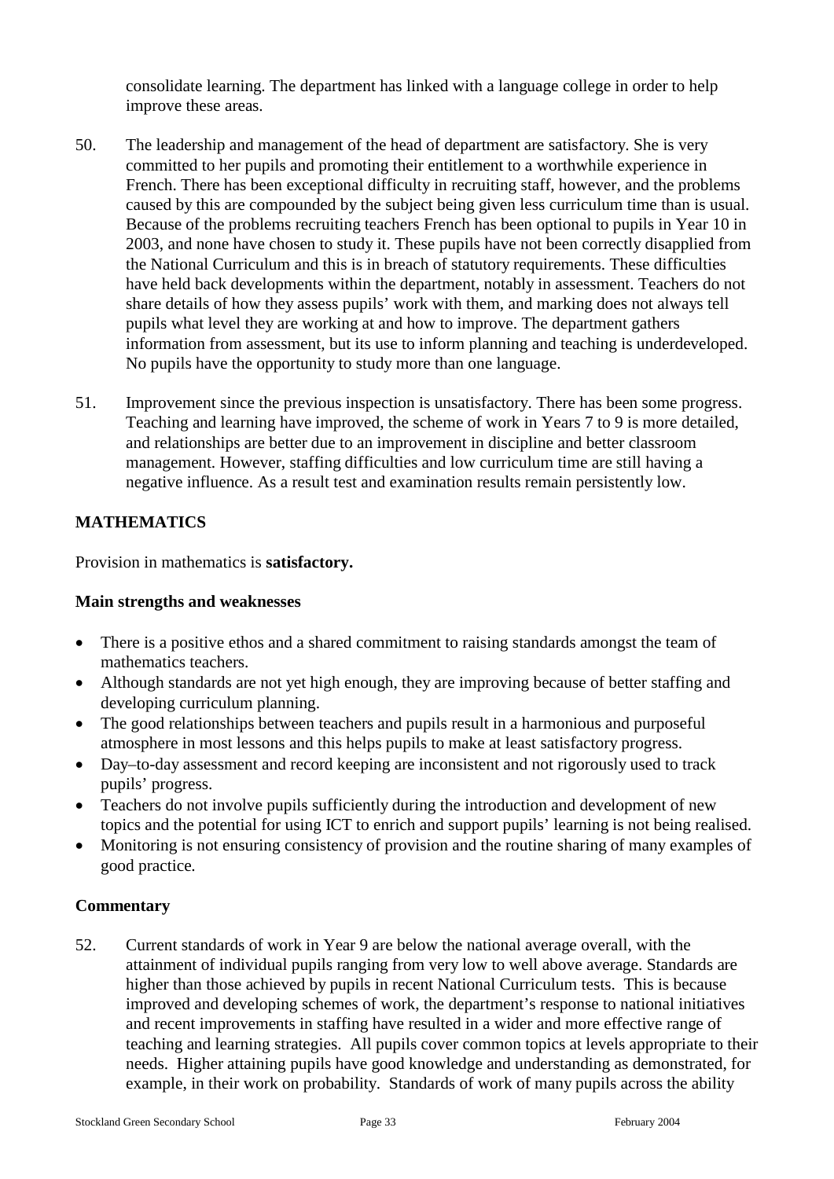consolidate learning. The department has linked with a language college in order to help improve these areas.

50. The leadership and management of the head of department are satisfactory. She is very committed to her pupils and promoting their entitlement to a worthwhile experience in French. There has been exceptional difficulty in recruiting staff, however, and the problems caused by this are compounded by the subject being given less curriculum time than is usual. Because of the problems recruiting teachers French has been optional to pupils in Year 10 in 2003, and none have chosen to study it. These pupils have not been correctly disapplied from the National Curriculum and this is in breach of statutory requirements. These difficulties have held back developments within the department, notably in assessment. Teachers do not share details of how they assess pupils' work with them, and marking does not always tell pupils what level they are working at and how to improve. The department gathers information from assessment, but its use to inform planning and teaching is underdeveloped. No pupils have the opportunity to study more than one language.

51. Improvement since the previous inspection is unsatisfactory. There has been some progress. Teaching and learning have improved, the scheme of work in Years 7 to 9 is more detailed, and relationships are better due to an improvement in discipline and better classroom management. However, staffing difficulties and low curriculum time are still having a negative influence. As a result test and examination results remain persistently low.

## MATHEMATICS

Provision in mathematics is **satisfactory.**

### Main strengths and weaknesses

- There is a positive ethos and a shared commitment to raising standards amongst the team of mathematics teachers.
- Although standards are not yet high enough, they are improving because of better staffing and developing curriculum planning.
- The good relationships between teachers and pupils result in a harmonious and purposeful atmosphere in most lessons and this helps pupils to make at least satisfactory progress.
- Day–to-day assessment and record keeping are inconsistent and not rigorously used to track pupils' progress.
- Teachers do not involve pupils sufficiently during the introduction and development of new topics and the potential for using ICT to enrich and support pupils' learning is not being realised.
- Monitoring is not ensuring consistency of provision and the routine sharing of many examples of good practice.

### Commentary

52. Current standards of work in Year 9 are below the national average overall, with the attainment of individual pupils ranging from very low to well above average. Standards are higher than those achieved by pupils in recent National Curriculum tests. This is because improved and developing schemes of work, the department's response to national initiatives and recent improvements in staffing have resulted in a wider and more effective range of teaching and learning strategies. All pupils cover common topics at levels appropriate to their needs. Higher attaining pupils have good knowledge and understanding as demonstrated, for example, in their work on probability. Standards of work of many pupils across the ability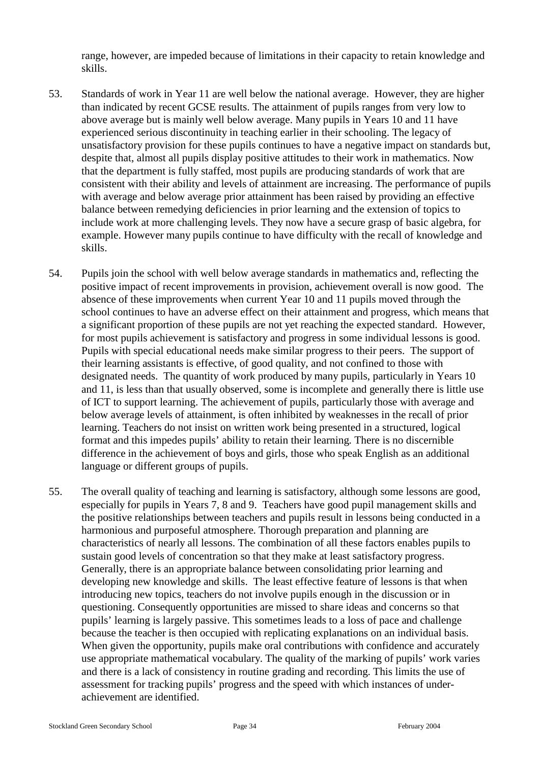range, however, are impeded because of limitations in their capacity to retain knowledge and skills.

53. Standards of work in Year 11 are well below the national average. However, they are higher than indicated by recent GCSE results. The attainment of pupils ranges from very low to above average but is mainly well below average. Many pupils in Years 10 and 11 have experienced serious discontinuity in teaching earlier in their schooling. The legacy of unsatisfactory provision for these pupils continues to have a negative impact on standards but, despite that, almost all pupils display positive attitudes to their work in mathematics. Now that the department is fully staffed, most pupils are producing standards of work that are consistent with their ability and levels of attainment are increasing. The performance of pupils with average and below average prior attainment has been raised by providing an effective balance between remedying deficiencies in prior learning and the extension of topics to include work at more challenging levels. They now have a secure grasp of basic algebra, for example. However many pupils continue to have difficulty with the recall of knowledge and skills.

54. Pupils join the school with well below average standards in mathematics and, reflecting the positive impact of recent improvements in provision, achievement overall is now good. The absence of these improvements when current Year 10 and 11 pupils moved through the school continues to have an adverse effect on their attainment and progress, which means that a significant proportion of these pupils are not yet reaching the expected standard. However, for most pupils achievement is satisfactory and progress in some individual lessons is good. Pupils with special educational needs make similar progress to their peers. The support of their learning assistants is effective, of good quality, and not confined to those with designated needs. The quantity of work produced by many pupils, particularly in Years 10 and 11, is less than that usually observed, some is incomplete and generally there is little use of ICT to support learning. The achievement of pupils, particularly those with average and below average levels of attainment, is often inhibited by weaknesses in the recall of prior learning. Teachers do not insist on written work being presented in a structured, logical format and this impedes pupils' ability to retain their learning. There is no discernible difference in the achievement of boys and girls, those who speak English as an additional language or different groups of pupils.

55. The overall quality of teaching and learning is satisfactory, although some lessons are good, especially for pupils in Years 7, 8 and 9. Teachers have good pupil management skills and the positive relationships between teachers and pupils result in lessons being conducted in a harmonious and purposeful atmosphere. Thorough preparation and planning are characteristics of nearly all lessons. The combination of all these factors enables pupils to sustain good levels of concentration so that they make at least satisfactory progress. Generally, there is an appropriate balance between consolidating prior learning and developing new knowledge and skills. The least effective feature of lessons is that when introducing new topics, teachers do not involve pupils enough in the discussion or in questioning. Consequently opportunities are missed to share ideas and concerns so that pupils' learning is largely passive. This sometimes leads to a loss of pace and challenge because the teacher is then occupied with replicating explanations on an individual basis. When given the opportunity, pupils make oral contributions with confidence and accurately use appropriate mathematical vocabulary. The quality of the marking of pupils' work varies and there is a lack of consistency in routine grading and recording. This limits the use of assessment for tracking pupils' progress and the speed with which instances of under-achievement are identified.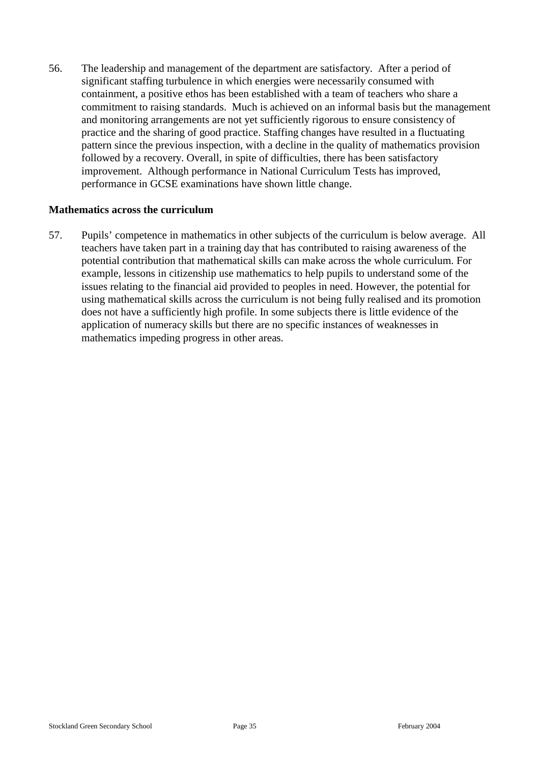56. The leadership and management of the department are satisfactory. After a period of significant staffing turbulence in which energies were necessarily consumed with containment, a positive ethos has been established with a team of teachers who share a commitment to raising standards. Much is achieved on an informal basis but the management and monitoring arrangements are not yet sufficiently rigorous to ensure consistency of practice and the sharing of good practice. Staffing changes have resulted in a fluctuating pattern since the previous inspection, with a decline in the quality of mathematics provision followed by a recovery. Overall, in spite of difficulties, there has been satisfactory improvement. Although performance in National Curriculum Tests has improved, performance in GCSE examinations have shown little change.

**Mathematics across the curriculum**

57. Pupils' competence in mathematics in other subjects of the curriculum is below average. All teachers have taken part in a training day that has contributed to raising awareness of the potential contribution that mathematical skills can make across the whole curriculum. For example, lessons in citizenship use mathematics to help pupils to understand some of the issues relating to the financial aid provided to peoples in need. However, the potential for using mathematical skills across the curriculum is not being fully realised and its promotion does not have a sufficiently high profile. In some subjects there is little evidence of the application of numeracy skills but there are no specific instances of weaknesses in mathematics impeding progress in other areas.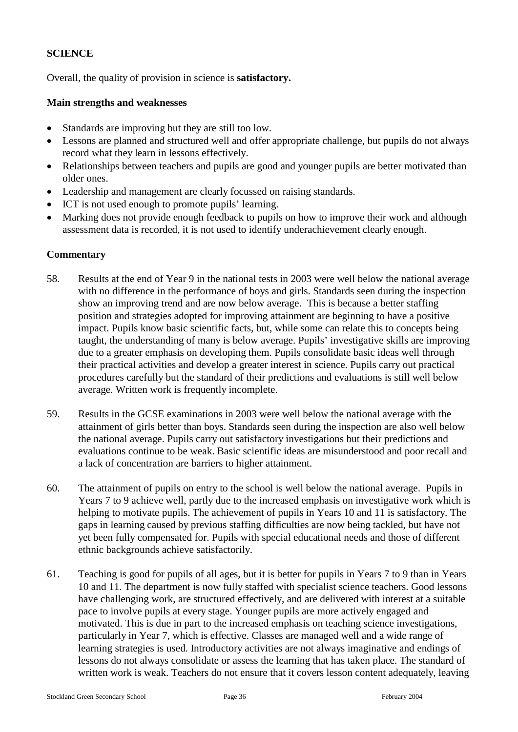## SCIENCE

Overall, the quality of provision in science is **satisfactory.**

### Main strengths and weaknesses

- Standards are improving but they are still too low.
- Lessons are planned and structured well and offer appropriate challenge, but pupils do not always record what they learn in lessons effectively.
- Relationships between teachers and pupils are good and younger pupils are better motivated than older ones.
- Leadership and management are clearly focussed on raising standards.
- ICT is not used enough to promote pupils' learning.
- Marking does not provide enough feedback to pupils on how to improve their work and although assessment data is recorded, it is not used to identify underachievement clearly enough.

### Commentary

58. Results at the end of Year 9 in the national tests in 2003 were well below the national average with no difference in the performance of boys and girls. Standards seen during the inspection show an improving trend and are now below average. This is because a better staffing position and strategies adopted for improving attainment are beginning to have a positive impact. Pupils know basic scientific facts, but, while some can relate this to concepts being taught, the understanding of many is below average. Pupils' investigative skills are improving due to a greater emphasis on developing them. Pupils consolidate basic ideas well through their practical activities and develop a greater interest in science. Pupils carry out practical procedures carefully but the standard of their predictions and evaluations is still well below average. Written work is frequently incomplete.

59. Results in the GCSE examinations in 2003 were well below the national average with the attainment of girls better than boys. Standards seen during the inspection are also well below the national average. Pupils carry out satisfactory investigations but their predictions and evaluations continue to be weak. Basic scientific ideas are misunderstood and poor recall and a lack of concentration are barriers to higher attainment.

60. The attainment of pupils on entry to the school is well below the national average. Pupils in Years 7 to 9 achieve well, partly due to the increased emphasis on investigative work which is helping to motivate pupils. The achievement of pupils in Years 10 and 11 is satisfactory. The gaps in learning caused by previous staffing difficulties are now being tackled, but have not yet been fully compensated for. Pupils with special educational needs and those of different ethnic backgrounds achieve satisfactorily.

61. Teaching is good for pupils of all ages, but it is better for pupils in Years 7 to 9 than in Years 10 and 11. The department is now fully staffed with specialist science teachers. Good lessons have challenging work, are structured effectively, and are delivered with interest at a suitable pace to involve pupils at every stage. Younger pupils are more actively engaged and motivated. This is due in part to the increased emphasis on teaching science investigations, particularly in Year 7, which is effective. Classes are managed well and a wide range of learning strategies is used. Introductory activities are not always imaginative and endings of lessons do not always consolidate or assess the learning that has taken place. The standard of written work is weak. Teachers do not ensure that it covers lesson content adequately, leaving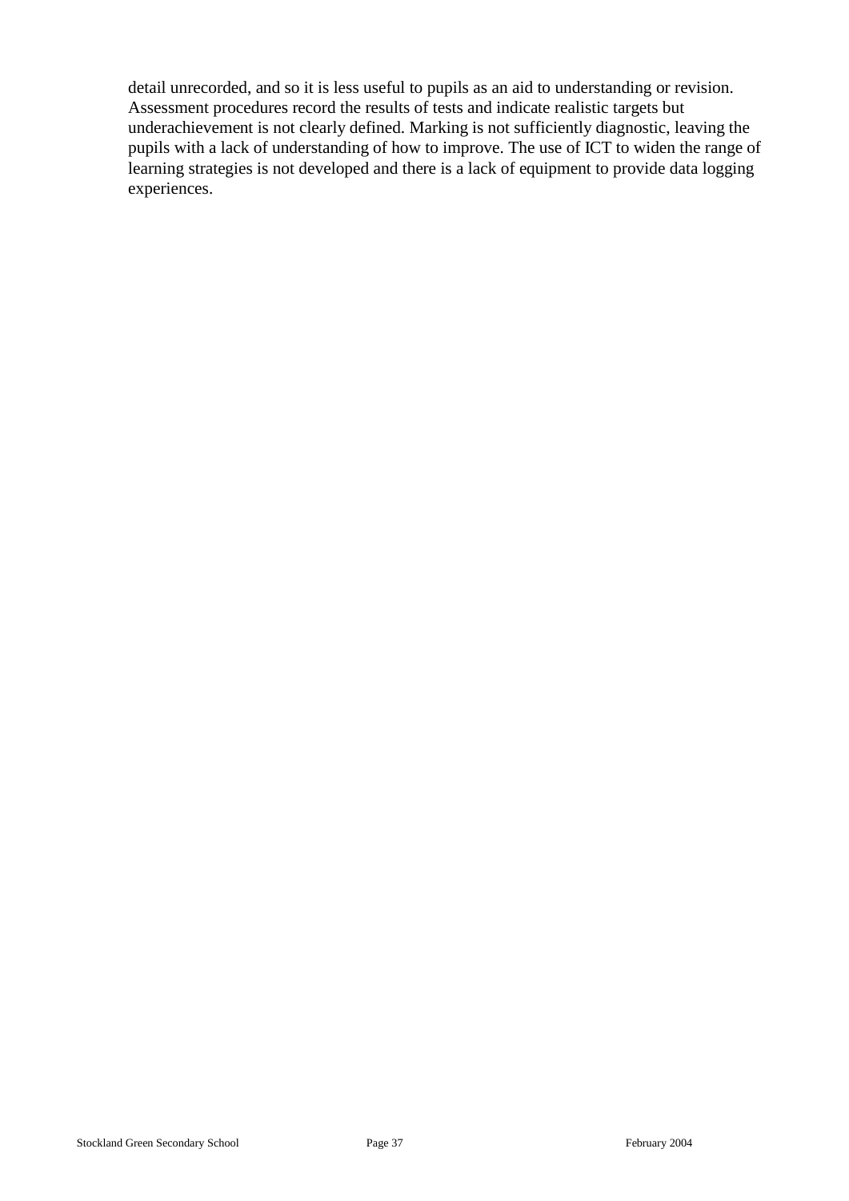detail unrecorded, and so it is less useful to pupils as an aid to understanding or revision. Assessment procedures record the results of tests and indicate realistic targets but underachievement is not clearly defined. Marking is not sufficiently diagnostic, leaving the pupils with a lack of understanding of how to improve. The use of ICT to widen the range of learning strategies is not developed and there is a lack of equipment to provide data logging experiences.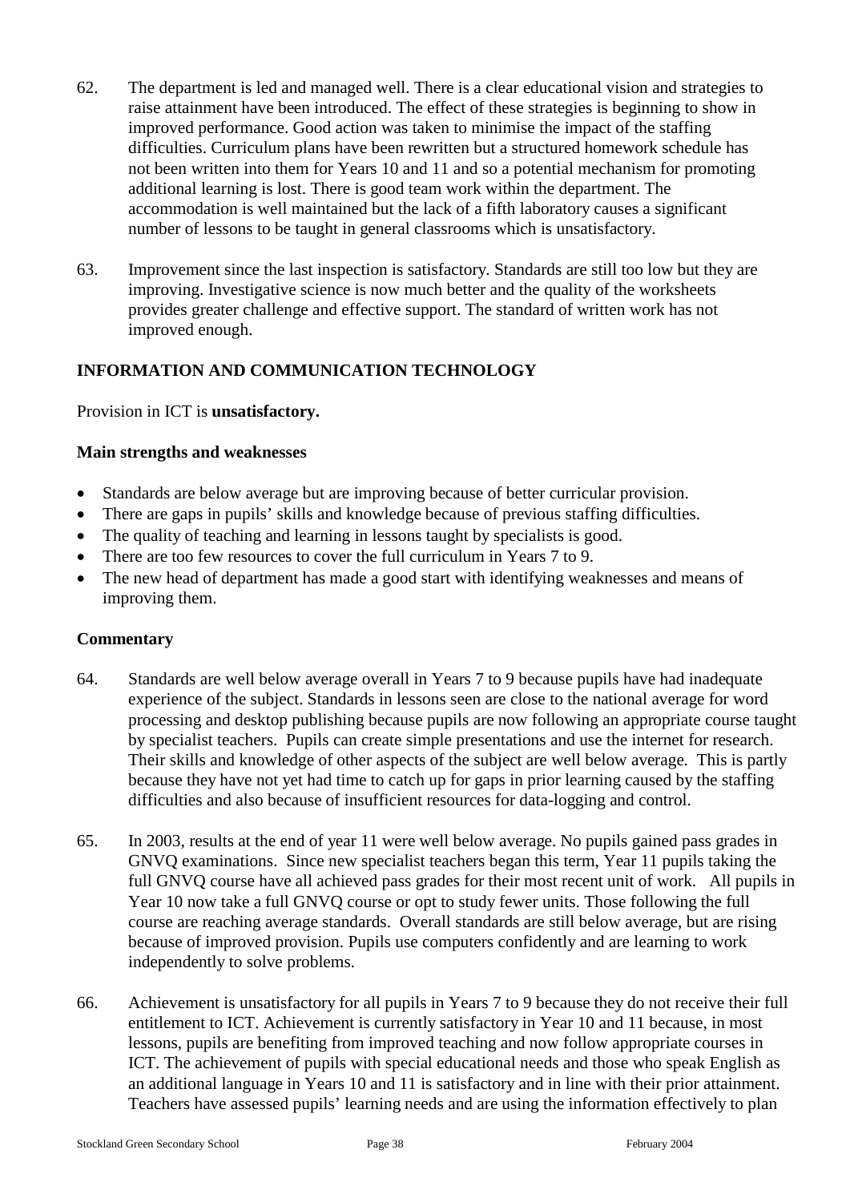62. The department is led and managed well. There is a clear educational vision and strategies to raise attainment have been introduced. The effect of these strategies is beginning to show in improved performance. Good action was taken to minimise the impact of the staffing difficulties. Curriculum plans have been rewritten but a structured homework schedule has not been written into them for Years 10 and 11 and so a potential mechanism for promoting additional learning is lost. There is good team work within the department. The accommodation is well maintained but the lack of a fifth laboratory causes a significant number of lessons to be taught in general classrooms which is unsatisfactory.

63. Improvement since the last inspection is satisfactory. Standards are still too low but they are improving. Investigative science is now much better and the quality of the worksheets provides greater challenge and effective support. The standard of written work has not improved enough.

## INFORMATION AND COMMUNICATION TECHNOLOGY

Provision in ICT is **unsatisfactory.**

### Main strengths and weaknesses

- Standards are below average but are improving because of better curricular provision.
- There are gaps in pupils' skills and knowledge because of previous staffing difficulties.
- The quality of teaching and learning in lessons taught by specialists is good.
- There are too few resources to cover the full curriculum in Years 7 to 9.
- The new head of department has made a good start with identifying weaknesses and means of improving them.

### Commentary

64. Standards are well below average overall in Years 7 to 9 because pupils have had inadequate experience of the subject. Standards in lessons seen are close to the national average for word processing and desktop publishing because pupils are now following an appropriate course taught by specialist teachers. Pupils can create simple presentations and use the internet for research. Their skills and knowledge of other aspects of the subject are well below average. This is partly because they have not yet had time to catch up for gaps in prior learning caused by the staffing difficulties and also because of insufficient resources for data-logging and control.

65. In 2003, results at the end of year 11 were well below average. No pupils gained pass grades in GNVQ examinations. Since new specialist teachers began this term, Year 11 pupils taking the full GNVQ course have all achieved pass grades for their most recent unit of work. All pupils in Year 10 now take a full GNVQ course or opt to study fewer units. Those following the full course are reaching average standards. Overall standards are still below average, but are rising because of improved provision. Pupils use computers confidently and are learning to work independently to solve problems.

66. Achievement is unsatisfactory for all pupils in Years 7 to 9 because they do not receive their full entitlement to ICT. Achievement is currently satisfactory in Year 10 and 11 because, in most lessons, pupils are benefiting from improved teaching and now follow appropriate courses in ICT. The achievement of pupils with special educational needs and those who speak English as an additional language in Years 10 and 11 is satisfactory and in line with their prior attainment. Teachers have assessed pupils' learning needs and are using the information effectively to plan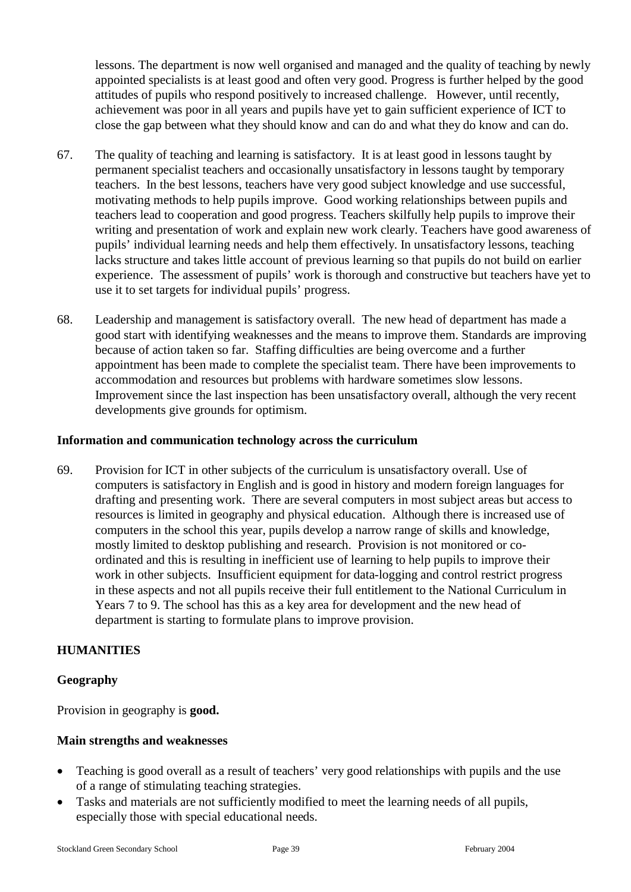lessons. The department is now well organised and managed and the quality of teaching by newly appointed specialists is at least good and often very good. Progress is further helped by the good attitudes of pupils who respond positively to increased challenge. However, until recently, achievement was poor in all years and pupils have yet to gain sufficient experience of ICT to close the gap between what they should know and can do and what they do know and can do.

67. The quality of teaching and learning is satisfactory. It is at least good in lessons taught by permanent specialist teachers and occasionally unsatisfactory in lessons taught by temporary teachers. In the best lessons, teachers have very good subject knowledge and use successful, motivating methods to help pupils improve. Good working relationships between pupils and teachers lead to cooperation and good progress. Teachers skilfully help pupils to improve their writing and presentation of work and explain new work clearly. Teachers have good awareness of pupils' individual learning needs and help them effectively. In unsatisfactory lessons, teaching lacks structure and takes little account of previous learning so that pupils do not build on earlier experience. The assessment of pupils' work is thorough and constructive but teachers have yet to use it to set targets for individual pupils' progress.

68. Leadership and management is satisfactory overall. The new head of department has made a good start with identifying weaknesses and the means to improve them. Standards are improving because of action taken so far. Staffing difficulties are being overcome and a further appointment has been made to complete the specialist team. There have been improvements to accommodation and resources but problems with hardware sometimes slow lessons. Improvement since the last inspection has been unsatisfactory overall, although the very recent developments give grounds for optimism.

### Information and communication technology across the curriculum

69. Provision for ICT in other subjects of the curriculum is unsatisfactory overall. Use of computers is satisfactory in English and is good in history and modern foreign languages for drafting and presenting work. There are several computers in most subject areas but access to resources is limited in geography and physical education. Although there is increased use of computers in the school this year, pupils develop a narrow range of skills and knowledge, mostly limited to desktop publishing and research. Provision is not monitored or co-ordinated and this is resulting in inefficient use of learning to help pupils to improve their work in other subjects. Insufficient equipment for data-logging and control restrict progress in these aspects and not all pupils receive their full entitlement to the National Curriculum in Years 7 to 9. The school has this as a key area for development and the new head of department is starting to formulate plans to improve provision.

## HUMANITIES

### Geography

Provision in geography is **good.**

### Main strengths and weaknesses

- Teaching is good overall as a result of teachers' very good relationships with pupils and the use of a range of stimulating teaching strategies.
- Tasks and materials are not sufficiently modified to meet the learning needs of all pupils, especially those with special educational needs.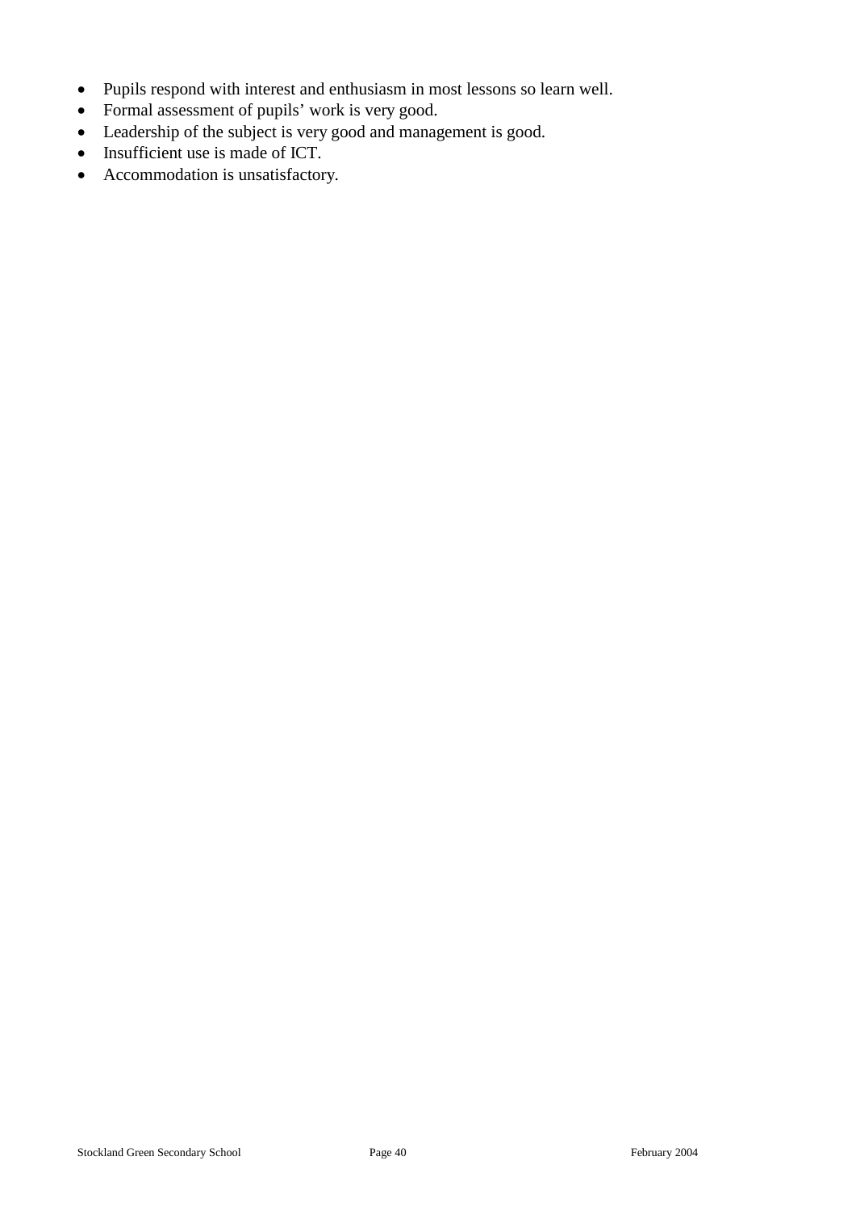- Pupils respond with interest and enthusiasm in most lessons so learn well.
- Formal assessment of pupils' work is very good.
- Leadership of the subject is very good and management is good.
- Insufficient use is made of ICT.
- Accommodation is unsatisfactory.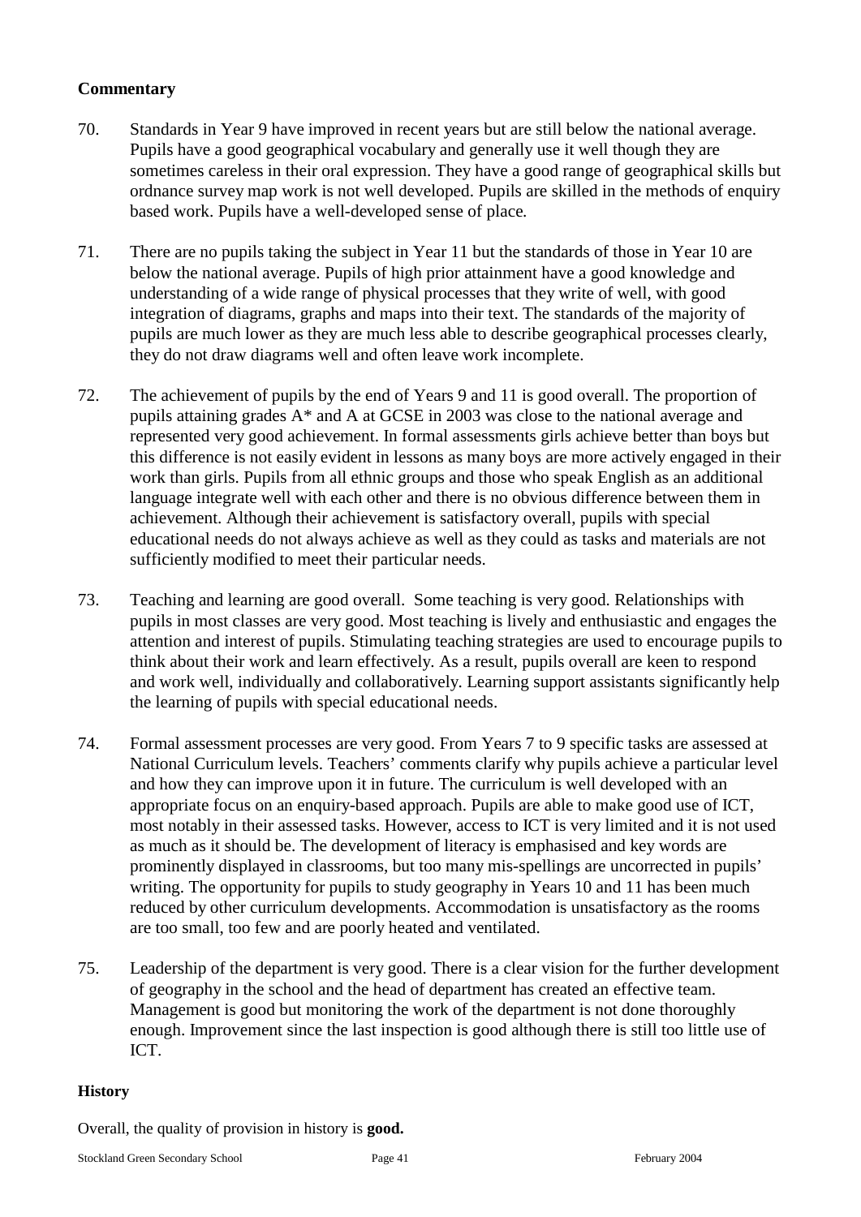### Commentary

70. Standards in Year 9 have improved in recent years but are still below the national average. Pupils have a good geographical vocabulary and generally use it well though they are sometimes careless in their oral expression. They have a good range of geographical skills but ordnance survey map work is not well developed. Pupils are skilled in the methods of enquiry based work. Pupils have a well-developed sense of place.

71. There are no pupils taking the subject in Year 11 but the standards of those in Year 10 are below the national average. Pupils of high prior attainment have a good knowledge and understanding of a wide range of physical processes that they write of well, with good integration of diagrams, graphs and maps into their text. The standards of the majority of pupils are much lower as they are much less able to describe geographical processes clearly, they do not draw diagrams well and often leave work incomplete.

72. The achievement of pupils by the end of Years 9 and 11 is good overall. The proportion of pupils attaining grades A* and A at GCSE in 2003 was close to the national average and represented very good achievement. In formal assessments girls achieve better than boys but this difference is not easily evident in lessons as many boys are more actively engaged in their work than girls. Pupils from all ethnic groups and those who speak English as an additional language integrate well with each other and there is no obvious difference between them in achievement. Although their achievement is satisfactory overall, pupils with special educational needs do not always achieve as well as they could as tasks and materials are not sufficiently modified to meet their particular needs.

73. Teaching and learning are good overall. Some teaching is very good. Relationships with pupils in most classes are very good. Most teaching is lively and enthusiastic and engages the attention and interest of pupils. Stimulating teaching strategies are used to encourage pupils to think about their work and learn effectively. As a result, pupils overall are keen to respond and work well, individually and collaboratively. Learning support assistants significantly help the learning of pupils with special educational needs.

74. Formal assessment processes are very good. From Years 7 to 9 specific tasks are assessed at National Curriculum levels. Teachers' comments clarify why pupils achieve a particular level and how they can improve upon it in future. The curriculum is well developed with an appropriate focus on an enquiry-based approach. Pupils are able to make good use of ICT, most notably in their assessed tasks. However, access to ICT is very limited and it is not used as much as it should be. The development of literacy is emphasised and key words are prominently displayed in classrooms, but too many mis-spellings are uncorrected in pupils' writing. The opportunity for pupils to study geography in Years 10 and 11 has been much reduced by other curriculum developments. Accommodation is unsatisfactory as the rooms are too small, too few and are poorly heated and ventilated.

75. Leadership of the department is very good. There is a clear vision for the further development of geography in the school and the head of department has created an effective team. Management is good but monitoring the work of the department is not done thoroughly enough. Improvement since the last inspection is good although there is still too little use of ICT.

### History

Overall, the quality of provision in history is **good.**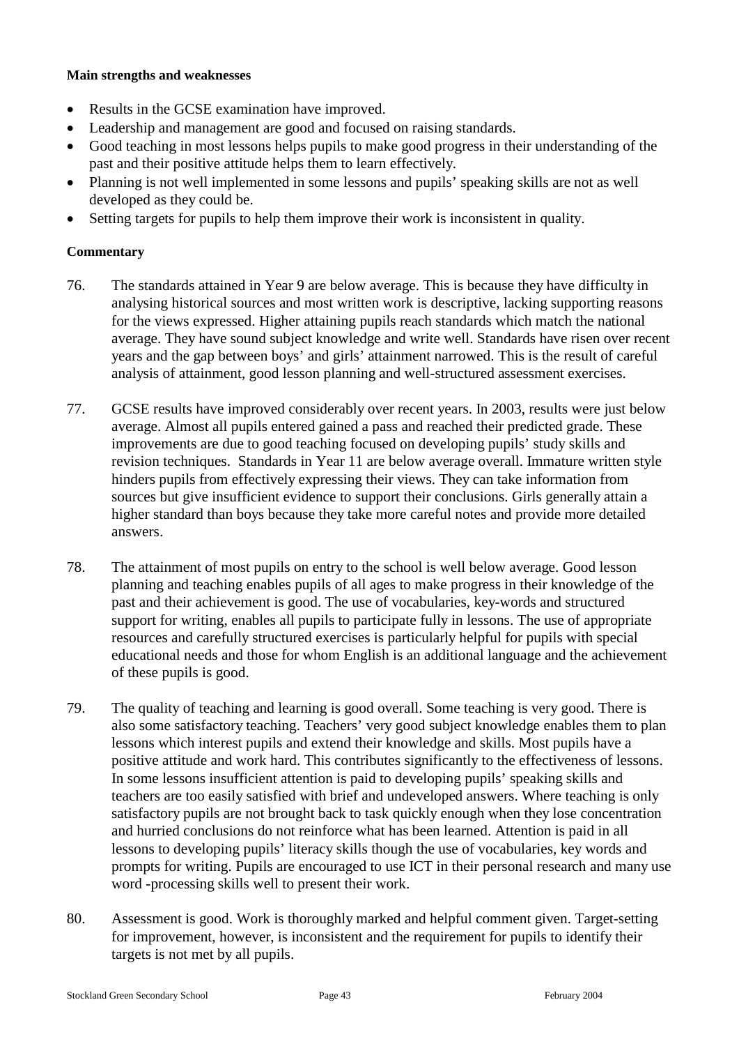**Main strengths and weaknesses**

- Results in the GCSE examination have improved.
- Leadership and management are good and focused on raising standards.
- Good teaching in most lessons helps pupils to make good progress in their understanding of the past and their positive attitude helps them to learn effectively.
- Planning is not well implemented in some lessons and pupils' speaking skills are not as well developed as they could be.
- Setting targets for pupils to help them improve their work is inconsistent in quality.

**Commentary**

76. The standards attained in Year 9 are below average. This is because they have difficulty in analysing historical sources and most written work is descriptive, lacking supporting reasons for the views expressed. Higher attaining pupils reach standards which match the national average. They have sound subject knowledge and write well. Standards have risen over recent years and the gap between boys' and girls' attainment narrowed. This is the result of careful analysis of attainment, good lesson planning and well-structured assessment exercises.

77. GCSE results have improved considerably over recent years. In 2003, results were just below average. Almost all pupils entered gained a pass and reached their predicted grade. These improvements are due to good teaching focused on developing pupils' study skills and revision techniques. Standards in Year 11 are below average overall. Immature written style hinders pupils from effectively expressing their views. They can take information from sources but give insufficient evidence to support their conclusions. Girls generally attain a higher standard than boys because they take more careful notes and provide more detailed answers.

78. The attainment of most pupils on entry to the school is well below average. Good lesson planning and teaching enables pupils of all ages to make progress in their knowledge of the past and their achievement is good. The use of vocabularies, key-words and structured support for writing, enables all pupils to participate fully in lessons. The use of appropriate resources and carefully structured exercises is particularly helpful for pupils with special educational needs and those for whom English is an additional language and the achievement of these pupils is good.

79. The quality of teaching and learning is good overall. Some teaching is very good. There is also some satisfactory teaching. Teachers' very good subject knowledge enables them to plan lessons which interest pupils and extend their knowledge and skills. Most pupils have a positive attitude and work hard. This contributes significantly to the effectiveness of lessons. In some lessons insufficient attention is paid to developing pupils' speaking skills and teachers are too easily satisfied with brief and undeveloped answers. Where teaching is only satisfactory pupils are not brought back to task quickly enough when they lose concentration and hurried conclusions do not reinforce what has been learned. Attention is paid in all lessons to developing pupils' literacy skills though the use of vocabularies, key words and prompts for writing. Pupils are encouraged to use ICT in their personal research and many use word -processing skills well to present their work.

80. Assessment is good. Work is thoroughly marked and helpful comment given. Target-setting for improvement, however, is inconsistent and the requirement for pupils to identify their targets is not met by all pupils.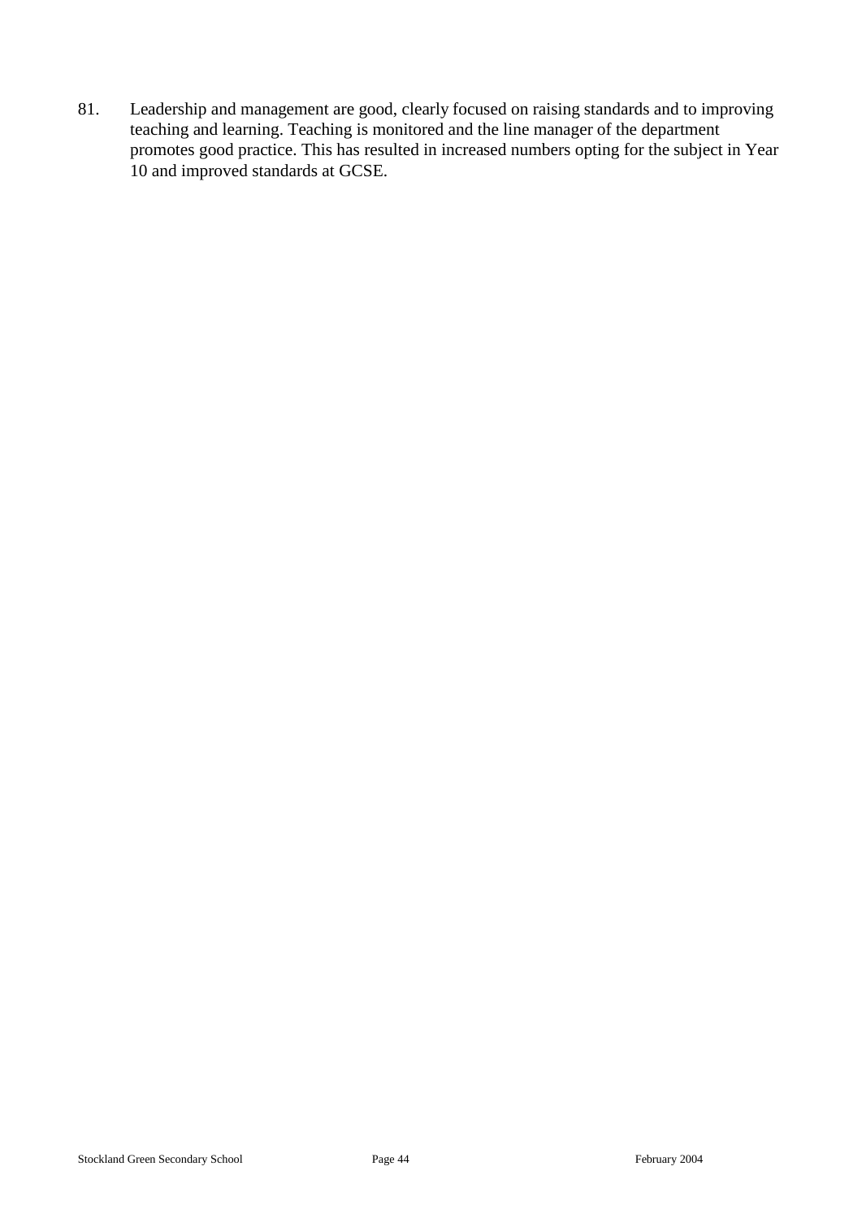81. Leadership and management are good, clearly focused on raising standards and to improving teaching and learning. Teaching is monitored and the line manager of the department promotes good practice. This has resulted in increased numbers opting for the subject in Year 10 and improved standards at GCSE.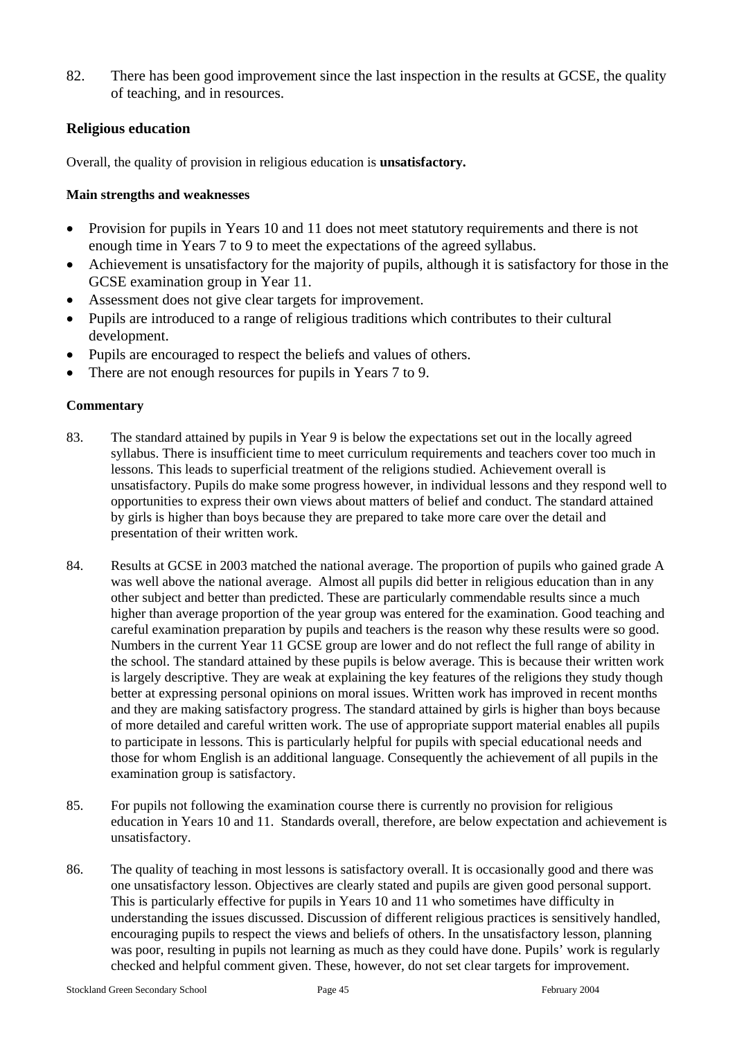82. There has been good improvement since the last inspection in the results at GCSE, the quality of teaching, and in resources.

### Religious education

Overall, the quality of provision in religious education is **unsatisfactory.**

#### Main strengths and weaknesses

- Provision for pupils in Years 10 and 11 does not meet statutory requirements and there is not enough time in Years 7 to 9 to meet the expectations of the agreed syllabus.
- Achievement is unsatisfactory for the majority of pupils, although it is satisfactory for those in the GCSE examination group in Year 11.
- Assessment does not give clear targets for improvement.
- Pupils are introduced to a range of religious traditions which contributes to their cultural development.
- Pupils are encouraged to respect the beliefs and values of others.
- There are not enough resources for pupils in Years 7 to 9.

#### Commentary

83. The standard attained by pupils in Year 9 is below the expectations set out in the locally agreed syllabus. There is insufficient time to meet curriculum requirements and teachers cover too much in lessons. This leads to superficial treatment of the religions studied. Achievement overall is unsatisfactory. Pupils do make some progress however, in individual lessons and they respond well to opportunities to express their own views about matters of belief and conduct. The standard attained by girls is higher than boys because they are prepared to take more care over the detail and presentation of their written work.

84. Results at GCSE in 2003 matched the national average. The proportion of pupils who gained grade A was well above the national average. Almost all pupils did better in religious education than in any other subject and better than predicted. These are particularly commendable results since a much higher than average proportion of the year group was entered for the examination. Good teaching and careful examination preparation by pupils and teachers is the reason why these results were so good. Numbers in the current Year 11 GCSE group are lower and do not reflect the full range of ability in the school. The standard attained by these pupils is below average. This is because their written work is largely descriptive. They are weak at explaining the key features of the religions they study though better at expressing personal opinions on moral issues. Written work has improved in recent months and they are making satisfactory progress. The standard attained by girls is higher than boys because of more detailed and careful written work. The use of appropriate support material enables all pupils to participate in lessons. This is particularly helpful for pupils with special educational needs and those for whom English is an additional language. Consequently the achievement of all pupils in the examination group is satisfactory.

85. For pupils not following the examination course there is currently no provision for religious education in Years 10 and 11. Standards overall, therefore, are below expectation and achievement is unsatisfactory.

86. The quality of teaching in most lessons is satisfactory overall. It is occasionally good and there was one unsatisfactory lesson. Objectives are clearly stated and pupils are given good personal support. This is particularly effective for pupils in Years 10 and 11 who sometimes have difficulty in understanding the issues discussed. Discussion of different religious practices is sensitively handled, encouraging pupils to respect the views and beliefs of others. In the unsatisfactory lesson, planning was poor, resulting in pupils not learning as much as they could have done. Pupils' work is regularly checked and helpful comment given. These, however, do not set clear targets for improvement.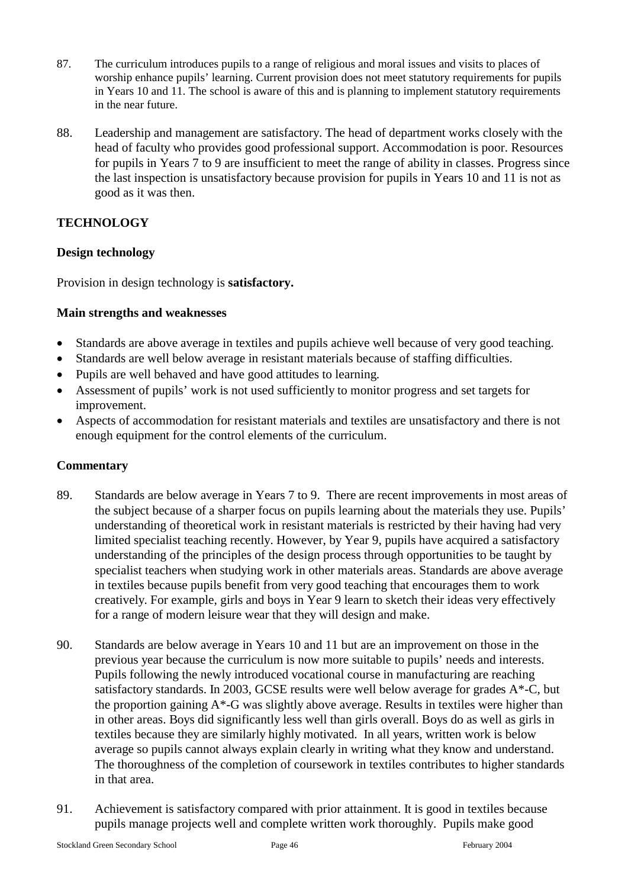87. The curriculum introduces pupils to a range of religious and moral issues and visits to places of worship enhance pupils' learning. Current provision does not meet statutory requirements for pupils in Years 10 and 11. The school is aware of this and is planning to implement statutory requirements in the near future.

88. Leadership and management are satisfactory. The head of department works closely with the head of faculty who provides good professional support. Accommodation is poor. Resources for pupils in Years 7 to 9 are insufficient to meet the range of ability in classes. Progress since the last inspection is unsatisfactory because provision for pupils in Years 10 and 11 is not as good as it was then.

## TECHNOLOGY

### Design technology

Provision in design technology is **satisfactory.**

#### Main strengths and weaknesses

- Standards are above average in textiles and pupils achieve well because of very good teaching.
- Standards are well below average in resistant materials because of staffing difficulties.
- Pupils are well behaved and have good attitudes to learning.
- Assessment of pupils' work is not used sufficiently to monitor progress and set targets for improvement.
- Aspects of accommodation for resistant materials and textiles are unsatisfactory and there is not enough equipment for the control elements of the curriculum.

#### Commentary

89. Standards are below average in Years 7 to 9. There are recent improvements in most areas of the subject because of a sharper focus on pupils learning about the materials they use. Pupils' understanding of theoretical work in resistant materials is restricted by their having had very limited specialist teaching recently. However, by Year 9, pupils have acquired a satisfactory understanding of the principles of the design process through opportunities to be taught by specialist teachers when studying work in other materials areas. Standards are above average in textiles because pupils benefit from very good teaching that encourages them to work creatively. For example, girls and boys in Year 9 learn to sketch their ideas very effectively for a range of modern leisure wear that they will design and make.

90. Standards are below average in Years 10 and 11 but are an improvement on those in the previous year because the curriculum is now more suitable to pupils' needs and interests. Pupils following the newly introduced vocational course in manufacturing are reaching satisfactory standards. In 2003, GCSE results were well below average for grades A*-C, but the proportion gaining A*-G was slightly above average. Results in textiles were higher than in other areas. Boys did significantly less well than girls overall. Boys do as well as girls in textiles because they are similarly highly motivated. In all years, written work is below average so pupils cannot always explain clearly in writing what they know and understand. The thoroughness of the completion of coursework in textiles contributes to higher standards in that area.

91. Achievement is satisfactory compared with prior attainment. It is good in textiles because pupils manage projects well and complete written work thoroughly. Pupils make good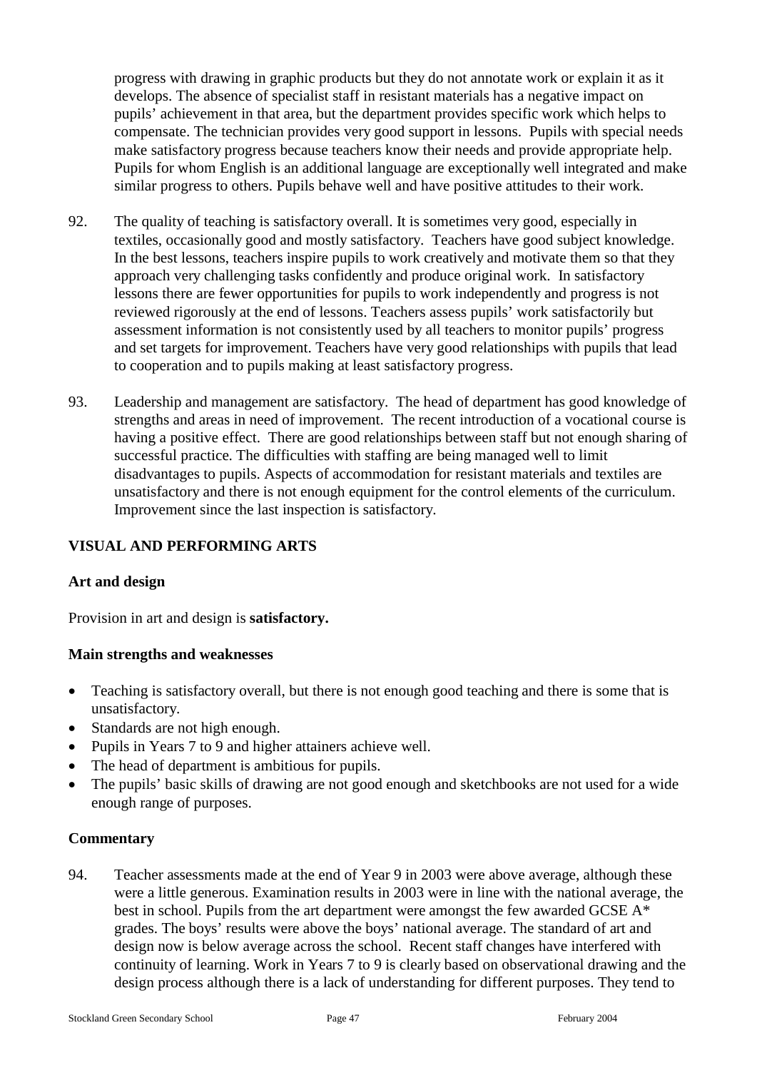progress with drawing in graphic products but they do not annotate work or explain it as it develops. The absence of specialist staff in resistant materials has a negative impact on pupils' achievement in that area, but the department provides specific work which helps to compensate. The technician provides very good support in lessons. Pupils with special needs make satisfactory progress because teachers know their needs and provide appropriate help. Pupils for whom English is an additional language are exceptionally well integrated and make similar progress to others. Pupils behave well and have positive attitudes to their work.

92. The quality of teaching is satisfactory overall. It is sometimes very good, especially in textiles, occasionally good and mostly satisfactory. Teachers have good subject knowledge. In the best lessons, teachers inspire pupils to work creatively and motivate them so that they approach very challenging tasks confidently and produce original work. In satisfactory lessons there are fewer opportunities for pupils to work independently and progress is not reviewed rigorously at the end of lessons. Teachers assess pupils' work satisfactorily but assessment information is not consistently used by all teachers to monitor pupils' progress and set targets for improvement. Teachers have very good relationships with pupils that lead to cooperation and to pupils making at least satisfactory progress.

93. Leadership and management are satisfactory. The head of department has good knowledge of strengths and areas in need of improvement. The recent introduction of a vocational course is having a positive effect. There are good relationships between staff but not enough sharing of successful practice. The difficulties with staffing are being managed well to limit disadvantages to pupils. Aspects of accommodation for resistant materials and textiles are unsatisfactory and there is not enough equipment for the control elements of the curriculum. Improvement since the last inspection is satisfactory.

## VISUAL AND PERFORMING ARTS

### Art and design

Provision in art and design is **satisfactory.**

### Main strengths and weaknesses

- Teaching is satisfactory overall, but there is not enough good teaching and there is some that is unsatisfactory.
- Standards are not high enough.
- Pupils in Years 7 to 9 and higher attainers achieve well.
- The head of department is ambitious for pupils.
- The pupils' basic skills of drawing are not good enough and sketchbooks are not used for a wide enough range of purposes.

### Commentary

94. Teacher assessments made at the end of Year 9 in 2003 were above average, although these were a little generous. Examination results in 2003 were in line with the national average, the best in school. Pupils from the art department were amongst the few awarded GCSE A* grades. The boys' results were above the boys' national average. The standard of art and design now is below average across the school. Recent staff changes have interfered with continuity of learning. Work in Years 7 to 9 is clearly based on observational drawing and the design process although there is a lack of understanding for different purposes. They tend to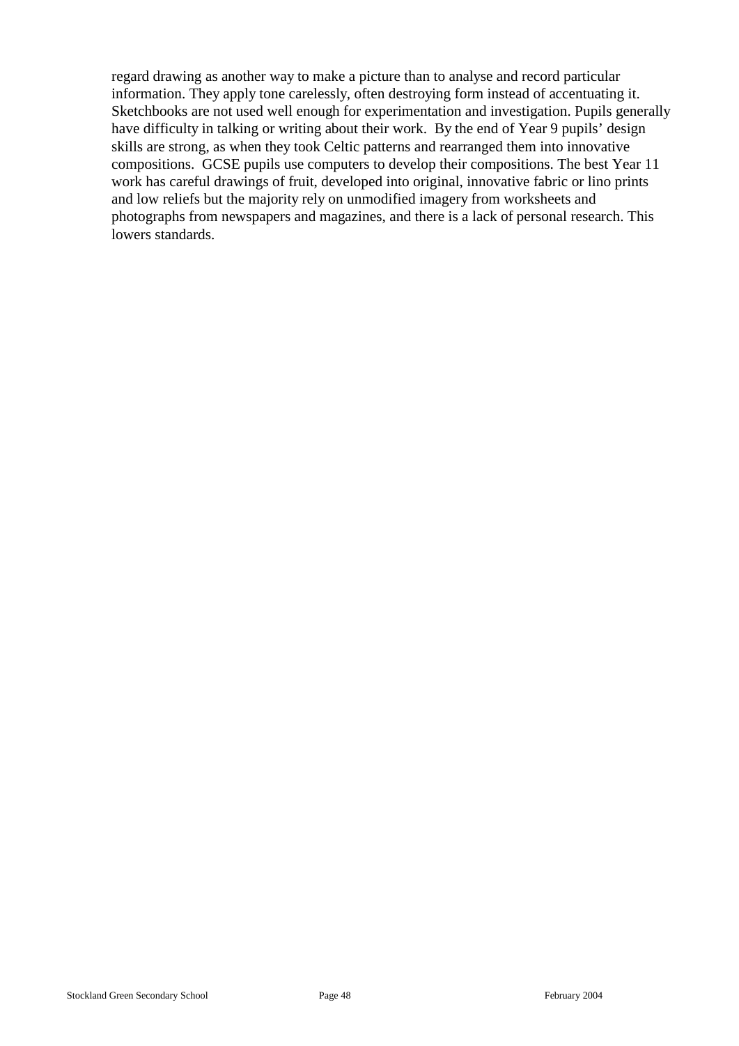regard drawing as another way to make a picture than to analyse and record particular information. They apply tone carelessly, often destroying form instead of accentuating it. Sketchbooks are not used well enough for experimentation and investigation. Pupils generally have difficulty in talking or writing about their work. By the end of Year 9 pupils' design skills are strong, as when they took Celtic patterns and rearranged them into innovative compositions. GCSE pupils use computers to develop their compositions. The best Year 11 work has careful drawings of fruit, developed into original, innovative fabric or lino prints and low reliefs but the majority rely on unmodified imagery from worksheets and photographs from newspapers and magazines, and there is a lack of personal research. This lowers standards.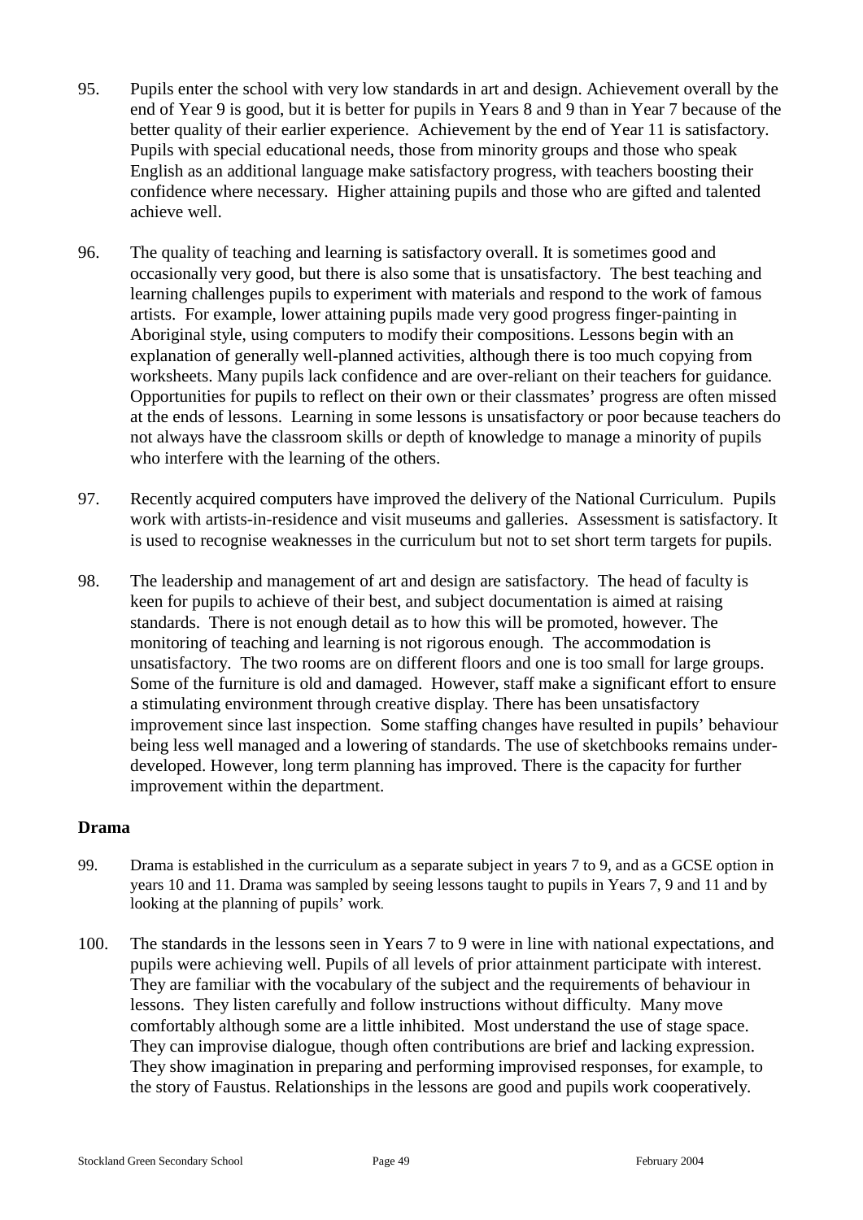95. Pupils enter the school with very low standards in art and design. Achievement overall by the end of Year 9 is good, but it is better for pupils in Years 8 and 9 than in Year 7 because of the better quality of their earlier experience. Achievement by the end of Year 11 is satisfactory. Pupils with special educational needs, those from minority groups and those who speak English as an additional language make satisfactory progress, with teachers boosting their confidence where necessary. Higher attaining pupils and those who are gifted and talented achieve well.

96. The quality of teaching and learning is satisfactory overall. It is sometimes good and occasionally very good, but there is also some that is unsatisfactory. The best teaching and learning challenges pupils to experiment with materials and respond to the work of famous artists. For example, lower attaining pupils made very good progress finger-painting in Aboriginal style, using computers to modify their compositions. Lessons begin with an explanation of generally well-planned activities, although there is too much copying from worksheets. Many pupils lack confidence and are over-reliant on their teachers for guidance. Opportunities for pupils to reflect on their own or their classmates' progress are often missed at the ends of lessons. Learning in some lessons is unsatisfactory or poor because teachers do not always have the classroom skills or depth of knowledge to manage a minority of pupils who interfere with the learning of the others.

97. Recently acquired computers have improved the delivery of the National Curriculum. Pupils work with artists-in-residence and visit museums and galleries. Assessment is satisfactory. It is used to recognise weaknesses in the curriculum but not to set short term targets for pupils.

98. The leadership and management of art and design are satisfactory. The head of faculty is keen for pupils to achieve of their best, and subject documentation is aimed at raising standards. There is not enough detail as to how this will be promoted, however. The monitoring of teaching and learning is not rigorous enough. The accommodation is unsatisfactory. The two rooms are on different floors and one is too small for large groups. Some of the furniture is old and damaged. However, staff make a significant effort to ensure a stimulating environment through creative display. There has been unsatisfactory improvement since last inspection. Some staffing changes have resulted in pupils' behaviour being less well managed and a lowering of standards. The use of sketchbooks remains under-developed. However, long term planning has improved. There is the capacity for further improvement within the department.

### Drama

99. Drama is established in the curriculum as a separate subject in years 7 to 9, and as a GCSE option in years 10 and 11. Drama was sampled by seeing lessons taught to pupils in Years 7, 9 and 11 and by looking at the planning of pupils' work.

100. The standards in the lessons seen in Years 7 to 9 were in line with national expectations, and pupils were achieving well. Pupils of all levels of prior attainment participate with interest. They are familiar with the vocabulary of the subject and the requirements of behaviour in lessons. They listen carefully and follow instructions without difficulty. Many move comfortably although some are a little inhibited. Most understand the use of stage space. They can improvise dialogue, though often contributions are brief and lacking expression. They show imagination in preparing and performing improvised responses, for example, to the story of Faustus. Relationships in the lessons are good and pupils work cooperatively.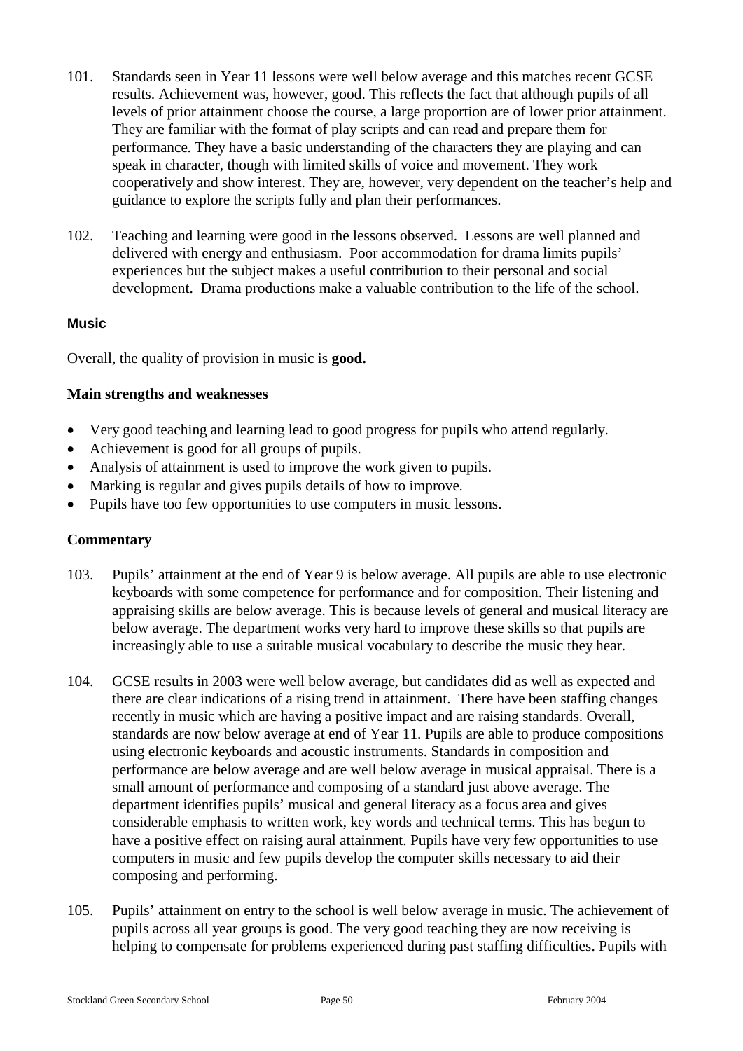101. Standards seen in Year 11 lessons were well below average and this matches recent GCSE results. Achievement was, however, good. This reflects the fact that although pupils of all levels of prior attainment choose the course, a large proportion are of lower prior attainment. They are familiar with the format of play scripts and can read and prepare them for performance. They have a basic understanding of the characters they are playing and can speak in character, though with limited skills of voice and movement. They work cooperatively and show interest. They are, however, very dependent on the teacher's help and guidance to explore the scripts fully and plan their performances.

102. Teaching and learning were good in the lessons observed. Lessons are well planned and delivered with energy and enthusiasm. Poor accommodation for drama limits pupils' experiences but the subject makes a useful contribution to their personal and social development. Drama productions make a valuable contribution to the life of the school.

### Music

Overall, the quality of provision in music is **good.**

#### Main strengths and weaknesses

- Very good teaching and learning lead to good progress for pupils who attend regularly.
- Achievement is good for all groups of pupils.
- Analysis of attainment is used to improve the work given to pupils.
- Marking is regular and gives pupils details of how to improve.
- Pupils have too few opportunities to use computers in music lessons.

#### Commentary

103. Pupils' attainment at the end of Year 9 is below average. All pupils are able to use electronic keyboards with some competence for performance and for composition. Their listening and appraising skills are below average. This is because levels of general and musical literacy are below average. The department works very hard to improve these skills so that pupils are increasingly able to use a suitable musical vocabulary to describe the music they hear.

104. GCSE results in 2003 were well below average, but candidates did as well as expected and there are clear indications of a rising trend in attainment. There have been staffing changes recently in music which are having a positive impact and are raising standards. Overall, standards are now below average at end of Year 11. Pupils are able to produce compositions using electronic keyboards and acoustic instruments. Standards in composition and performance are below average and are well below average in musical appraisal. There is a small amount of performance and composing of a standard just above average. The department identifies pupils' musical and general literacy as a focus area and gives considerable emphasis to written work, key words and technical terms. This has begun to have a positive effect on raising aural attainment. Pupils have very few opportunities to use computers in music and few pupils develop the computer skills necessary to aid their composing and performing.

105. Pupils' attainment on entry to the school is well below average in music. The achievement of pupils across all year groups is good. The very good teaching they are now receiving is helping to compensate for problems experienced during past staffing difficulties. Pupils with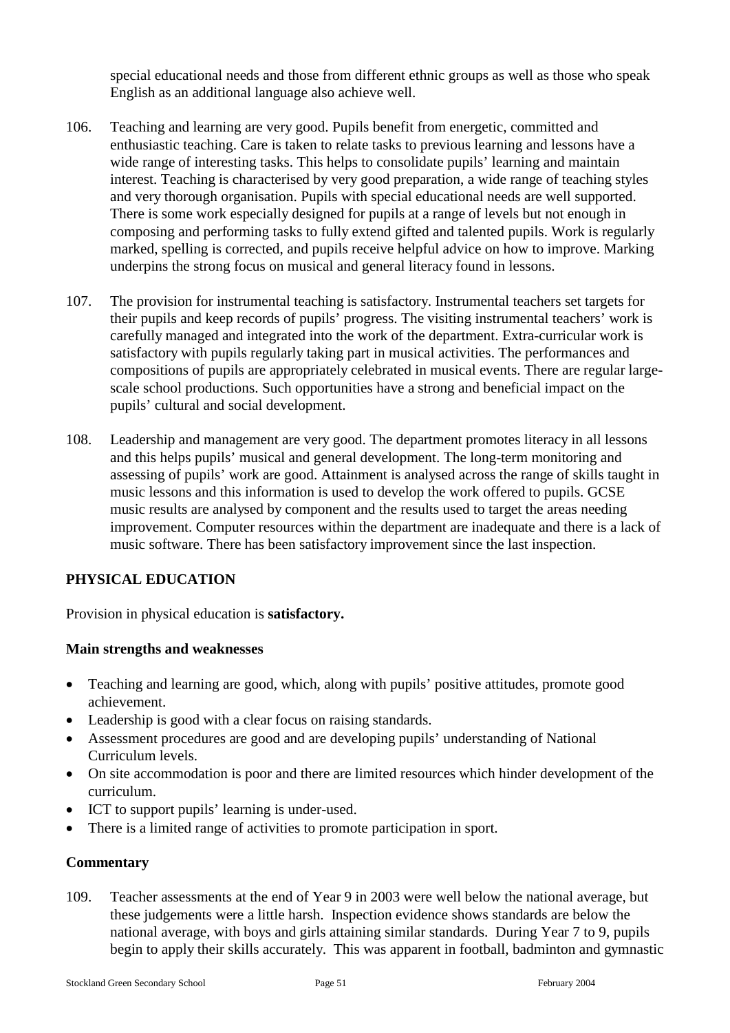special educational needs and those from different ethnic groups as well as those who speak English as an additional language also achieve well.

106. Teaching and learning are very good. Pupils benefit from energetic, committed and enthusiastic teaching. Care is taken to relate tasks to previous learning and lessons have a wide range of interesting tasks. This helps to consolidate pupils' learning and maintain interest. Teaching is characterised by very good preparation, a wide range of teaching styles and very thorough organisation. Pupils with special educational needs are well supported. There is some work especially designed for pupils at a range of levels but not enough in composing and performing tasks to fully extend gifted and talented pupils. Work is regularly marked, spelling is corrected, and pupils receive helpful advice on how to improve. Marking underpins the strong focus on musical and general literacy found in lessons.

107. The provision for instrumental teaching is satisfactory. Instrumental teachers set targets for their pupils and keep records of pupils' progress. The visiting instrumental teachers' work is carefully managed and integrated into the work of the department. Extra-curricular work is satisfactory with pupils regularly taking part in musical activities. The performances and compositions of pupils are appropriately celebrated in musical events. There are regular large-scale school productions. Such opportunities have a strong and beneficial impact on the pupils' cultural and social development.

108. Leadership and management are very good. The department promotes literacy in all lessons and this helps pupils' musical and general development. The long-term monitoring and assessing of pupils' work are good. Attainment is analysed across the range of skills taught in music lessons and this information is used to develop the work offered to pupils. GCSE music results are analysed by component and the results used to target the areas needing improvement. Computer resources within the department are inadequate and there is a lack of music software. There has been satisfactory improvement since the last inspection.

## PHYSICAL EDUCATION

Provision in physical education is **satisfactory.**

### Main strengths and weaknesses

- Teaching and learning are good, which, along with pupils' positive attitudes, promote good achievement.
- Leadership is good with a clear focus on raising standards.
- Assessment procedures are good and are developing pupils' understanding of National Curriculum levels.
- On site accommodation is poor and there are limited resources which hinder development of the curriculum.
- ICT to support pupils' learning is under-used.
- There is a limited range of activities to promote participation in sport.

### Commentary

109. Teacher assessments at the end of Year 9 in 2003 were well below the national average, but these judgements were a little harsh. Inspection evidence shows standards are below the national average, with boys and girls attaining similar standards. During Year 7 to 9, pupils begin to apply their skills accurately. This was apparent in football, badminton and gymnastic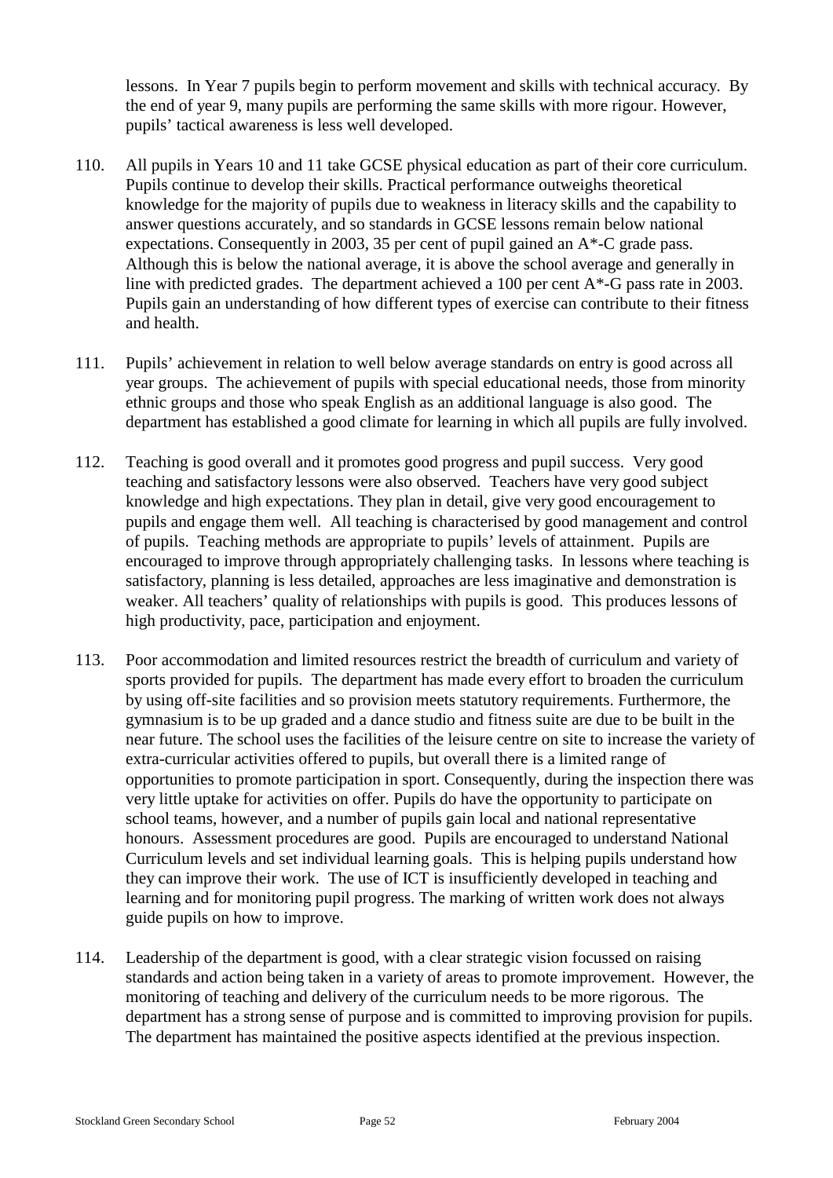lessons. In Year 7 pupils begin to perform movement and skills with technical accuracy. By the end of year 9, many pupils are performing the same skills with more rigour. However, pupils' tactical awareness is less well developed.

110. All pupils in Years 10 and 11 take GCSE physical education as part of their core curriculum. Pupils continue to develop their skills. Practical performance outweighs theoretical knowledge for the majority of pupils due to weakness in literacy skills and the capability to answer questions accurately, and so standards in GCSE lessons remain below national expectations. Consequently in 2003, 35 per cent of pupil gained an A*-C grade pass. Although this is below the national average, it is above the school average and generally in line with predicted grades. The department achieved a 100 per cent A*-G pass rate in 2003. Pupils gain an understanding of how different types of exercise can contribute to their fitness and health.

111. Pupils' achievement in relation to well below average standards on entry is good across all year groups. The achievement of pupils with special educational needs, those from minority ethnic groups and those who speak English as an additional language is also good. The department has established a good climate for learning in which all pupils are fully involved.

112. Teaching is good overall and it promotes good progress and pupil success. Very good teaching and satisfactory lessons were also observed. Teachers have very good subject knowledge and high expectations. They plan in detail, give very good encouragement to pupils and engage them well. All teaching is characterised by good management and control of pupils. Teaching methods are appropriate to pupils' levels of attainment. Pupils are encouraged to improve through appropriately challenging tasks. In lessons where teaching is satisfactory, planning is less detailed, approaches are less imaginative and demonstration is weaker. All teachers' quality of relationships with pupils is good. This produces lessons of high productivity, pace, participation and enjoyment.

113. Poor accommodation and limited resources restrict the breadth of curriculum and variety of sports provided for pupils. The department has made every effort to broaden the curriculum by using off-site facilities and so provision meets statutory requirements. Furthermore, the gymnasium is to be up graded and a dance studio and fitness suite are due to be built in the near future. The school uses the facilities of the leisure centre on site to increase the variety of extra-curricular activities offered to pupils, but overall there is a limited range of opportunities to promote participation in sport. Consequently, during the inspection there was very little uptake for activities on offer. Pupils do have the opportunity to participate on school teams, however, and a number of pupils gain local and national representative honours. Assessment procedures are good. Pupils are encouraged to understand National Curriculum levels and set individual learning goals. This is helping pupils understand how they can improve their work. The use of ICT is insufficiently developed in teaching and learning and for monitoring pupil progress. The marking of written work does not always guide pupils on how to improve.

114. Leadership of the department is good, with a clear strategic vision focussed on raising standards and action being taken in a variety of areas to promote improvement. However, the monitoring of teaching and delivery of the curriculum needs to be more rigorous. The department has a strong sense of purpose and is committed to improving provision for pupils. The department has maintained the positive aspects identified at the previous inspection.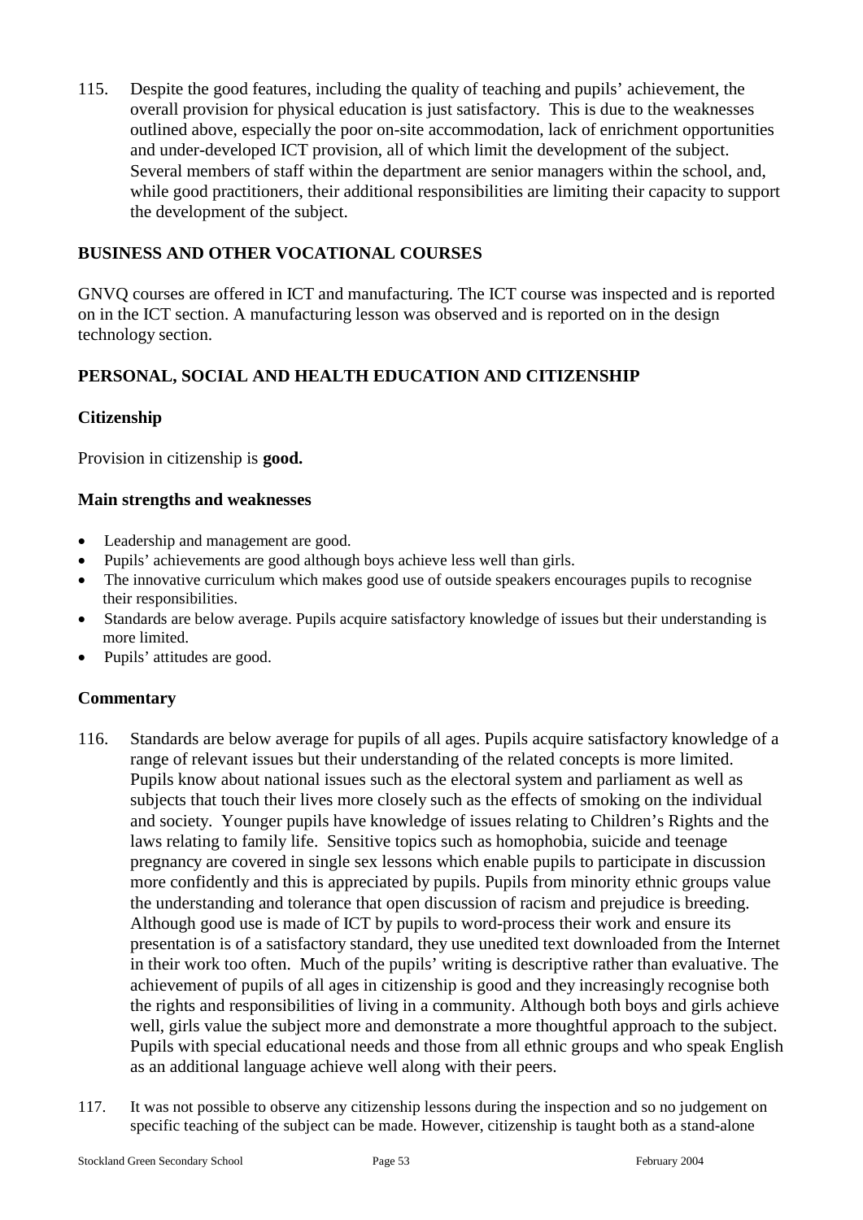115. Despite the good features, including the quality of teaching and pupils' achievement, the overall provision for physical education is just satisfactory. This is due to the weaknesses outlined above, especially the poor on-site accommodation, lack of enrichment opportunities and under-developed ICT provision, all of which limit the development of the subject. Several members of staff within the department are senior managers within the school, and, while good practitioners, their additional responsibilities are limiting their capacity to support the development of the subject.

## BUSINESS AND OTHER VOCATIONAL COURSES

GNVQ courses are offered in ICT and manufacturing. The ICT course was inspected and is reported on in the ICT section. A manufacturing lesson was observed and is reported on in the design technology section.

## PERSONAL, SOCIAL AND HEALTH EDUCATION AND CITIZENSHIP

### Citizenship

Provision in citizenship is **good.**

#### Main strengths and weaknesses

- Leadership and management are good.
- Pupils' achievements are good although boys achieve less well than girls.
- The innovative curriculum which makes good use of outside speakers encourages pupils to recognise their responsibilities.
- Standards are below average. Pupils acquire satisfactory knowledge of issues but their understanding is more limited.
- Pupils' attitudes are good.

#### Commentary

116. Standards are below average for pupils of all ages. Pupils acquire satisfactory knowledge of a range of relevant issues but their understanding of the related concepts is more limited. Pupils know about national issues such as the electoral system and parliament as well as subjects that touch their lives more closely such as the effects of smoking on the individual and society. Younger pupils have knowledge of issues relating to Children's Rights and the laws relating to family life. Sensitive topics such as homophobia, suicide and teenage pregnancy are covered in single sex lessons which enable pupils to participate in discussion more confidently and this is appreciated by pupils. Pupils from minority ethnic groups value the understanding and tolerance that open discussion of racism and prejudice is breeding. Although good use is made of ICT by pupils to word-process their work and ensure its presentation is of a satisfactory standard, they use unedited text downloaded from the Internet in their work too often. Much of the pupils' writing is descriptive rather than evaluative. The achievement of pupils of all ages in citizenship is good and they increasingly recognise both the rights and responsibilities of living in a community. Although both boys and girls achieve well, girls value the subject more and demonstrate a more thoughtful approach to the subject. Pupils with special educational needs and those from all ethnic groups and who speak English as an additional language achieve well along with their peers.

117. It was not possible to observe any citizenship lessons during the inspection and so no judgement on specific teaching of the subject can be made. However, citizenship is taught both as a stand-alone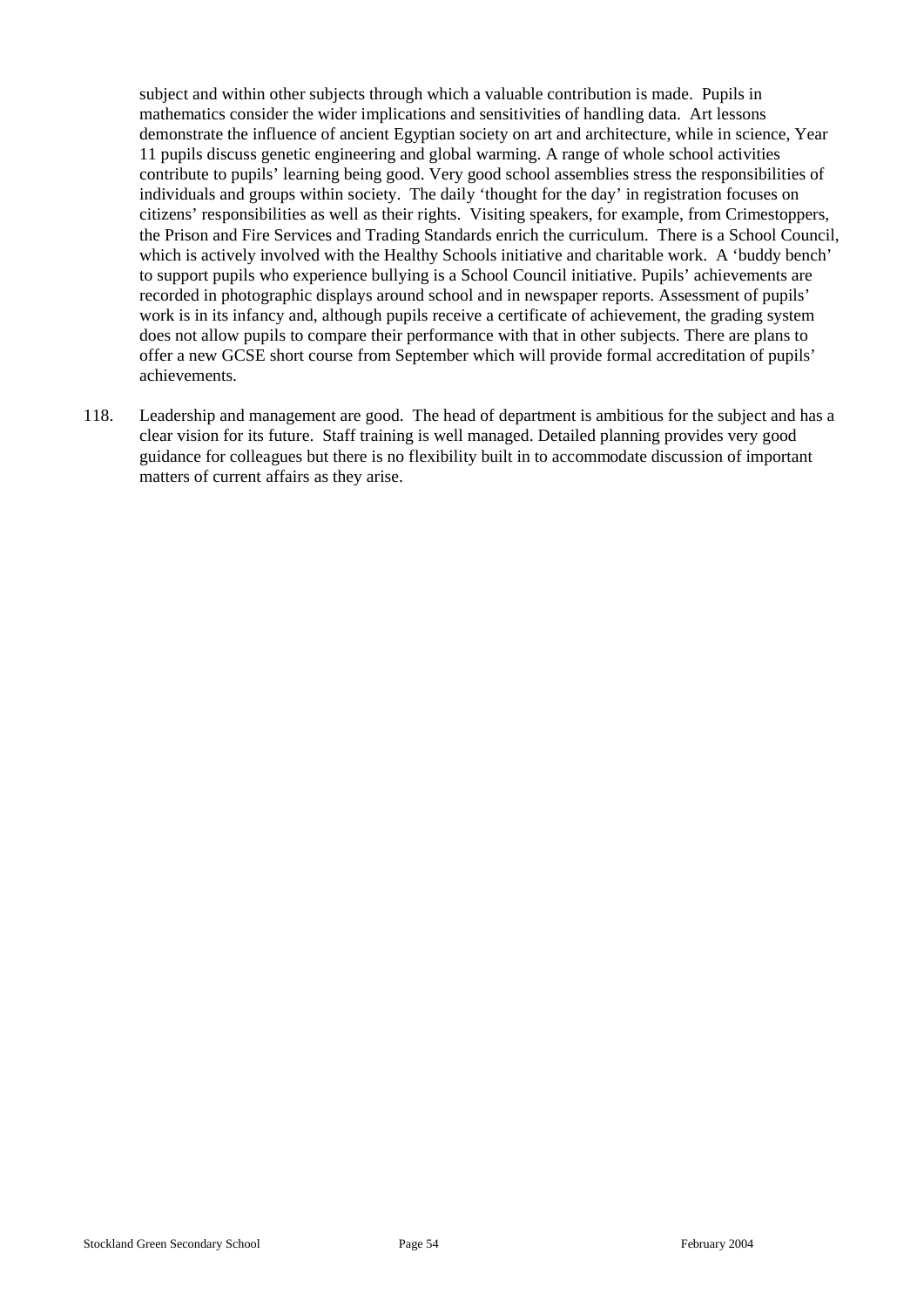subject and within other subjects through which a valuable contribution is made. Pupils in mathematics consider the wider implications and sensitivities of handling data. Art lessons demonstrate the influence of ancient Egyptian society on art and architecture, while in science, Year 11 pupils discuss genetic engineering and global warming. A range of whole school activities contribute to pupils' learning being good. Very good school assemblies stress the responsibilities of individuals and groups within society. The daily 'thought for the day' in registration focuses on citizens' responsibilities as well as their rights. Visiting speakers, for example, from Crimestoppers, the Prison and Fire Services and Trading Standards enrich the curriculum. There is a School Council, which is actively involved with the Healthy Schools initiative and charitable work. A 'buddy bench' to support pupils who experience bullying is a School Council initiative. Pupils' achievements are recorded in photographic displays around school and in newspaper reports. Assessment of pupils' work is in its infancy and, although pupils receive a certificate of achievement, the grading system does not allow pupils to compare their performance with that in other subjects. There are plans to offer a new GCSE short course from September which will provide formal accreditation of pupils' achievements.

118. Leadership and management are good. The head of department is ambitious for the subject and has a clear vision for its future. Staff training is well managed. Detailed planning provides very good guidance for colleagues but there is no flexibility built in to accommodate discussion of important matters of current affairs as they arise.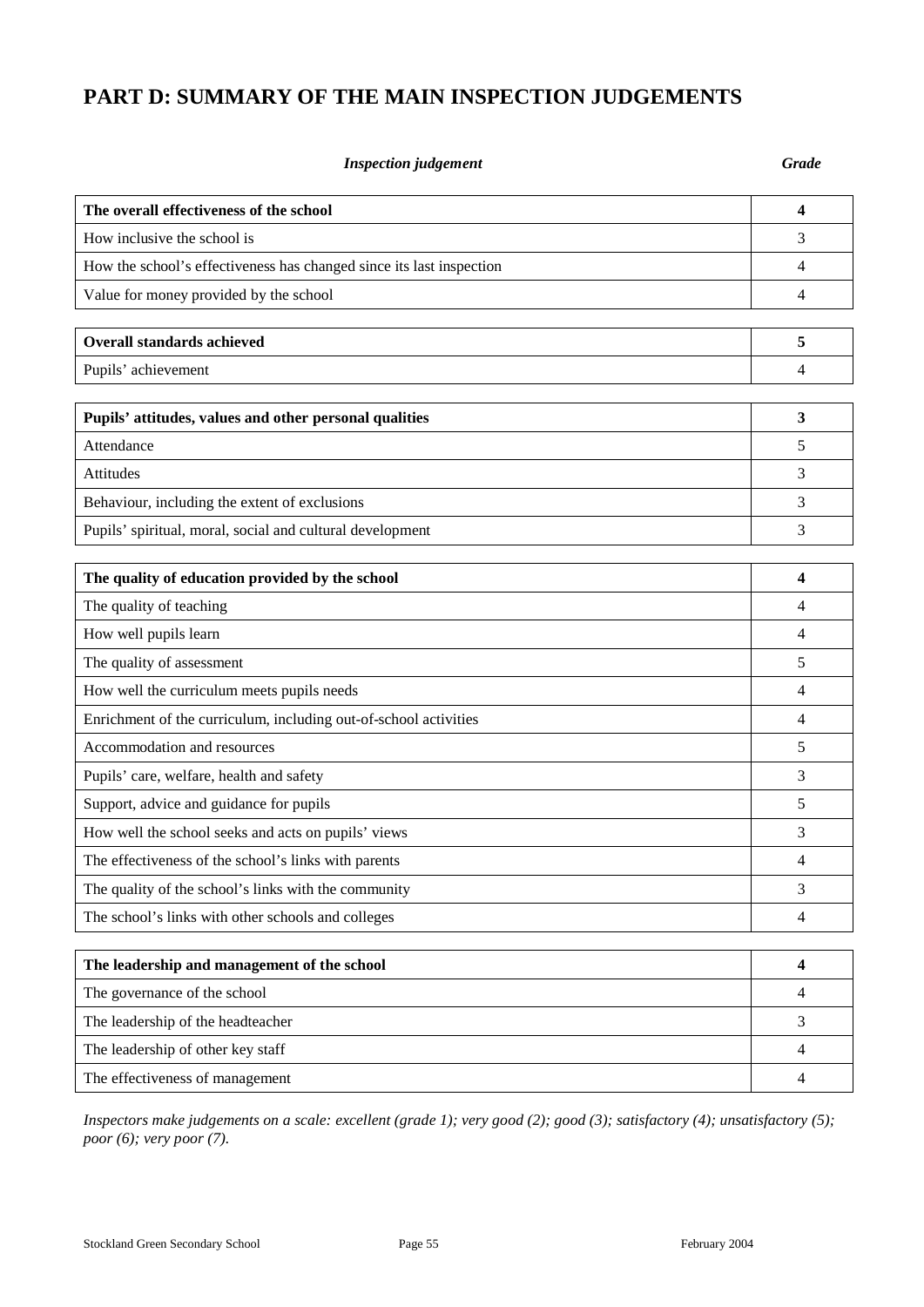# PART D: SUMMARY OF THE MAIN INSPECTION JUDGEMENTS

| *Inspection judgement* | *Grade* |
|---|---|
| **The overall effectiveness of the school** | **4** |
| How inclusive the school is | 3 |
| How the school's effectiveness has changed since its last inspection | 4 |
| Value for money provided by the school | 4 |
| **Overall standards achieved** | **5** |
| Pupils' achievement | 4 |
| **Pupils' attitudes, values and other personal qualities** | **3** |
| Attendance | 5 |
| Attitudes | 3 |
| Behaviour, including the extent of exclusions | 3 |
| Pupils' spiritual, moral, social and cultural development | 3 |
| **The quality of education provided by the school** | **4** |
| The quality of teaching | 4 |
| How well pupils learn | 4 |
| The quality of assessment | 5 |
| How well the curriculum meets pupils needs | 4 |
| Enrichment of the curriculum, including out-of-school activities | 4 |
| Accommodation and resources | 5 |
| Pupils' care, welfare, health and safety | 3 |
| Support, advice and guidance for pupils | 5 |
| How well the school seeks and acts on pupils' views | 3 |
| The effectiveness of the school's links with parents | 4 |
| The quality of the school's links with the community | 3 |
| The school's links with other schools and colleges | 4 |
| **The leadership and management of the school** | **4** |
| The governance of the school | 4 |
| The leadership of the headteacher | 3 |
| The leadership of other key staff | 4 |
| The effectiveness of management | 4 |

*Inspectors make judgements on a scale: excellent (grade 1); very good (2); good (3); satisfactory (4); unsatisfactory (5); poor (6); very poor (7).*